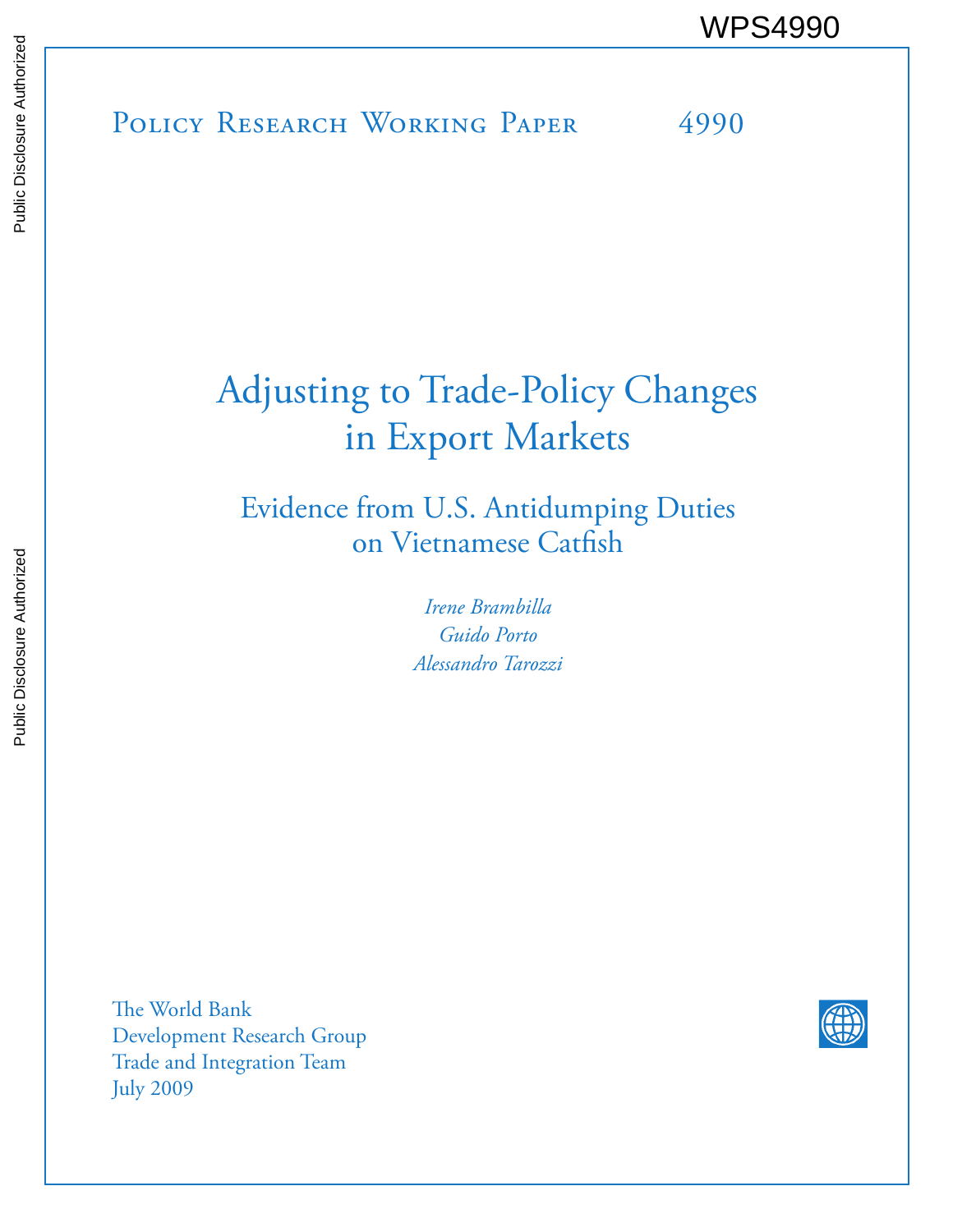WPS4990

Policy Research Working Paper 4990

# Adjusting to Trade-Policy Changes in Export Markets

## Evidence from U.S. Antidumping Duties on Vietnamese Catfish

*Irene Brambilla*
*Guido Porto*
*Alessandro Tarozzi*

The World Bank
Development Research Group
Trade and Integration Team
July 2009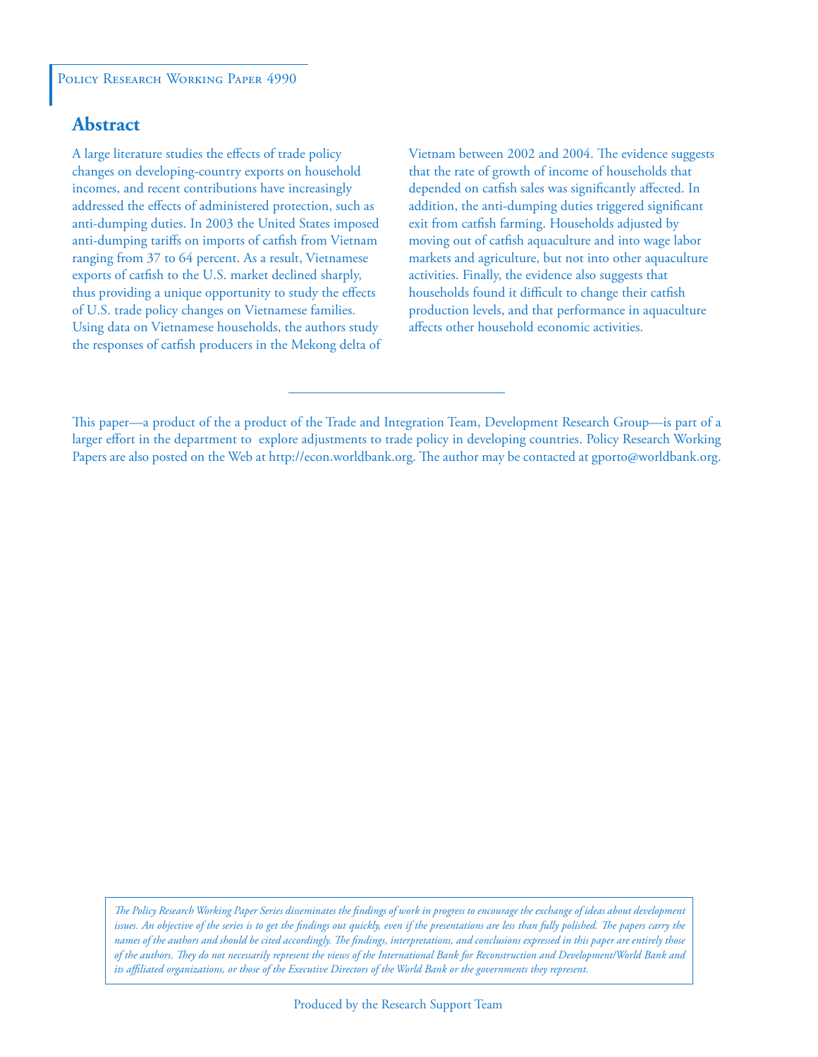Policy Research Working Paper 4990

## Abstract

A large literature studies the effects of trade policy changes on developing-country exports on household incomes, and recent contributions have increasingly addressed the effects of administered protection, such as anti-dumping duties. In 2003 the United States imposed anti-dumping tariffs on imports of catfish from Vietnam ranging from 37 to 64 percent. As a result, Vietnamese exports of catfish to the U.S. market declined sharply, thus providing a unique opportunity to study the effects of U.S. trade policy changes on Vietnamese families. Using data on Vietnamese households, the authors study the responses of catfish producers in the Mekong delta of Vietnam between 2002 and 2004. The evidence suggests that the rate of growth of income of households that depended on catfish sales was significantly affected. In addition, the anti-dumping duties triggered significant exit from catfish farming. Households adjusted by moving out of catfish aquaculture and into wage labor markets and agriculture, but not into other aquaculture activities. Finally, the evidence also suggests that households found it difficult to change their catfish production levels, and that performance in aquaculture affects other household economic activities.

This paper—a product of the a product of the Trade and Integration Team, Development Research Group—is part of a larger effort in the department to explore adjustments to trade policy in developing countries. Policy Research Working Papers are also posted on the Web at http://econ.worldbank.org. The author may be contacted at gporto@worldbank.org.

*The Policy Research Working Paper Series disseminates the findings of work in progress to encourage the exchange of ideas about development issues. An objective of the series is to get the findings out quickly, even if the presentations are less than fully polished. The papers carry the names of the authors and should be cited accordingly. The findings, interpretations, and conclusions expressed in this paper are entirely those of the authors. They do not necessarily represent the views of the International Bank for Reconstruction and Development/World Bank and its affiliated organizations, or those of the Executive Directors of the World Bank or the governments they represent.*

Produced by the Research Support Team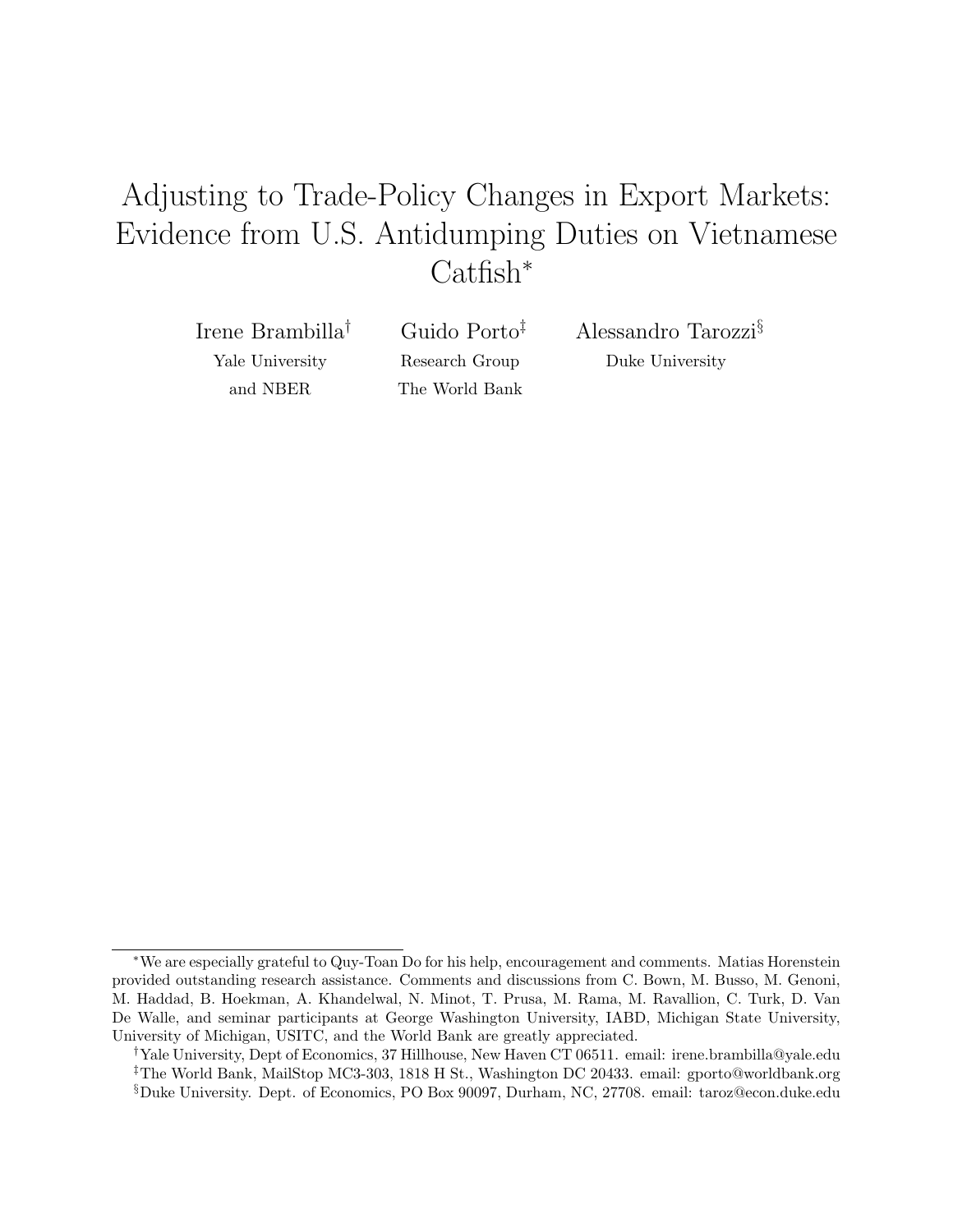# Adjusting to Trade-Policy Changes in Export Markets: Evidence from U.S. Antidumping Duties on Vietnamese Catfish[*]

Irene Brambilla[†]
Yale University
and NBER

Guido Porto[‡]
Research Group
The World Bank

Alessandro Tarozzi[§]
Duke University

---

[*]We are especially grateful to Quy-Toan Do for his help, encouragement and comments. Matias Horenstein provided outstanding research assistance. Comments and discussions from C. Bown, M. Busso, M. Genoni, M. Haddad, B. Hoekman, A. Khandelwal, N. Minot, T. Prusa, M. Rama, M. Ravallion, C. Turk, D. Van De Walle, and seminar participants at George Washington University, IABD, Michigan State University, University of Michigan, USITC, and the World Bank are greatly appreciated.

[†]Yale University, Dept of Economics, 37 Hillhouse, New Haven CT 06511. email: irene.brambilla@yale.edu

[‡]The World Bank, MailStop MC3-303, 1818 H St., Washington DC 20433. email: gporto@worldbank.org

[§]Duke University. Dept. of Economics, PO Box 90097, Durham, NC, 27708. email: taroz@econ.duke.edu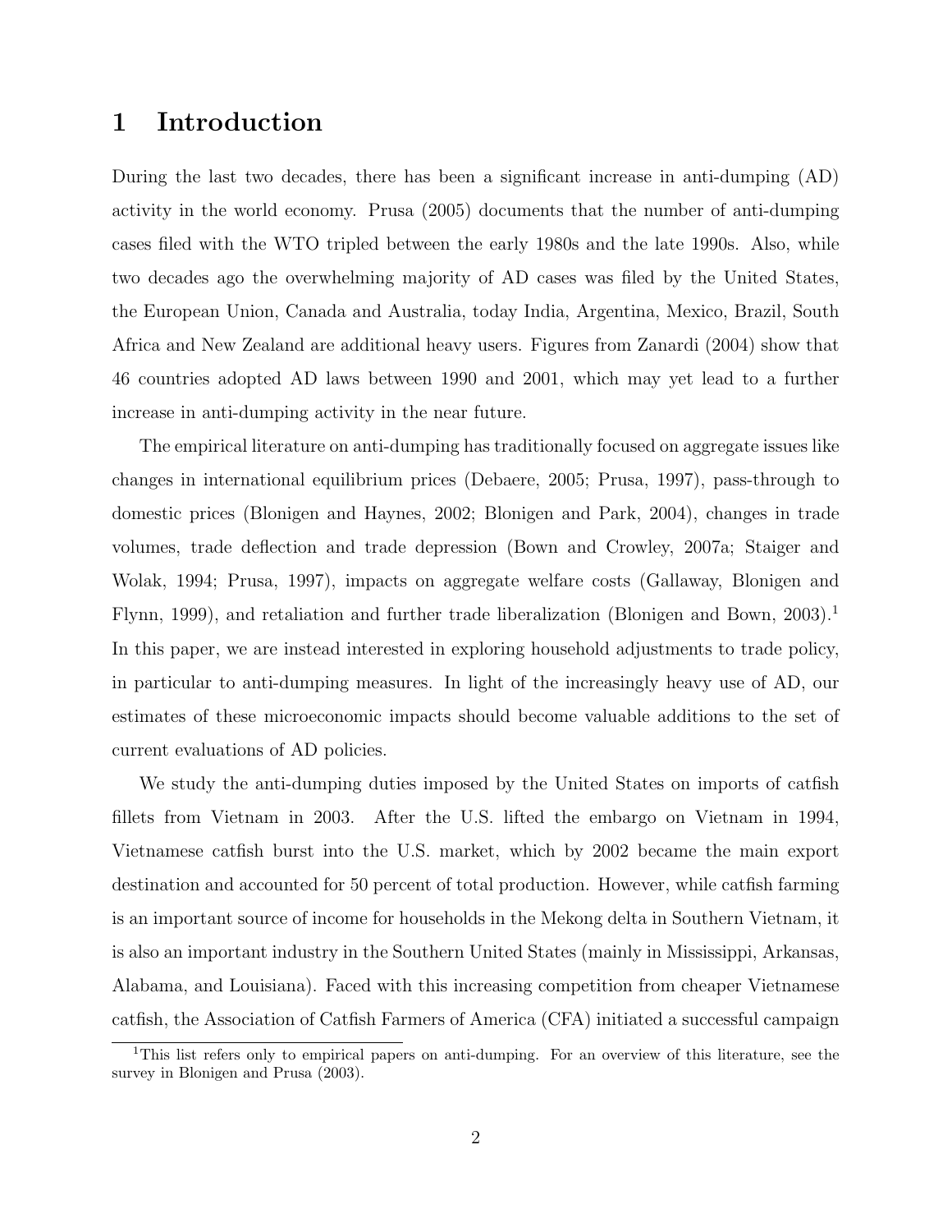# 1 Introduction

During the last two decades, there has been a significant increase in anti-dumping (AD) activity in the world economy. Prusa (2005) documents that the number of anti-dumping cases filed with the WTO tripled between the early 1980s and the late 1990s. Also, while two decades ago the overwhelming majority of AD cases was filed by the United States, the European Union, Canada and Australia, today India, Argentina, Mexico, Brazil, South Africa and New Zealand are additional heavy users. Figures from Zanardi (2004) show that 46 countries adopted AD laws between 1990 and 2001, which may yet lead to a further increase in anti-dumping activity in the near future.

The empirical literature on anti-dumping has traditionally focused on aggregate issues like changes in international equilibrium prices (Debaere, 2005; Prusa, 1997), pass-through to domestic prices (Blonigen and Haynes, 2002; Blonigen and Park, 2004), changes in trade volumes, trade deflection and trade depression (Bown and Crowley, 2007a; Staiger and Wolak, 1994; Prusa, 1997), impacts on aggregate welfare costs (Gallaway, Blonigen and Flynn, 1999), and retaliation and further trade liberalization (Blonigen and Bown, 2003).[1] In this paper, we are instead interested in exploring household adjustments to trade policy, in particular to anti-dumping measures. In light of the increasingly heavy use of AD, our estimates of these microeconomic impacts should become valuable additions to the set of current evaluations of AD policies.

We study the anti-dumping duties imposed by the United States on imports of catfish fillets from Vietnam in 2003. After the U.S. lifted the embargo on Vietnam in 1994, Vietnamese catfish burst into the U.S. market, which by 2002 became the main export destination and accounted for 50 percent of total production. However, while catfish farming is an important source of income for households in the Mekong delta in Southern Vietnam, it is also an important industry in the Southern United States (mainly in Mississippi, Arkansas, Alabama, and Louisiana). Faced with this increasing competition from cheaper Vietnamese catfish, the Association of Catfish Farmers of America (CFA) initiated a successful campaign

[1] This list refers only to empirical papers on anti-dumping. For an overview of this literature, see the survey in Blonigen and Prusa (2003).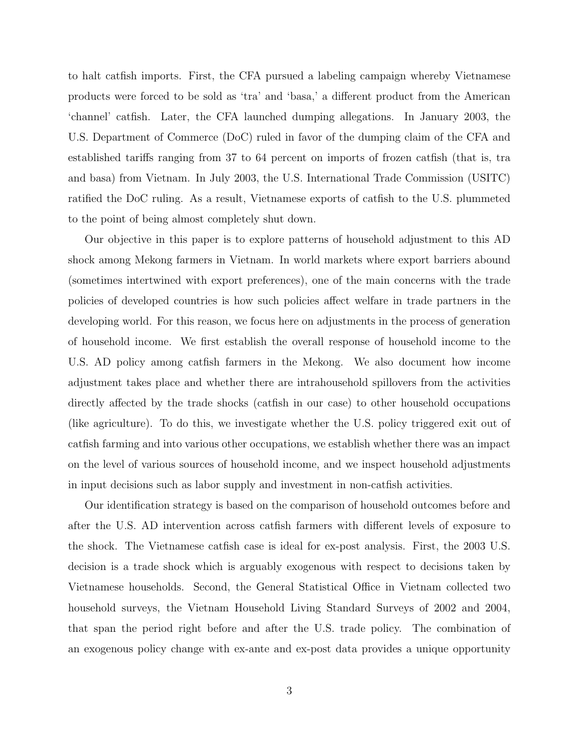to halt catfish imports. First, the CFA pursued a labeling campaign whereby Vietnamese products were forced to be sold as 'tra' and 'basa,' a different product from the American 'channel' catfish. Later, the CFA launched dumping allegations. In January 2003, the U.S. Department of Commerce (DoC) ruled in favor of the dumping claim of the CFA and established tariffs ranging from 37 to 64 percent on imports of frozen catfish (that is, tra and basa) from Vietnam. In July 2003, the U.S. International Trade Commission (USITC) ratified the DoC ruling. As a result, Vietnamese exports of catfish to the U.S. plummeted to the point of being almost completely shut down.

Our objective in this paper is to explore patterns of household adjustment to this AD shock among Mekong farmers in Vietnam. In world markets where export barriers abound (sometimes intertwined with export preferences), one of the main concerns with the trade policies of developed countries is how such policies affect welfare in trade partners in the developing world. For this reason, we focus here on adjustments in the process of generation of household income. We first establish the overall response of household income to the U.S. AD policy among catfish farmers in the Mekong. We also document how income adjustment takes place and whether there are intrahousehold spillovers from the activities directly affected by the trade shocks (catfish in our case) to other household occupations (like agriculture). To do this, we investigate whether the U.S. policy triggered exit out of catfish farming and into various other occupations, we establish whether there was an impact on the level of various sources of household income, and we inspect household adjustments in input decisions such as labor supply and investment in non-catfish activities.

Our identification strategy is based on the comparison of household outcomes before and after the U.S. AD intervention across catfish farmers with different levels of exposure to the shock. The Vietnamese catfish case is ideal for ex-post analysis. First, the 2003 U.S. decision is a trade shock which is arguably exogenous with respect to decisions taken by Vietnamese households. Second, the General Statistical Office in Vietnam collected two household surveys, the Vietnam Household Living Standard Surveys of 2002 and 2004, that span the period right before and after the U.S. trade policy. The combination of an exogenous policy change with ex-ante and ex-post data provides a unique opportunity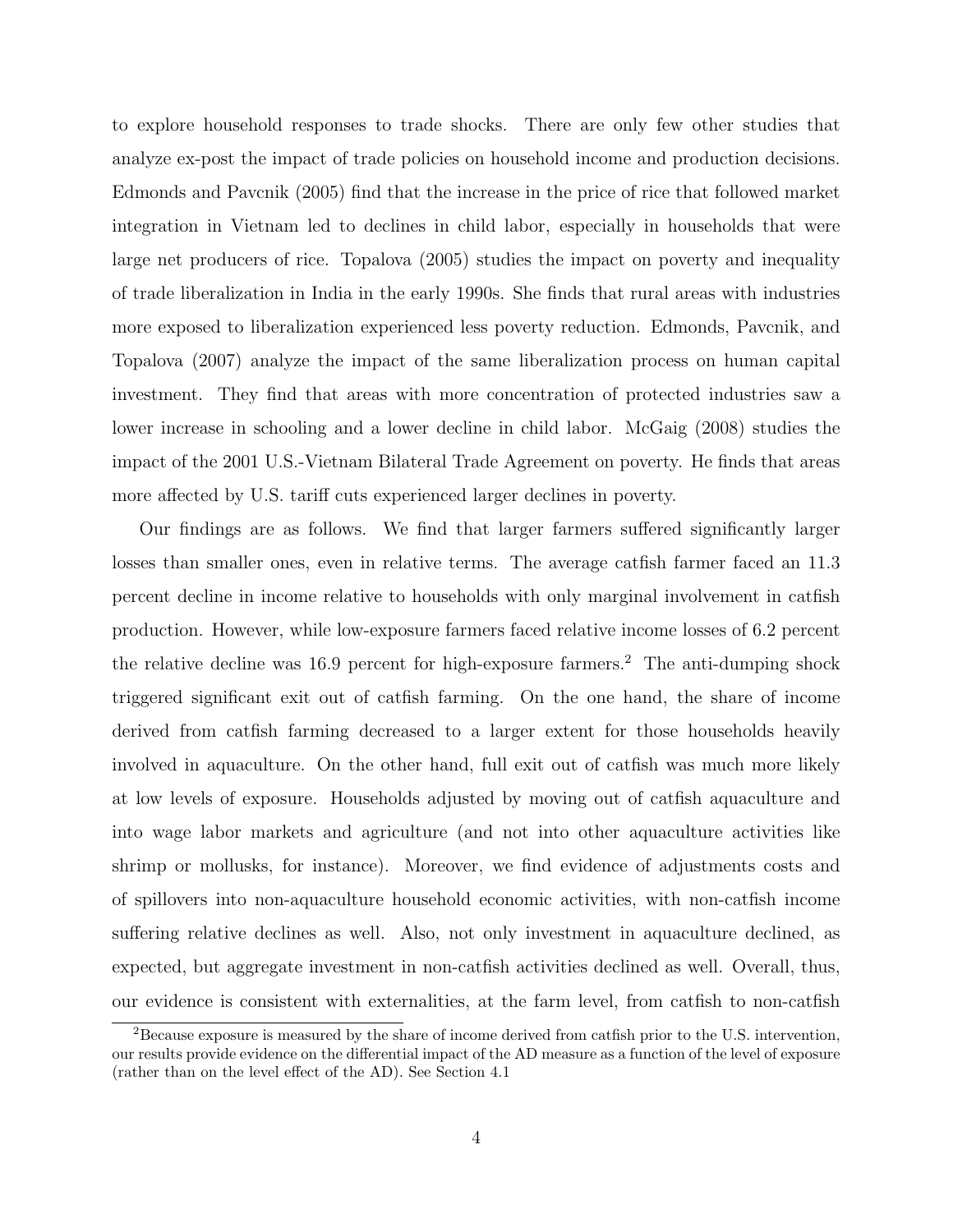to explore household responses to trade shocks. There are only few other studies that analyze ex-post the impact of trade policies on household income and production decisions. Edmonds and Pavcnik (2005) find that the increase in the price of rice that followed market integration in Vietnam led to declines in child labor, especially in households that were large net producers of rice. Topalova (2005) studies the impact on poverty and inequality of trade liberalization in India in the early 1990s. She finds that rural areas with industries more exposed to liberalization experienced less poverty reduction. Edmonds, Pavcnik, and Topalova (2007) analyze the impact of the same liberalization process on human capital investment. They find that areas with more concentration of protected industries saw a lower increase in schooling and a lower decline in child labor. McGaig (2008) studies the impact of the 2001 U.S.-Vietnam Bilateral Trade Agreement on poverty. He finds that areas more affected by U.S. tariff cuts experienced larger declines in poverty.

Our findings are as follows. We find that larger farmers suffered significantly larger losses than smaller ones, even in relative terms. The average catfish farmer faced an 11.3 percent decline in income relative to households with only marginal involvement in catfish production. However, while low-exposure farmers faced relative income losses of 6.2 percent the relative decline was 16.9 percent for high-exposure farmers.[2] The anti-dumping shock triggered significant exit out of catfish farming. On the one hand, the share of income derived from catfish farming decreased to a larger extent for those households heavily involved in aquaculture. On the other hand, full exit out of catfish was much more likely at low levels of exposure. Households adjusted by moving out of catfish aquaculture and into wage labor markets and agriculture (and not into other aquaculture activities like shrimp or mollusks, for instance). Moreover, we find evidence of adjustments costs and of spillovers into non-aquaculture household economic activities, with non-catfish income suffering relative declines as well. Also, not only investment in aquaculture declined, as expected, but aggregate investment in non-catfish activities declined as well. Overall, thus, our evidence is consistent with externalities, at the farm level, from catfish to non-catfish

[2]Because exposure is measured by the share of income derived from catfish prior to the U.S. intervention, our results provide evidence on the differential impact of the AD measure as a function of the level of exposure (rather than on the level effect of the AD). See Section 4.1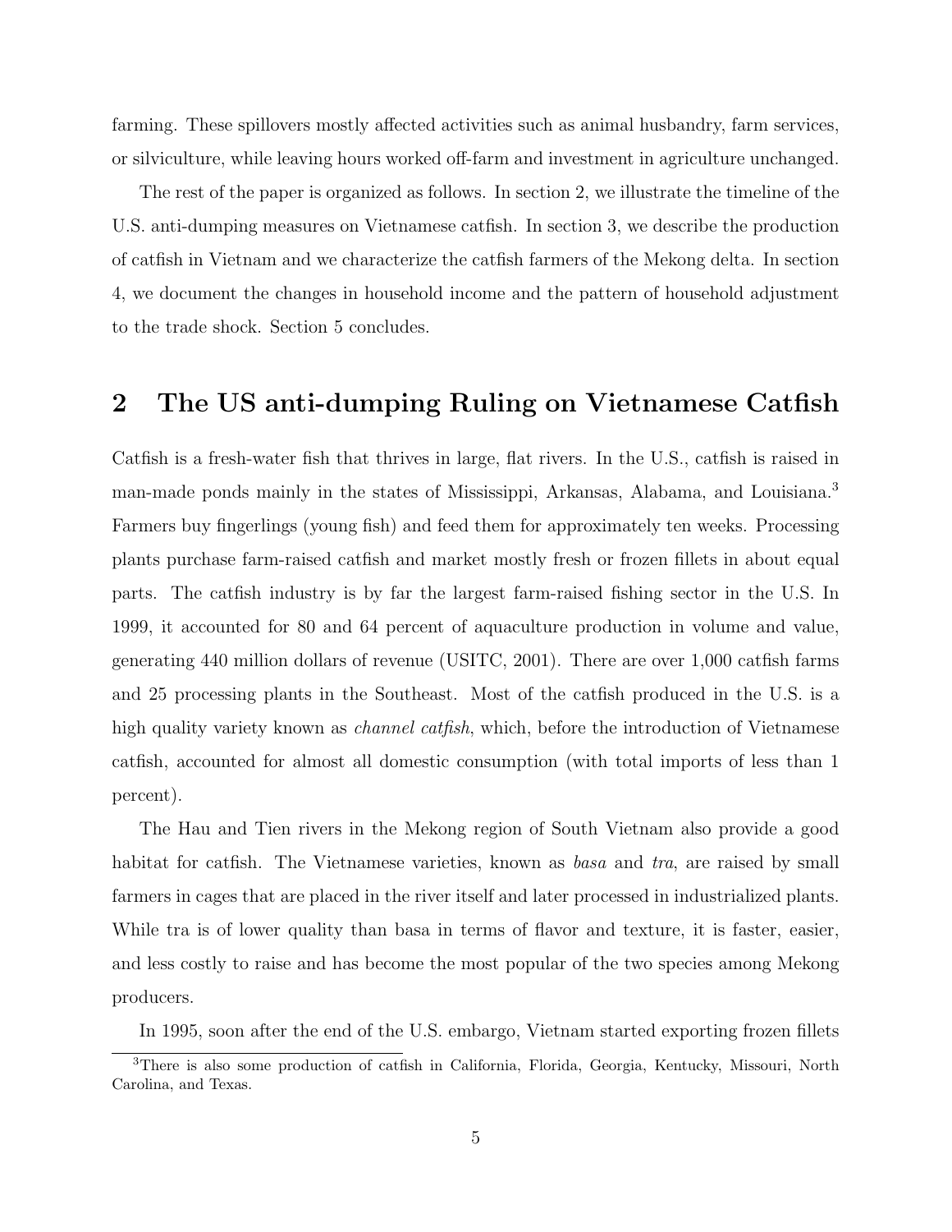farming. These spillovers mostly affected activities such as animal husbandry, farm services, or silviculture, while leaving hours worked off-farm and investment in agriculture unchanged.

The rest of the paper is organized as follows. In section 2, we illustrate the timeline of the U.S. anti-dumping measures on Vietnamese catfish. In section 3, we describe the production of catfish in Vietnam and we characterize the catfish farmers of the Mekong delta. In section 4, we document the changes in household income and the pattern of household adjustment to the trade shock. Section 5 concludes.

## 2 The US anti-dumping Ruling on Vietnamese Catfish

Catfish is a fresh-water fish that thrives in large, flat rivers. In the U.S., catfish is raised in man-made ponds mainly in the states of Mississippi, Arkansas, Alabama, and Louisiana.[3] Farmers buy fingerlings (young fish) and feed them for approximately ten weeks. Processing plants purchase farm-raised catfish and market mostly fresh or frozen fillets in about equal parts. The catfish industry is by far the largest farm-raised fishing sector in the U.S. In 1999, it accounted for 80 and 64 percent of aquaculture production in volume and value, generating 440 million dollars of revenue (USITC, 2001). There are over 1,000 catfish farms and 25 processing plants in the Southeast. Most of the catfish produced in the U.S. is a high quality variety known as *channel catfish*, which, before the introduction of Vietnamese catfish, accounted for almost all domestic consumption (with total imports of less than 1 percent).

The Hau and Tien rivers in the Mekong region of South Vietnam also provide a good habitat for catfish. The Vietnamese varieties, known as *basa* and *tra*, are raised by small farmers in cages that are placed in the river itself and later processed in industrialized plants. While tra is of lower quality than basa in terms of flavor and texture, it is faster, easier, and less costly to raise and has become the most popular of the two species among Mekong producers.

In 1995, soon after the end of the U.S. embargo, Vietnam started exporting frozen fillets

[3] There is also some production of catfish in California, Florida, Georgia, Kentucky, Missouri, North Carolina, and Texas.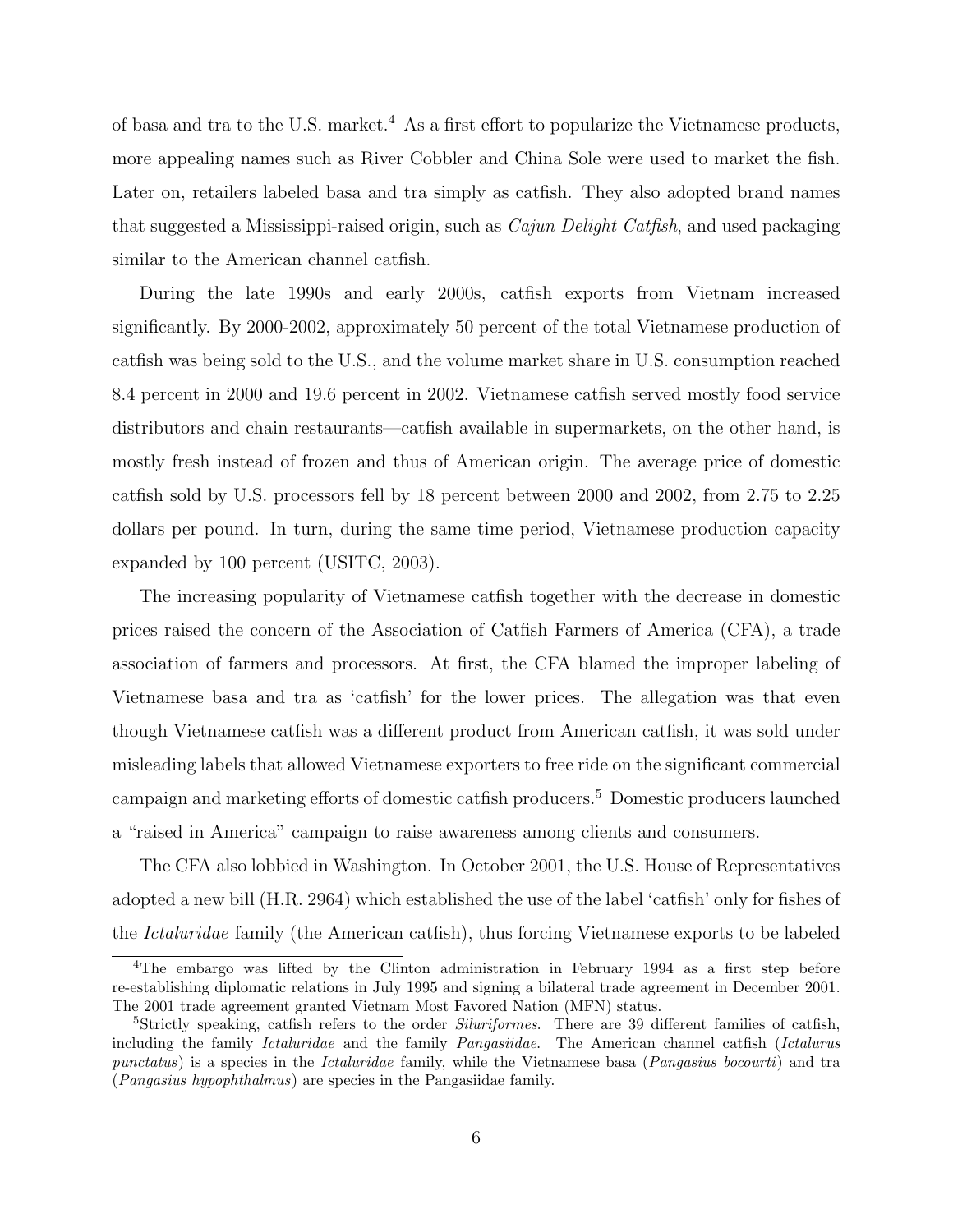of basa and tra to the U.S. market.[4] As a first effort to popularize the Vietnamese products, more appealing names such as River Cobbler and China Sole were used to market the fish. Later on, retailers labeled basa and tra simply as catfish. They also adopted brand names that suggested a Mississippi-raised origin, such as *Cajun Delight Catfish*, and used packaging similar to the American channel catfish.

During the late 1990s and early 2000s, catfish exports from Vietnam increased significantly. By 2000-2002, approximately 50 percent of the total Vietnamese production of catfish was being sold to the U.S., and the volume market share in U.S. consumption reached 8.4 percent in 2000 and 19.6 percent in 2002. Vietnamese catfish served mostly food service distributors and chain restaurants—catfish available in supermarkets, on the other hand, is mostly fresh instead of frozen and thus of American origin. The average price of domestic catfish sold by U.S. processors fell by 18 percent between 2000 and 2002, from 2.75 to 2.25 dollars per pound. In turn, during the same time period, Vietnamese production capacity expanded by 100 percent (USITC, 2003).

The increasing popularity of Vietnamese catfish together with the decrease in domestic prices raised the concern of the Association of Catfish Farmers of America (CFA), a trade association of farmers and processors. At first, the CFA blamed the improper labeling of Vietnamese basa and tra as 'catfish' for the lower prices. The allegation was that even though Vietnamese catfish was a different product from American catfish, it was sold under misleading labels that allowed Vietnamese exporters to free ride on the significant commercial campaign and marketing efforts of domestic catfish producers.[5] Domestic producers launched a "raised in America" campaign to raise awareness among clients and consumers.

The CFA also lobbied in Washington. In October 2001, the U.S. House of Representatives adopted a new bill (H.R. 2964) which established the use of the label 'catfish' only for fishes of the *Ictaluridae* family (the American catfish), thus forcing Vietnamese exports to be labeled

[4] The embargo was lifted by the Clinton administration in February 1994 as a first step before re-establishing diplomatic relations in July 1995 and signing a bilateral trade agreement in December 2001. The 2001 trade agreement granted Vietnam Most Favored Nation (MFN) status.

[5] Strictly speaking, catfish refers to the order *Siluriformes*. There are 39 different families of catfish, including the family *Ictaluridae* and the family *Pangasiidae*. The American channel catfish (*Ictalurus punctatus*) is a species in the *Ictaluridae* family, while the Vietnamese basa (*Pangasius bocourti*) and tra (*Pangasius hypophthalmus*) are species in the Pangasiidae family.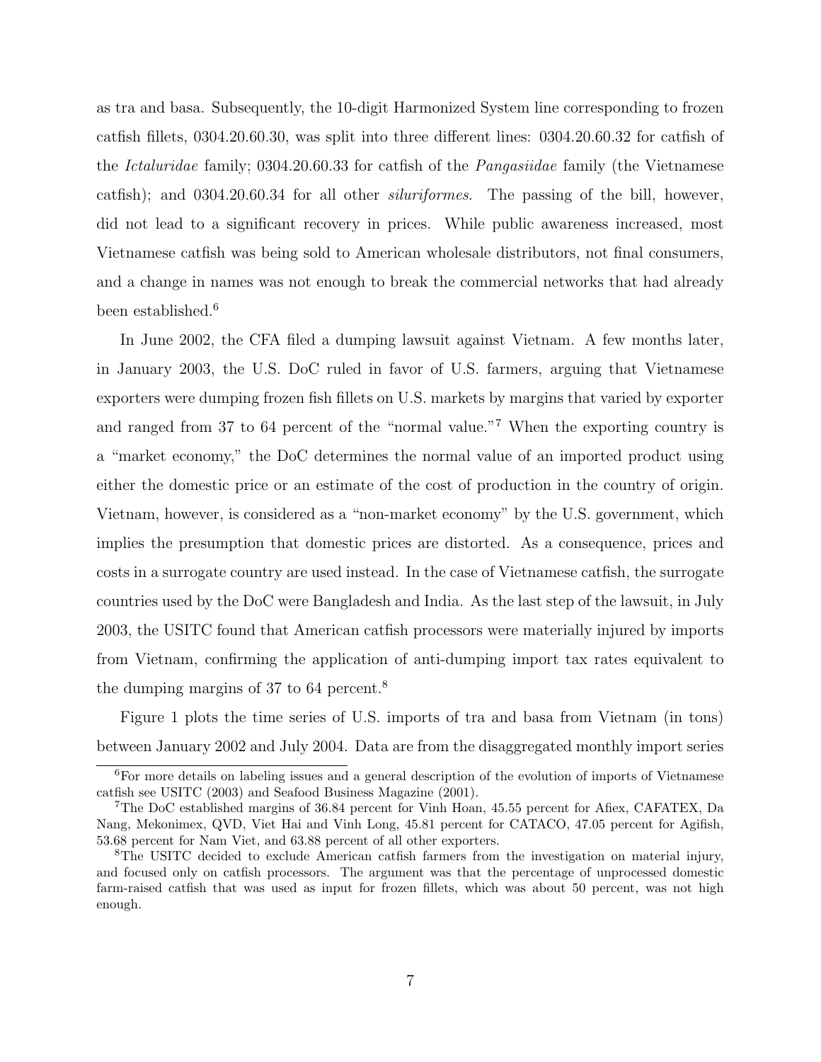as tra and basa. Subsequently, the 10-digit Harmonized System line corresponding to frozen catfish fillets, 0304.20.60.30, was split into three different lines: 0304.20.60.32 for catfish of the *Ictaluridae* family; 0304.20.60.33 for catfish of the *Pangasiidae* family (the Vietnamese catfish); and 0304.20.60.34 for all other *siluriformes*. The passing of the bill, however, did not lead to a significant recovery in prices. While public awareness increased, most Vietnamese catfish was being sold to American wholesale distributors, not final consumers, and a change in names was not enough to break the commercial networks that had already been established.[6]

In June 2002, the CFA filed a dumping lawsuit against Vietnam. A few months later, in January 2003, the U.S. DoC ruled in favor of U.S. farmers, arguing that Vietnamese exporters were dumping frozen fish fillets on U.S. markets by margins that varied by exporter and ranged from 37 to 64 percent of the "normal value."[7] When the exporting country is a "market economy," the DoC determines the normal value of an imported product using either the domestic price or an estimate of the cost of production in the country of origin. Vietnam, however, is considered as a "non-market economy" by the U.S. government, which implies the presumption that domestic prices are distorted. As a consequence, prices and costs in a surrogate country are used instead. In the case of Vietnamese catfish, the surrogate countries used by the DoC were Bangladesh and India. As the last step of the lawsuit, in July 2003, the USITC found that American catfish processors were materially injured by imports from Vietnam, confirming the application of anti-dumping import tax rates equivalent to the dumping margins of 37 to 64 percent.[8]

Figure 1 plots the time series of U.S. imports of tra and basa from Vietnam (in tons) between January 2002 and July 2004. Data are from the disaggregated monthly import series

[6]For more details on labeling issues and a general description of the evolution of imports of Vietnamese catfish see USITC (2003) and Seafood Business Magazine (2001).

[7]The DoC established margins of 36.84 percent for Vinh Hoan, 45.55 percent for Afiex, CAFATEX, Da Nang, Mekonimex, QVD, Viet Hai and Vinh Long, 45.81 percent for CATACO, 47.05 percent for Agifish, 53.68 percent for Nam Viet, and 63.88 percent of all other exporters.

[8]The USITC decided to exclude American catfish farmers from the investigation on material injury, and focused only on catfish processors. The argument was that the percentage of unprocessed domestic farm-raised catfish that was used as input for frozen fillets, which was about 50 percent, was not high enough.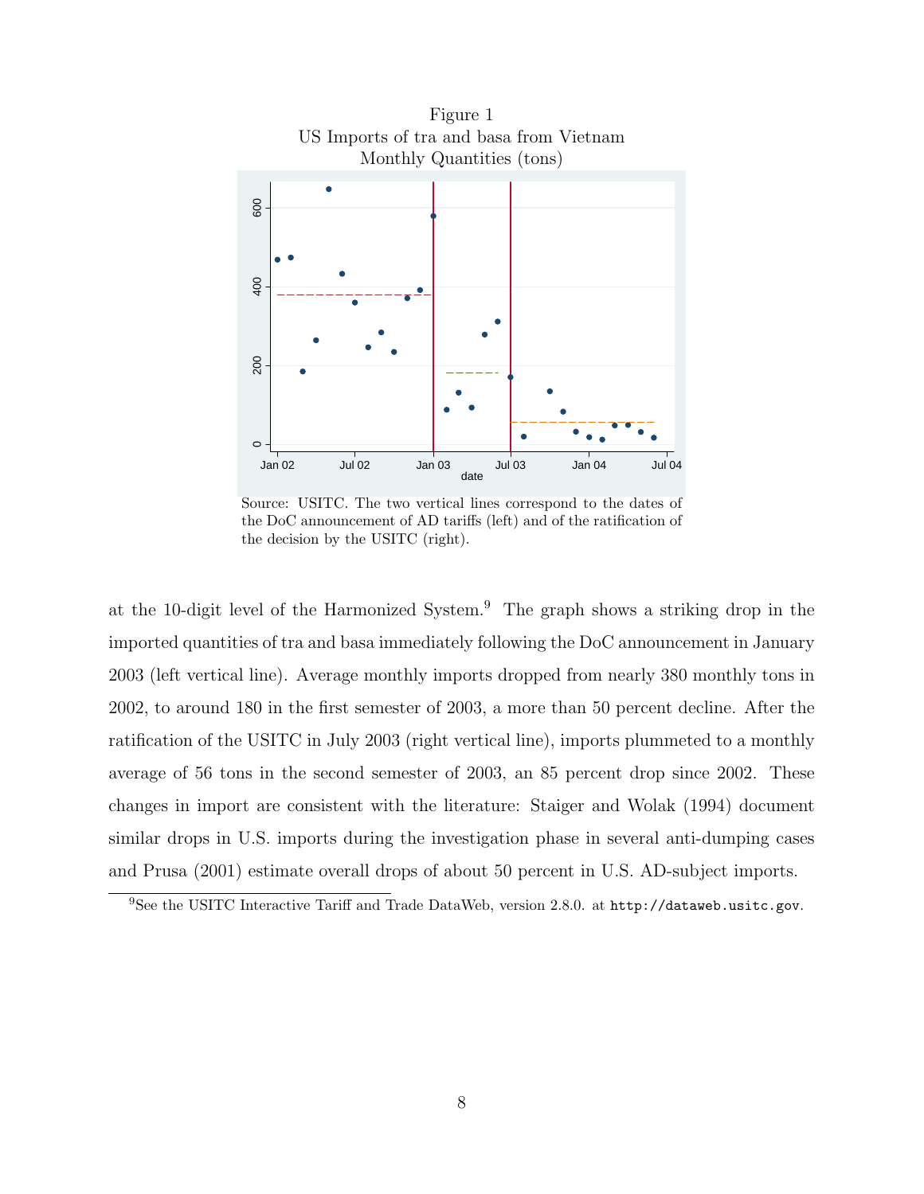Figure 1
US Imports of tra and basa from Vietnam
Monthly Quantities (tons)

Source: USITC. The two vertical lines correspond to the dates of the DoC announcement of AD tariffs (left) and of the ratification of the decision by the USITC (right).

at the 10-digit level of the Harmonized System.[9] The graph shows a striking drop in the imported quantities of tra and basa immediately following the DoC announcement in January 2003 (left vertical line). Average monthly imports dropped from nearly 380 monthly tons in 2002, to around 180 in the first semester of 2003, a more than 50 percent decline. After the ratification of the USITC in July 2003 (right vertical line), imports plummeted to a monthly average of 56 tons in the second semester of 2003, an 85 percent drop since 2002. These changes in import are consistent with the literature: Staiger and Wolak (1994) document similar drops in U.S. imports during the investigation phase in several anti-dumping cases and Prusa (2001) estimate overall drops of about 50 percent in U.S. AD-subject imports.

[9] See the USITC Interactive Tariff and Trade DataWeb, version 2.8.0. at `http://dataweb.usitc.gov`.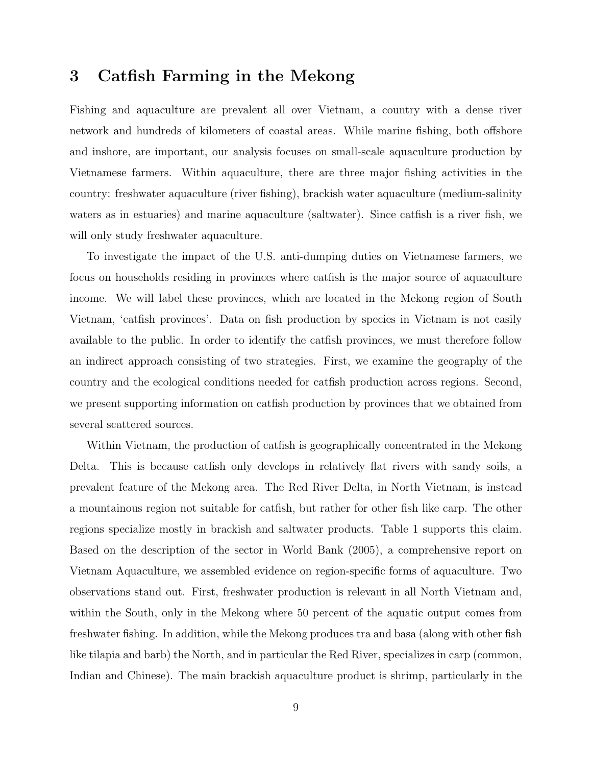# 3 Catfish Farming in the Mekong

Fishing and aquaculture are prevalent all over Vietnam, a country with a dense river network and hundreds of kilometers of coastal areas. While marine fishing, both offshore and inshore, are important, our analysis focuses on small-scale aquaculture production by Vietnamese farmers. Within aquaculture, there are three major fishing activities in the country: freshwater aquaculture (river fishing), brackish water aquaculture (medium-salinity waters as in estuaries) and marine aquaculture (saltwater). Since catfish is a river fish, we will only study freshwater aquaculture.

To investigate the impact of the U.S. anti-dumping duties on Vietnamese farmers, we focus on households residing in provinces where catfish is the major source of aquaculture income. We will label these provinces, which are located in the Mekong region of South Vietnam, 'catfish provinces'. Data on fish production by species in Vietnam is not easily available to the public. In order to identify the catfish provinces, we must therefore follow an indirect approach consisting of two strategies. First, we examine the geography of the country and the ecological conditions needed for catfish production across regions. Second, we present supporting information on catfish production by provinces that we obtained from several scattered sources.

Within Vietnam, the production of catfish is geographically concentrated in the Mekong Delta. This is because catfish only develops in relatively flat rivers with sandy soils, a prevalent feature of the Mekong area. The Red River Delta, in North Vietnam, is instead a mountainous region not suitable for catfish, but rather for other fish like carp. The other regions specialize mostly in brackish and saltwater products. Table 1 supports this claim. Based on the description of the sector in World Bank (2005), a comprehensive report on Vietnam Aquaculture, we assembled evidence on region-specific forms of aquaculture. Two observations stand out. First, freshwater production is relevant in all North Vietnam and, within the South, only in the Mekong where 50 percent of the aquatic output comes from freshwater fishing. In addition, while the Mekong produces tra and basa (along with other fish like tilapia and barb) the North, and in particular the Red River, specializes in carp (common, Indian and Chinese). The main brackish aquaculture product is shrimp, particularly in the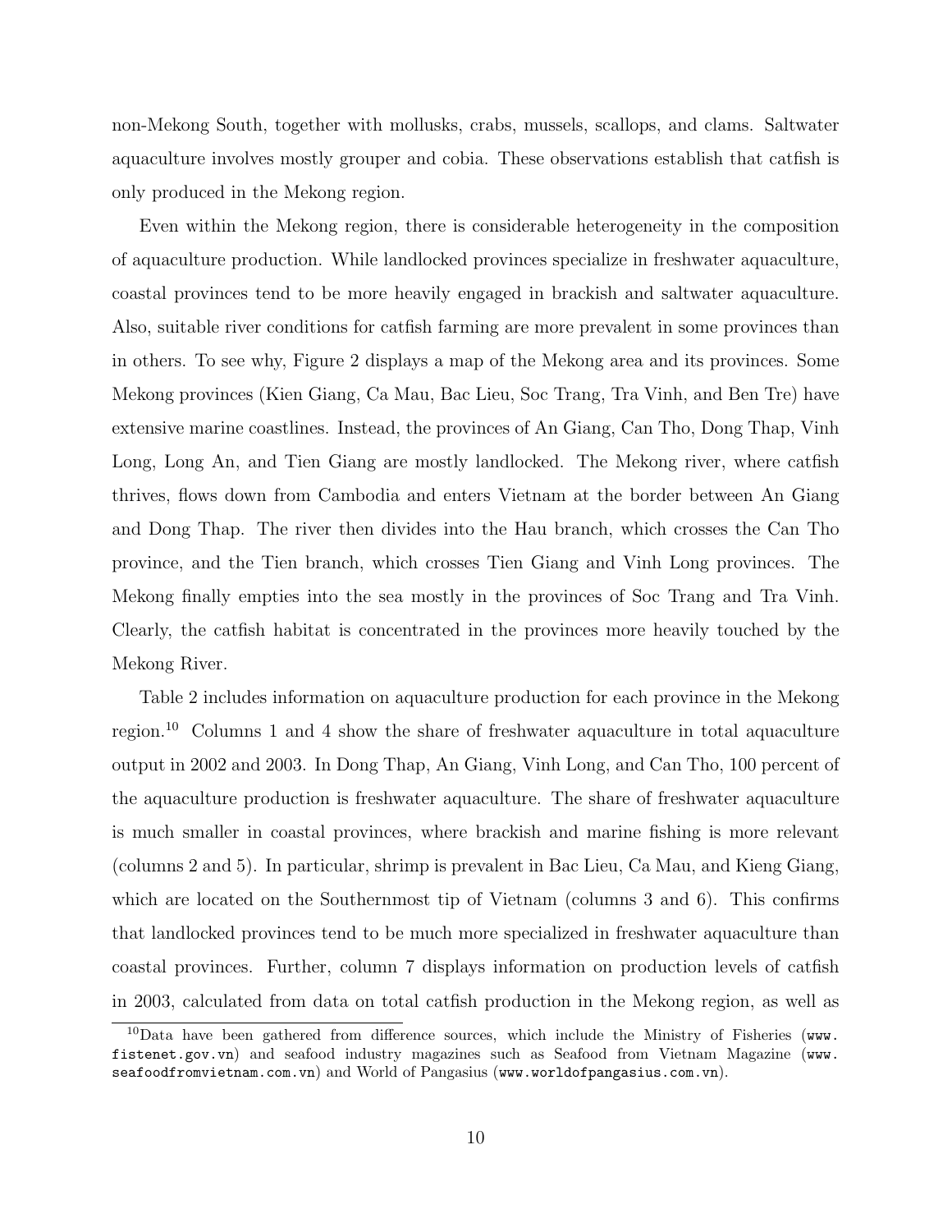non-Mekong South, together with mollusks, crabs, mussels, scallops, and clams. Saltwater aquaculture involves mostly grouper and cobia. These observations establish that catfish is only produced in the Mekong region.

Even within the Mekong region, there is considerable heterogeneity in the composition of aquaculture production. While landlocked provinces specialize in freshwater aquaculture, coastal provinces tend to be more heavily engaged in brackish and saltwater aquaculture. Also, suitable river conditions for catfish farming are more prevalent in some provinces than in others. To see why, Figure 2 displays a map of the Mekong area and its provinces. Some Mekong provinces (Kien Giang, Ca Mau, Bac Lieu, Soc Trang, Tra Vinh, and Ben Tre) have extensive marine coastlines. Instead, the provinces of An Giang, Can Tho, Dong Thap, Vinh Long, Long An, and Tien Giang are mostly landlocked. The Mekong river, where catfish thrives, flows down from Cambodia and enters Vietnam at the border between An Giang and Dong Thap. The river then divides into the Hau branch, which crosses the Can Tho province, and the Tien branch, which crosses Tien Giang and Vinh Long provinces. The Mekong finally empties into the sea mostly in the provinces of Soc Trang and Tra Vinh. Clearly, the catfish habitat is concentrated in the provinces more heavily touched by the Mekong River.

Table 2 includes information on aquaculture production for each province in the Mekong region.[10] Columns 1 and 4 show the share of freshwater aquaculture in total aquaculture output in 2002 and 2003. In Dong Thap, An Giang, Vinh Long, and Can Tho, 100 percent of the aquaculture production is freshwater aquaculture. The share of freshwater aquaculture is much smaller in coastal provinces, where brackish and marine fishing is more relevant (columns 2 and 5). In particular, shrimp is prevalent in Bac Lieu, Ca Mau, and Kieng Giang, which are located on the Southernmost tip of Vietnam (columns 3 and 6). This confirms that landlocked provinces tend to be much more specialized in freshwater aquaculture than coastal provinces. Further, column 7 displays information on production levels of catfish in 2003, calculated from data on total catfish production in the Mekong region, as well as

[10]Data have been gathered from difference sources, which include the Ministry of Fisheries (`www.fistenet.gov.vn`) and seafood industry magazines such as Seafood from Vietnam Magazine (`www.seafoodfromvietnam.com.vn`) and World of Pangasius (`www.worldofpangasius.com.vn`).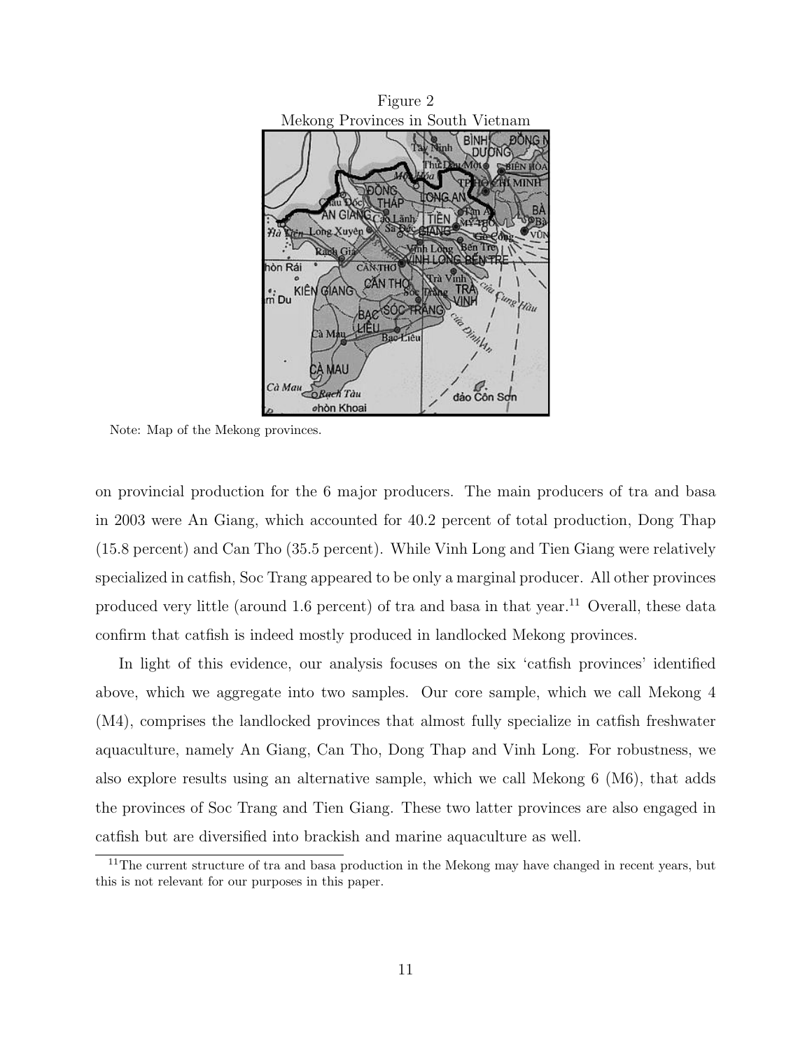Figure 2
Mekong Provinces in South Vietnam

Note: Map of the Mekong provinces.

on provincial production for the 6 major producers. The main producers of tra and basa in 2003 were An Giang, which accounted for 40.2 percent of total production, Dong Thap (15.8 percent) and Can Tho (35.5 percent). While Vinh Long and Tien Giang were relatively specialized in catfish, Soc Trang appeared to be only a marginal producer. All other provinces produced very little (around 1.6 percent) of tra and basa in that year.[11] Overall, these data confirm that catfish is indeed mostly produced in landlocked Mekong provinces.

In light of this evidence, our analysis focuses on the six 'catfish provinces' identified above, which we aggregate into two samples. Our core sample, which we call Mekong 4 (M4), comprises the landlocked provinces that almost fully specialize in catfish freshwater aquaculture, namely An Giang, Can Tho, Dong Thap and Vinh Long. For robustness, we also explore results using an alternative sample, which we call Mekong 6 (M6), that adds the provinces of Soc Trang and Tien Giang. These two latter provinces are also engaged in catfish but are diversified into brackish and marine aquaculture as well.

[11] The current structure of tra and basa production in the Mekong may have changed in recent years, but this is not relevant for our purposes in this paper.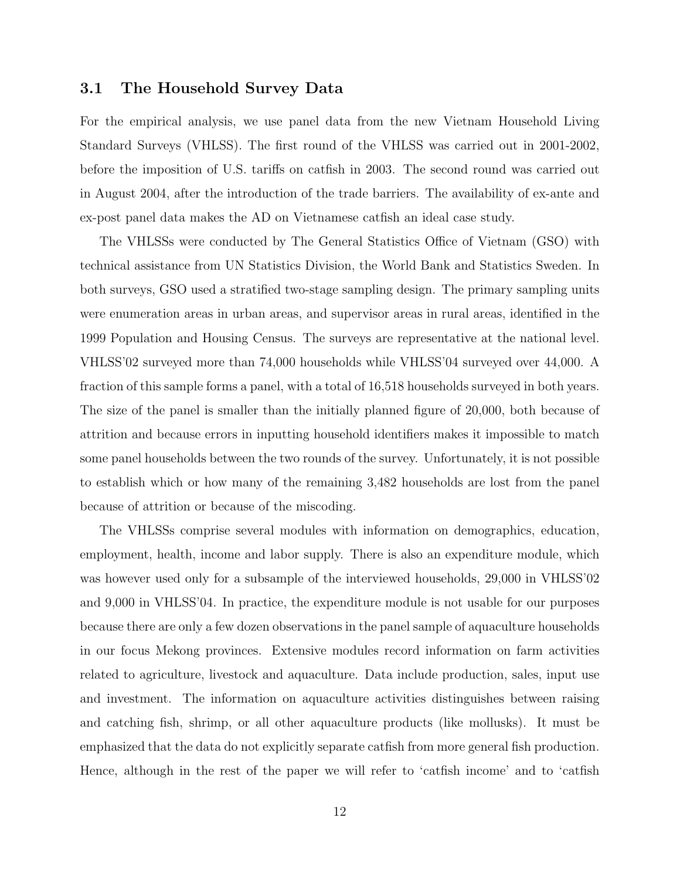### 3.1 The Household Survey Data

For the empirical analysis, we use panel data from the new Vietnam Household Living Standard Surveys (VHLSS). The first round of the VHLSS was carried out in 2001-2002, before the imposition of U.S. tariffs on catfish in 2003. The second round was carried out in August 2004, after the introduction of the trade barriers. The availability of ex-ante and ex-post panel data makes the AD on Vietnamese catfish an ideal case study.

The VHLSSs were conducted by The General Statistics Office of Vietnam (GSO) with technical assistance from UN Statistics Division, the World Bank and Statistics Sweden. In both surveys, GSO used a stratified two-stage sampling design. The primary sampling units were enumeration areas in urban areas, and supervisor areas in rural areas, identified in the 1999 Population and Housing Census. The surveys are representative at the national level. VHLSS'02 surveyed more than 74,000 households while VHLSS'04 surveyed over 44,000. A fraction of this sample forms a panel, with a total of 16,518 households surveyed in both years. The size of the panel is smaller than the initially planned figure of 20,000, both because of attrition and because errors in inputting household identifiers makes it impossible to match some panel households between the two rounds of the survey. Unfortunately, it is not possible to establish which or how many of the remaining 3,482 households are lost from the panel because of attrition or because of the miscoding.

The VHLSSs comprise several modules with information on demographics, education, employment, health, income and labor supply. There is also an expenditure module, which was however used only for a subsample of the interviewed households, 29,000 in VHLSS'02 and 9,000 in VHLSS'04. In practice, the expenditure module is not usable for our purposes because there are only a few dozen observations in the panel sample of aquaculture households in our focus Mekong provinces. Extensive modules record information on farm activities related to agriculture, livestock and aquaculture. Data include production, sales, input use and investment. The information on aquaculture activities distinguishes between raising and catching fish, shrimp, or all other aquaculture products (like mollusks). It must be emphasized that the data do not explicitly separate catfish from more general fish production. Hence, although in the rest of the paper we will refer to 'catfish income' and to 'catfish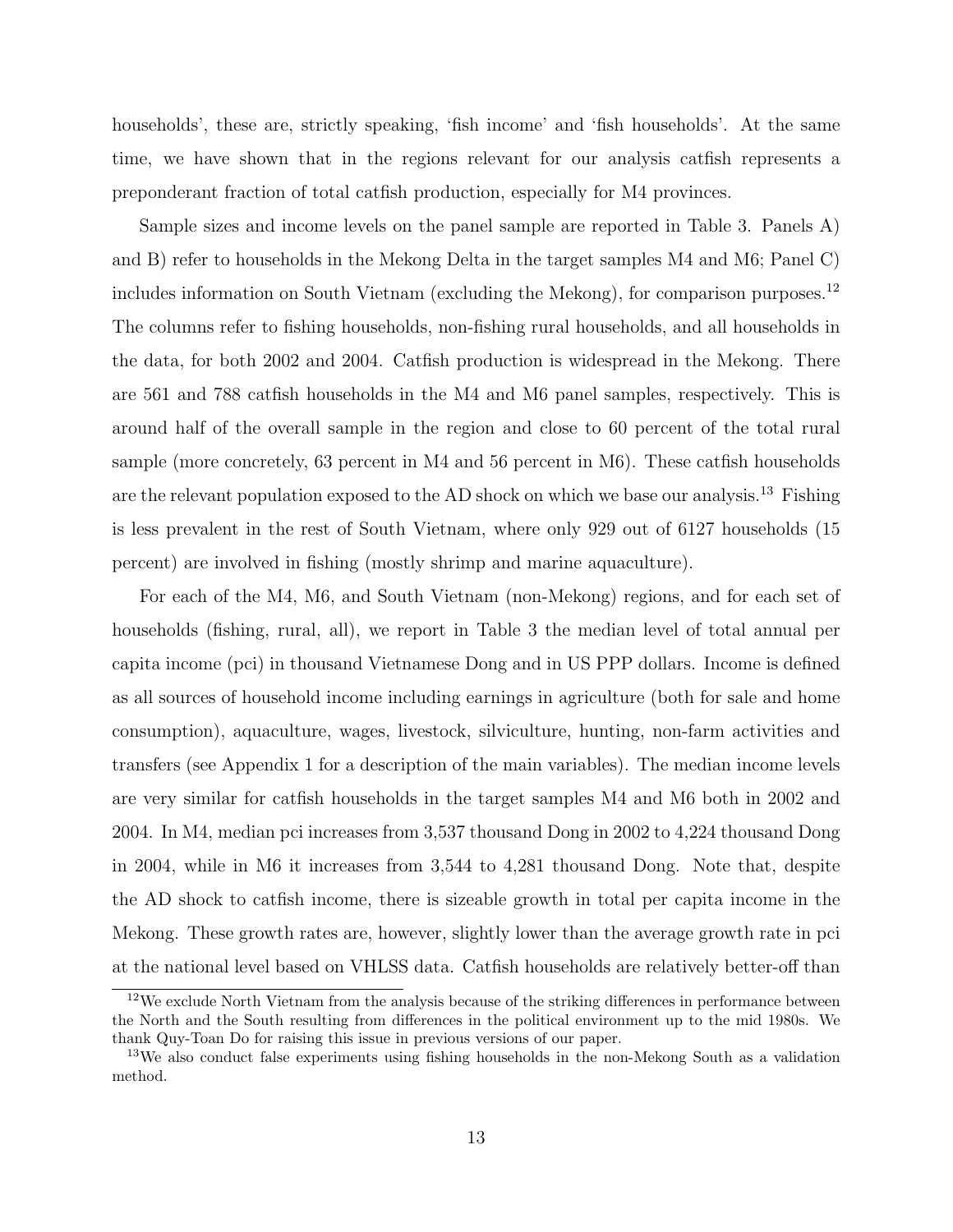households', these are, strictly speaking, 'fish income' and 'fish households'. At the same time, we have shown that in the regions relevant for our analysis catfish represents a preponderant fraction of total catfish production, especially for M4 provinces.

Sample sizes and income levels on the panel sample are reported in Table 3. Panels A) and B) refer to households in the Mekong Delta in the target samples M4 and M6; Panel C) includes information on South Vietnam (excluding the Mekong), for comparison purposes.[12] The columns refer to fishing households, non-fishing rural households, and all households in the data, for both 2002 and 2004. Catfish production is widespread in the Mekong. There are 561 and 788 catfish households in the M4 and M6 panel samples, respectively. This is around half of the overall sample in the region and close to 60 percent of the total rural sample (more concretely, 63 percent in M4 and 56 percent in M6). These catfish households are the relevant population exposed to the AD shock on which we base our analysis.[13] Fishing is less prevalent in the rest of South Vietnam, where only 929 out of 6127 households (15 percent) are involved in fishing (mostly shrimp and marine aquaculture).

For each of the M4, M6, and South Vietnam (non-Mekong) regions, and for each set of households (fishing, rural, all), we report in Table 3 the median level of total annual per capita income (pci) in thousand Vietnamese Dong and in US PPP dollars. Income is defined as all sources of household income including earnings in agriculture (both for sale and home consumption), aquaculture, wages, livestock, silviculture, hunting, non-farm activities and transfers (see Appendix 1 for a description of the main variables). The median income levels are very similar for catfish households in the target samples M4 and M6 both in 2002 and 2004. In M4, median pci increases from 3,537 thousand Dong in 2002 to 4,224 thousand Dong in 2004, while in M6 it increases from 3,544 to 4,281 thousand Dong. Note that, despite the AD shock to catfish income, there is sizeable growth in total per capita income in the Mekong. These growth rates are, however, slightly lower than the average growth rate in pci at the national level based on VHLSS data. Catfish households are relatively better-off than

[12] We exclude North Vietnam from the analysis because of the striking differences in performance between the North and the South resulting from differences in the political environment up to the mid 1980s. We thank Quy-Toan Do for raising this issue in previous versions of our paper.

[13] We also conduct false experiments using fishing households in the non-Mekong South as a validation method.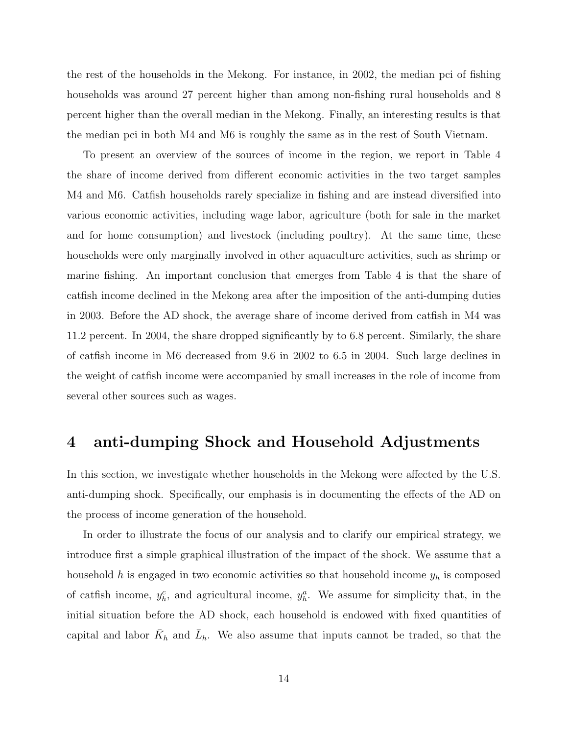the rest of the households in the Mekong. For instance, in 2002, the median pci of fishing households was around 27 percent higher than among non-fishing rural households and 8 percent higher than the overall median in the Mekong. Finally, an interesting results is that the median pci in both M4 and M6 is roughly the same as in the rest of South Vietnam.

To present an overview of the sources of income in the region, we report in Table 4 the share of income derived from different economic activities in the two target samples M4 and M6. Catfish households rarely specialize in fishing and are instead diversified into various economic activities, including wage labor, agriculture (both for sale in the market and for home consumption) and livestock (including poultry). At the same time, these households were only marginally involved in other aquaculture activities, such as shrimp or marine fishing. An important conclusion that emerges from Table 4 is that the share of catfish income declined in the Mekong area after the imposition of the anti-dumping duties in 2003. Before the AD shock, the average share of income derived from catfish in M4 was 11.2 percent. In 2004, the share dropped significantly by to 6.8 percent. Similarly, the share of catfish income in M6 decreased from 9.6 in 2002 to 6.5 in 2004. Such large declines in the weight of catfish income were accompanied by small increases in the role of income from several other sources such as wages.

# 4 anti-dumping Shock and Household Adjustments

In this section, we investigate whether households in the Mekong were affected by the U.S. anti-dumping shock. Specifically, our emphasis is in documenting the effects of the AD on the process of income generation of the household.

In order to illustrate the focus of our analysis and to clarify our empirical strategy, we introduce first a simple graphical illustration of the impact of the shock. We assume that a household $h$ is engaged in two economic activities so that household income $y_h$ is composed of catfish income, $y_h^c$, and agricultural income, $y_h^a$. We assume for simplicity that, in the initial situation before the AD shock, each household is endowed with fixed quantities of capital and labor $\bar{K}_h$ and $\bar{L}_h$. We also assume that inputs cannot be traded, so that the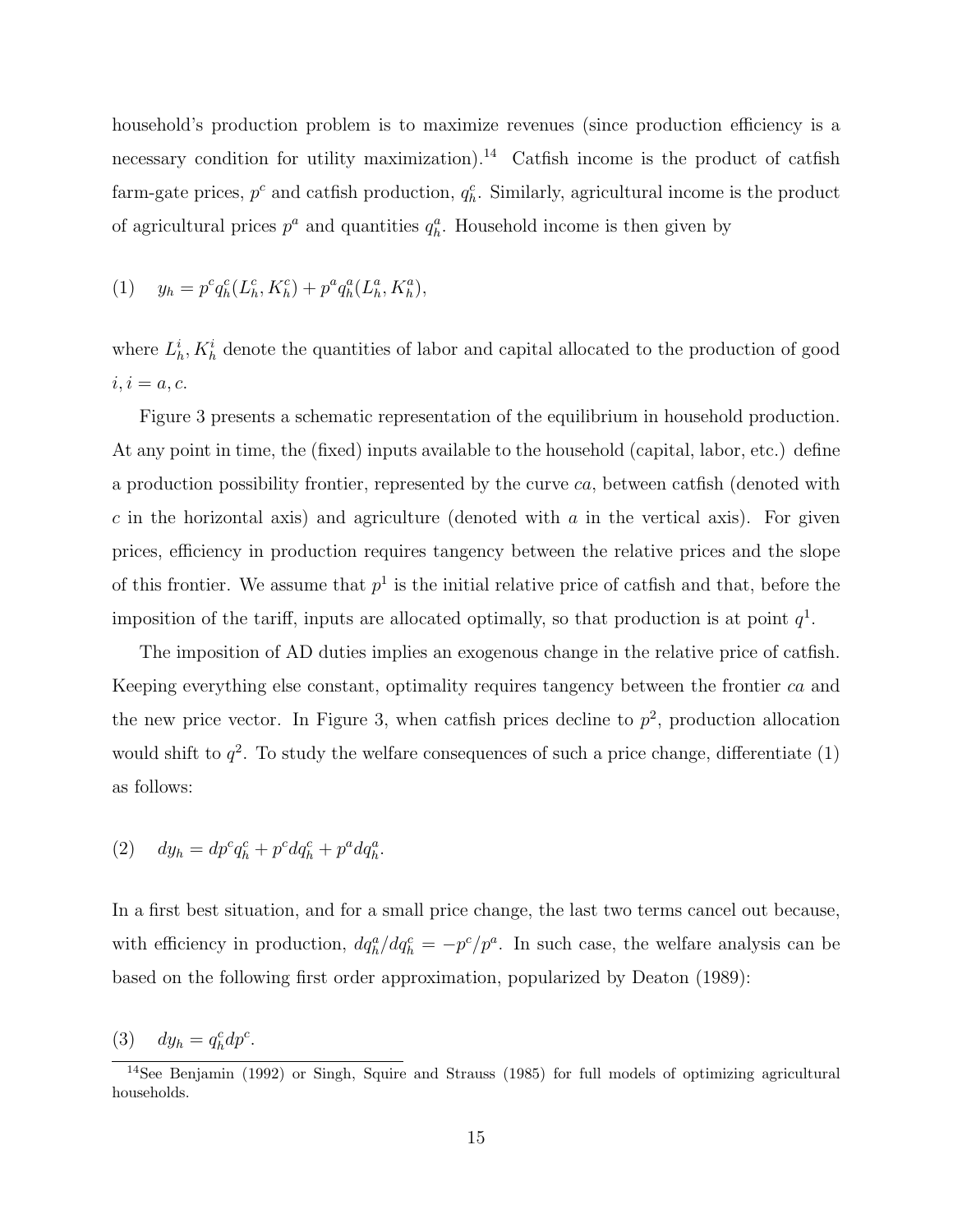household's production problem is to maximize revenues (since production efficiency is a necessary condition for utility maximization).[14] Catfish income is the product of catfish farm-gate prices, $p^c$ and catfish production, $q_h^c$. Similarly, agricultural income is the product of agricultural prices $p^a$ and quantities $q_h^a$. Household income is then given by

$$(1) \quad y_h = p^c q_h^c(L_h^c, K_h^c) + p^a q_h^a(L_h^a, K_h^a),$$

where $L_h^i, K_h^i$ denote the quantities of labor and capital allocated to the production of good $i, i = a, c$.

Figure 3 presents a schematic representation of the equilibrium in household production. At any point in time, the (fixed) inputs available to the household (capital, labor, etc.) define a production possibility frontier, represented by the curve $ca$, between catfish (denoted with $c$ in the horizontal axis) and agriculture (denoted with $a$ in the vertical axis). For given prices, efficiency in production requires tangency between the relative prices and the slope of this frontier. We assume that $p^1$ is the initial relative price of catfish and that, before the imposition of the tariff, inputs are allocated optimally, so that production is at point $q^1$.

The imposition of AD duties implies an exogenous change in the relative price of catfish. Keeping everything else constant, optimality requires tangency between the frontier $ca$ and the new price vector. In Figure 3, when catfish prices decline to $p^2$, production allocation would shift to $q^2$. To study the welfare consequences of such a price change, differentiate (1) as follows:

$$(2) \quad dy_h = dp^c q_h^c + p^c dq_h^c + p^a dq_h^a.$$

In a first best situation, and for a small price change, the last two terms cancel out because, with efficiency in production, $dq_h^a/dq_h^c = -p^c/p^a$. In such case, the welfare analysis can be based on the following first order approximation, popularized by Deaton (1989):

$$(3) \quad dy_h = q_h^c dp^c.$$

[14] See Benjamin (1992) or Singh, Squire and Strauss (1985) for full models of optimizing agricultural households.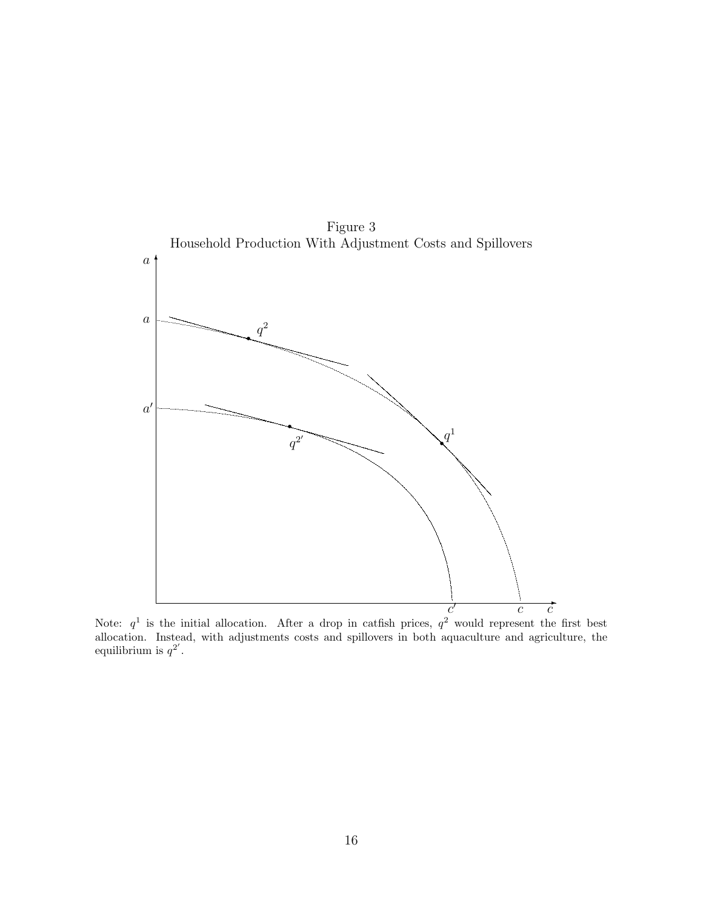Figure 3
Household Production With Adjustment Costs and Spillovers

Note: $q^1$ is the initial allocation. After a drop in catfish prices, $q^2$ would represent the first best allocation. Instead, with adjustments costs and spillovers in both aquaculture and agriculture, the equilibrium is $q^{2'}$.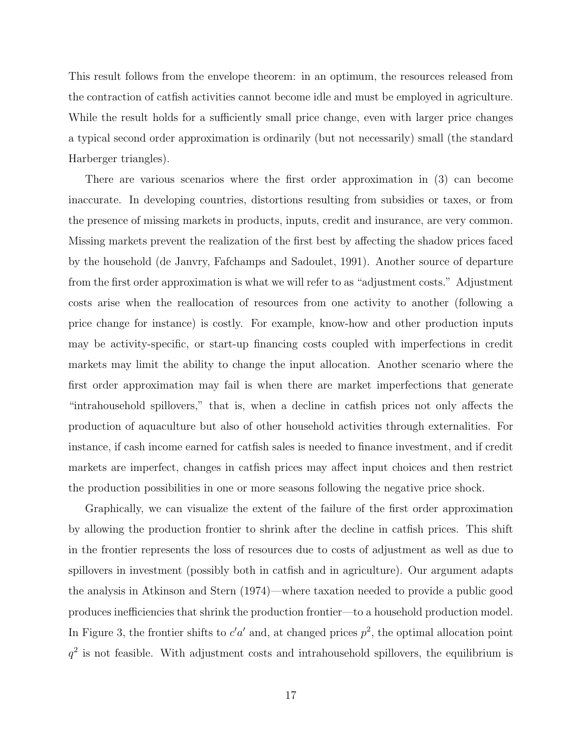This result follows from the envelope theorem: in an optimum, the resources released from the contraction of catfish activities cannot become idle and must be employed in agriculture. While the result holds for a sufficiently small price change, even with larger price changes a typical second order approximation is ordinarily (but not necessarily) small (the standard Harberger triangles).

There are various scenarios where the first order approximation in (3) can become inaccurate. In developing countries, distortions resulting from subsidies or taxes, or from the presence of missing markets in products, inputs, credit and insurance, are very common. Missing markets prevent the realization of the first best by affecting the shadow prices faced by the household (de Janvry, Fafchamps and Sadoulet, 1991). Another source of departure from the first order approximation is what we will refer to as "adjustment costs." Adjustment costs arise when the reallocation of resources from one activity to another (following a price change for instance) is costly. For example, know-how and other production inputs may be activity-specific, or start-up financing costs coupled with imperfections in credit markets may limit the ability to change the input allocation. Another scenario where the first order approximation may fail is when there are market imperfections that generate "intrahousehold spillovers," that is, when a decline in catfish prices not only affects the production of aquaculture but also of other household activities through externalities. For instance, if cash income earned for catfish sales is needed to finance investment, and if credit markets are imperfect, changes in catfish prices may affect input choices and then restrict the production possibilities in one or more seasons following the negative price shock.

Graphically, we can visualize the extent of the failure of the first order approximation by allowing the production frontier to shrink after the decline in catfish prices. This shift in the frontier represents the loss of resources due to costs of adjustment as well as due to spillovers in investment (possibly both in catfish and in agriculture). Our argument adapts the analysis in Atkinson and Stern (1974)—where taxation needed to provide a public good produces inefficiencies that shrink the production frontier—to a household production model. In Figure 3, the frontier shifts to $c'a'$ and, at changed prices $p^2$, the optimal allocation point $q^2$ is not feasible. With adjustment costs and intrahousehold spillovers, the equilibrium is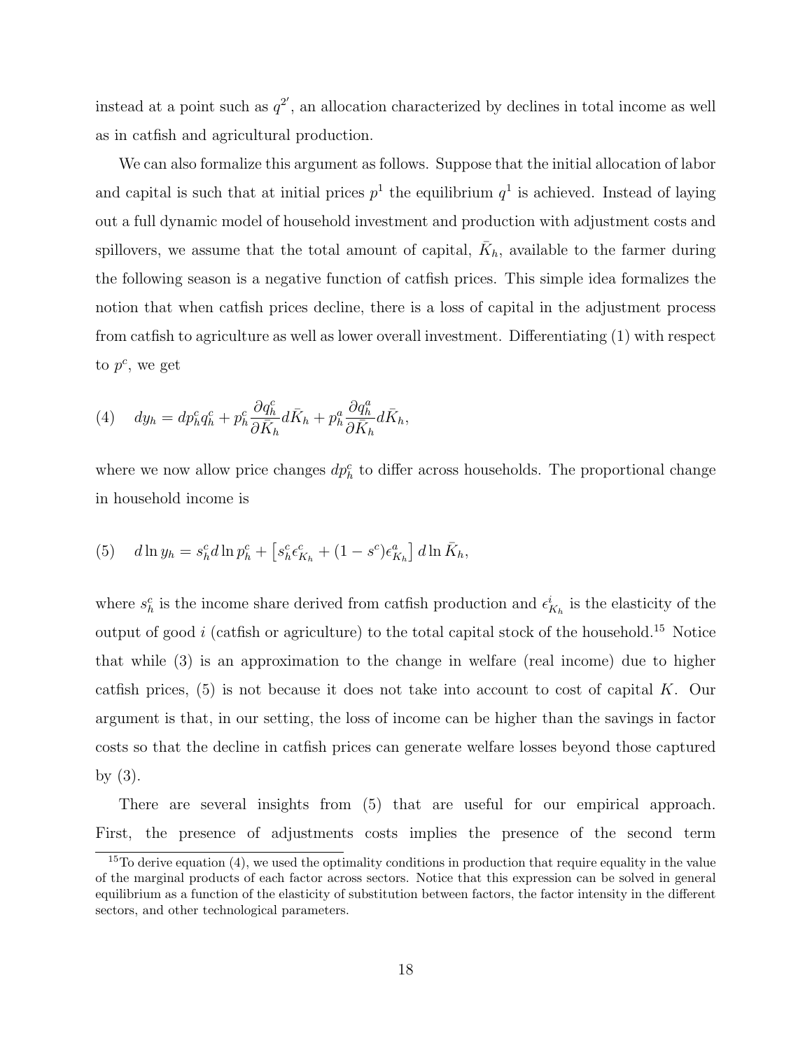instead at a point such as $q^{2'}$, an allocation characterized by declines in total income as well as in catfish and agricultural production.

We can also formalize this argument as follows. Suppose that the initial allocation of labor and capital is such that at initial prices $p^1$ the equilibrium $q^1$ is achieved. Instead of laying out a full dynamic model of household investment and production with adjustment costs and spillovers, we assume that the total amount of capital, $\bar{K}_h$, available to the farmer during the following season is a negative function of catfish prices. This simple idea formalizes the notion that when catfish prices decline, there is a loss of capital in the adjustment process from catfish to agriculture as well as lower overall investment. Differentiating (1) with respect to $p^c$, we get

$$(4) \quad dy_h = dp_h^c q_h^c + p_h^c \frac{\partial q_h^c}{\partial \bar{K}_h} d\bar{K}_h + p_h^a \frac{\partial q_h^a}{\partial \bar{K}_h} d\bar{K}_h,$$

where we now allow price changes $dp_h^c$ to differ across households. The proportional change in household income is

$$(5) \quad d\ln y_h = s_h^c d\ln p_h^c + \left[ s_h^c \epsilon_{K_h}^c + (1 - s^c)\epsilon_{K_h}^a \right] d\ln \bar{K}_h,$$

where $s_h^c$ is the income share derived from catfish production and $\epsilon_{K_h}^i$ is the elasticity of the output of good $i$ (catfish or agriculture) to the total capital stock of the household.[15] Notice that while (3) is an approximation to the change in welfare (real income) due to higher catfish prices, (5) is not because it does not take into account to cost of capital $K$. Our argument is that, in our setting, the loss of income can be higher than the savings in factor costs so that the decline in catfish prices can generate welfare losses beyond those captured by (3).

There are several insights from (5) that are useful for our empirical approach. First, the presence of adjustments costs implies the presence of the second term

[15] To derive equation (4), we used the optimality conditions in production that require equality in the value of the marginal products of each factor across sectors. Notice that this expression can be solved in general equilibrium as a function of the elasticity of substitution between factors, the factor intensity in the different sectors, and other technological parameters.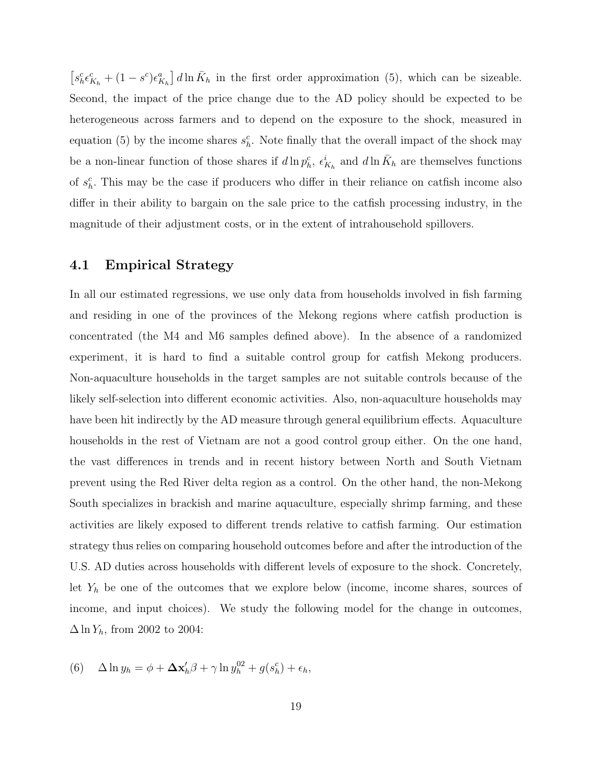$\left[s_h^c \epsilon_{K_h}^c + (1-s^c)\epsilon_{K_h}^a\right] d\ln \bar{K}_h$ in the first order approximation (5), which can be sizeable. Second, the impact of the price change due to the AD policy should be expected to be heterogeneous across farmers and to depend on the exposure to the shock, measured in equation (5) by the income shares $s_h^c$. Note finally that the overall impact of the shock may be a non-linear function of those shares if $d\ln p_h^c$, $\epsilon_{K_h}^i$ and $d\ln \bar{K}_h$ are themselves functions of $s_h^c$. This may be the case if producers who differ in their reliance on catfish income also differ in their ability to bargain on the sale price to the catfish processing industry, in the magnitude of their adjustment costs, or in the extent of intrahousehold spillovers.

### 4.1 Empirical Strategy

In all our estimated regressions, we use only data from households involved in fish farming and residing in one of the provinces of the Mekong regions where catfish production is concentrated (the M4 and M6 samples defined above). In the absence of a randomized experiment, it is hard to find a suitable control group for catfish Mekong producers. Non-aquaculture households in the target samples are not suitable controls because of the likely self-selection into different economic activities. Also, non-aquaculture households may have been hit indirectly by the AD measure through general equilibrium effects. Aquaculture households in the rest of Vietnam are not a good control group either. On the one hand, the vast differences in trends and in recent history between North and South Vietnam prevent using the Red River delta region as a control. On the other hand, the non-Mekong South specializes in brackish and marine aquaculture, especially shrimp farming, and these activities are likely exposed to different trends relative to catfish farming. Our estimation strategy thus relies on comparing household outcomes before and after the introduction of the U.S. AD duties across households with different levels of exposure to the shock. Concretely, let $Y_h$ be one of the outcomes that we explore below (income, income shares, sources of income, and input choices). We study the following model for the change in outcomes, $\Delta \ln Y_h$, from 2002 to 2004:

$$\text{(6)} \quad \Delta \ln y_h = \phi + \mathbf{\Delta x}_h' \beta + \gamma \ln y_h^{02} + g(s_h^c) + \epsilon_h,$$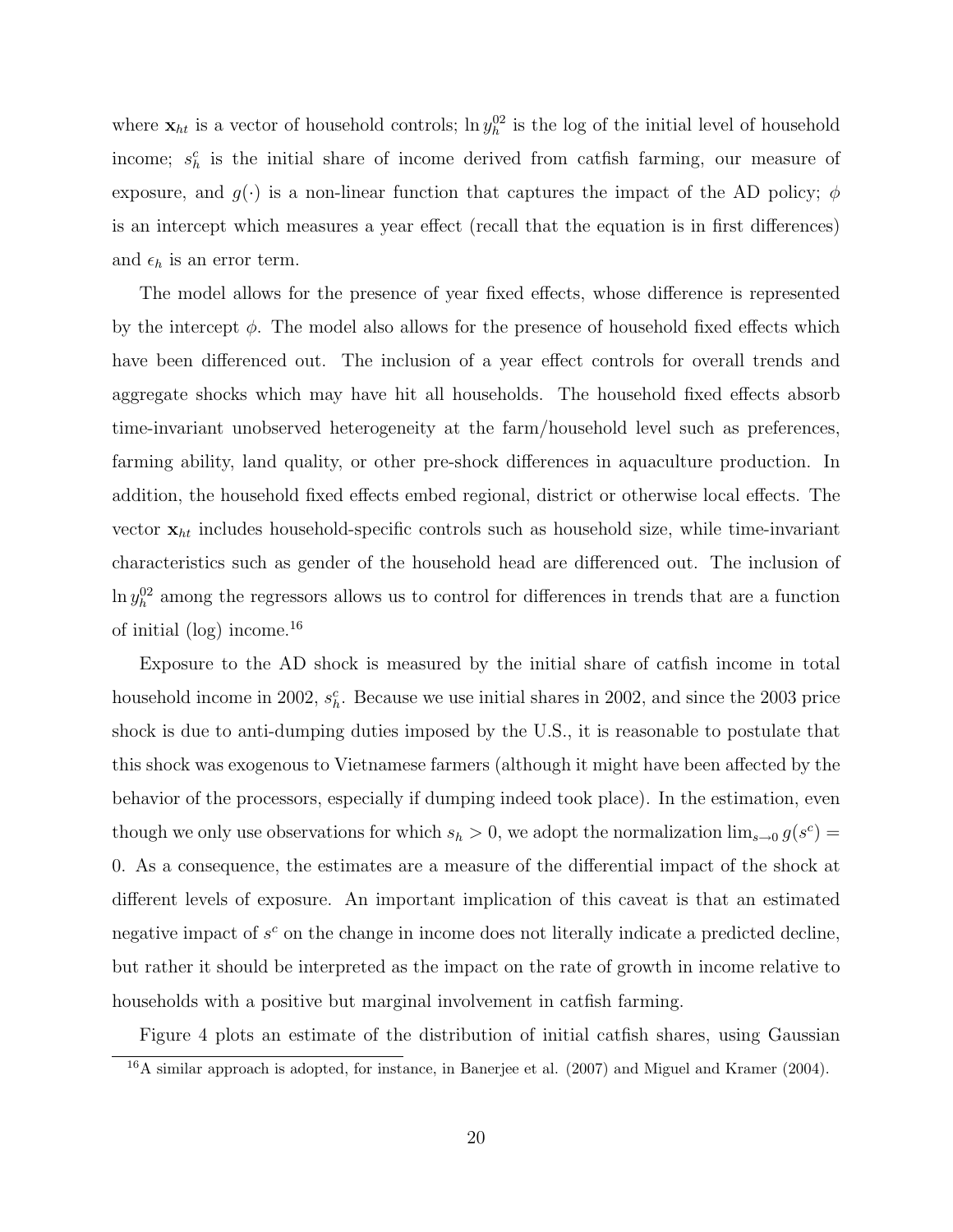where $\mathbf{x}_{ht}$ is a vector of household controls; $\ln y_h^{02}$ is the log of the initial level of household income; $s_h^c$ is the initial share of income derived from catfish farming, our measure of exposure, and $g(\cdot)$ is a non-linear function that captures the impact of the AD policy; $\phi$ is an intercept which measures a year effect (recall that the equation is in first differences) and $\epsilon_h$ is an error term.

The model allows for the presence of year fixed effects, whose difference is represented by the intercept $\phi$. The model also allows for the presence of household fixed effects which have been differenced out. The inclusion of a year effect controls for overall trends and aggregate shocks which may have hit all households. The household fixed effects absorb time-invariant unobserved heterogeneity at the farm/household level such as preferences, farming ability, land quality, or other pre-shock differences in aquaculture production. In addition, the household fixed effects embed regional, district or otherwise local effects. The vector $\mathbf{x}_{ht}$ includes household-specific controls such as household size, while time-invariant characteristics such as gender of the household head are differenced out. The inclusion of $\ln y_h^{02}$ among the regressors allows us to control for differences in trends that are a function of initial (log) income.[16]

Exposure to the AD shock is measured by the initial share of catfish income in total household income in 2002, $s_h^c$. Because we use initial shares in 2002, and since the 2003 price shock is due to anti-dumping duties imposed by the U.S., it is reasonable to postulate that this shock was exogenous to Vietnamese farmers (although it might have been affected by the behavior of the processors, especially if dumping indeed took place). In the estimation, even though we only use observations for which $s_h > 0$, we adopt the normalization $\lim_{s \to 0} g(s^c) = 0$. As a consequence, the estimates are a measure of the differential impact of the shock at different levels of exposure. An important implication of this caveat is that an estimated negative impact of $s^c$ on the change in income does not literally indicate a predicted decline, but rather it should be interpreted as the impact on the rate of growth in income relative to households with a positive but marginal involvement in catfish farming.

Figure 4 plots an estimate of the distribution of initial catfish shares, using Gaussian

[16] A similar approach is adopted, for instance, in Banerjee et al. (2007) and Miguel and Kramer (2004).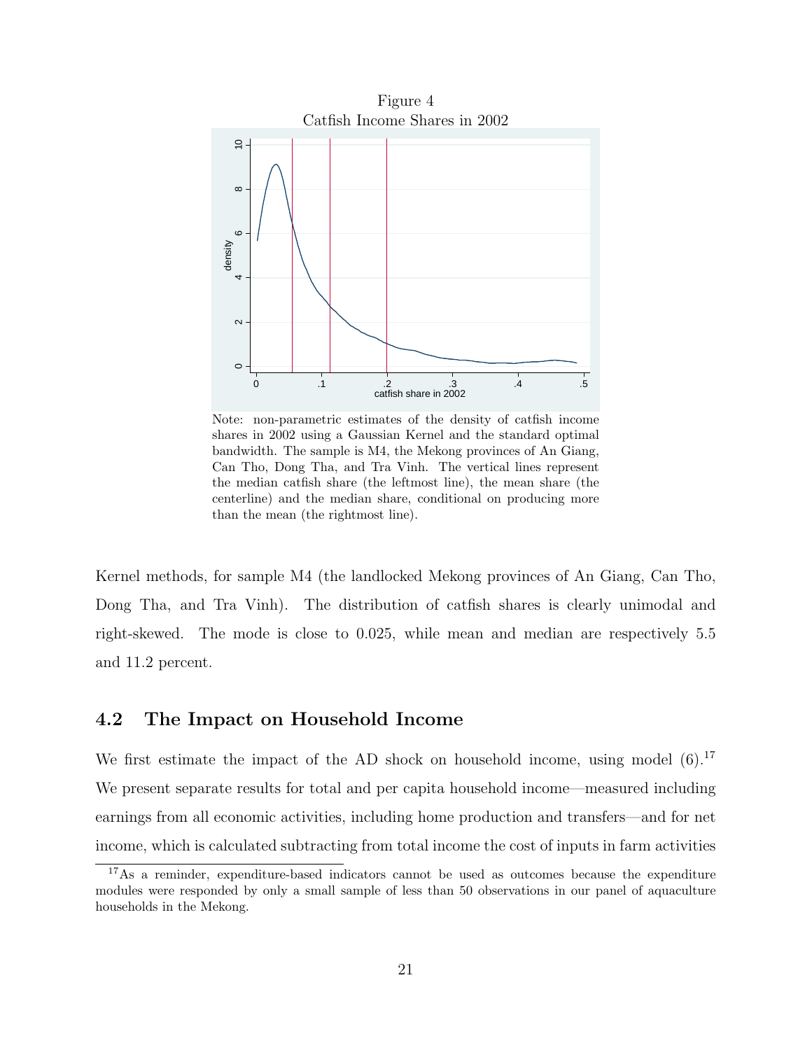Figure 4
Catfish Income Shares in 2002

Note: non-parametric estimates of the density of catfish income shares in 2002 using a Gaussian Kernel and the standard optimal bandwidth. The sample is M4, the Mekong provinces of An Giang, Can Tho, Dong Tha, and Tra Vinh. The vertical lines represent the median catfish share (the leftmost line), the mean share (the centerline) and the median share, conditional on producing more than the mean (the rightmost line).

Kernel methods, for sample M4 (the landlocked Mekong provinces of An Giang, Can Tho, Dong Tha, and Tra Vinh). The distribution of catfish shares is clearly unimodal and right-skewed. The mode is close to 0.025, while mean and median are respectively 5.5 and 11.2 percent.

## 4.2 The Impact on Household Income

We first estimate the impact of the AD shock on household income, using model (6).[17] We present separate results for total and per capita household income—measured including earnings from all economic activities, including home production and transfers—and for net income, which is calculated subtracting from total income the cost of inputs in farm activities

[17] As a reminder, expenditure-based indicators cannot be used as outcomes because the expenditure modules were responded by only a small sample of less than 50 observations in our panel of aquaculture households in the Mekong.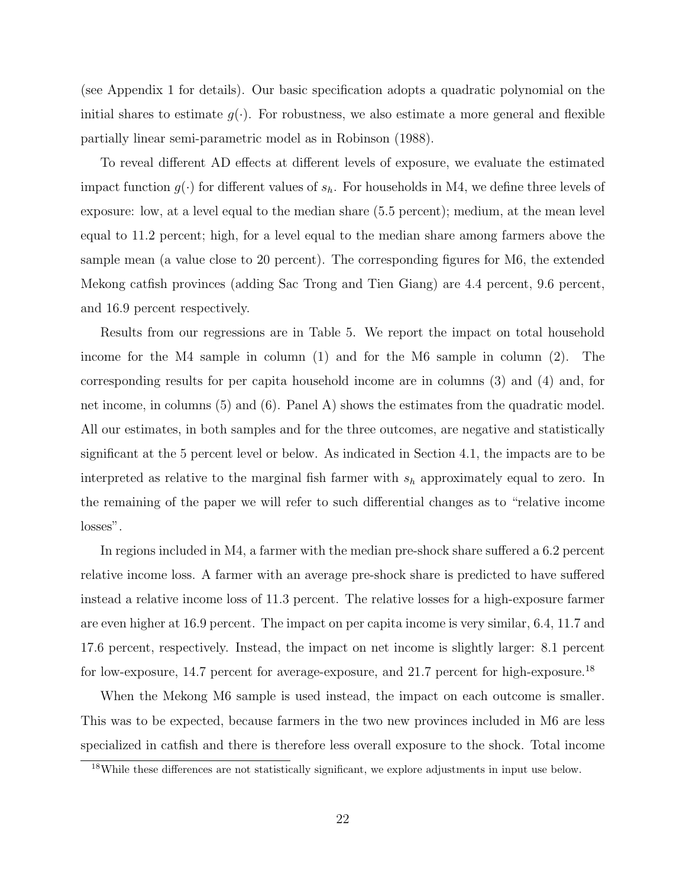(see Appendix 1 for details). Our basic specification adopts a quadratic polynomial on the initial shares to estimate $g(\cdot)$. For robustness, we also estimate a more general and flexible partially linear semi-parametric model as in Robinson (1988).

To reveal different AD effects at different levels of exposure, we evaluate the estimated impact function $g(\cdot)$ for different values of $s_h$. For households in M4, we define three levels of exposure: low, at a level equal to the median share (5.5 percent); medium, at the mean level equal to 11.2 percent; high, for a level equal to the median share among farmers above the sample mean (a value close to 20 percent). The corresponding figures for M6, the extended Mekong catfish provinces (adding Sac Trong and Tien Giang) are 4.4 percent, 9.6 percent, and 16.9 percent respectively.

Results from our regressions are in Table 5. We report the impact on total household income for the M4 sample in column (1) and for the M6 sample in column (2). The corresponding results for per capita household income are in columns (3) and (4) and, for net income, in columns (5) and (6). Panel A) shows the estimates from the quadratic model. All our estimates, in both samples and for the three outcomes, are negative and statistically significant at the 5 percent level or below. As indicated in Section 4.1, the impacts are to be interpreted as relative to the marginal fish farmer with $s_h$ approximately equal to zero. In the remaining of the paper we will refer to such differential changes as to "relative income losses".

In regions included in M4, a farmer with the median pre-shock share suffered a 6.2 percent relative income loss. A farmer with an average pre-shock share is predicted to have suffered instead a relative income loss of 11.3 percent. The relative losses for a high-exposure farmer are even higher at 16.9 percent. The impact on per capita income is very similar, 6.4, 11.7 and 17.6 percent, respectively. Instead, the impact on net income is slightly larger: 8.1 percent for low-exposure, 14.7 percent for average-exposure, and 21.7 percent for high-exposure.[18]

When the Mekong M6 sample is used instead, the impact on each outcome is smaller. This was to be expected, because farmers in the two new provinces included in M6 are less specialized in catfish and there is therefore less overall exposure to the shock. Total income

[18]While these differences are not statistically significant, we explore adjustments in input use below.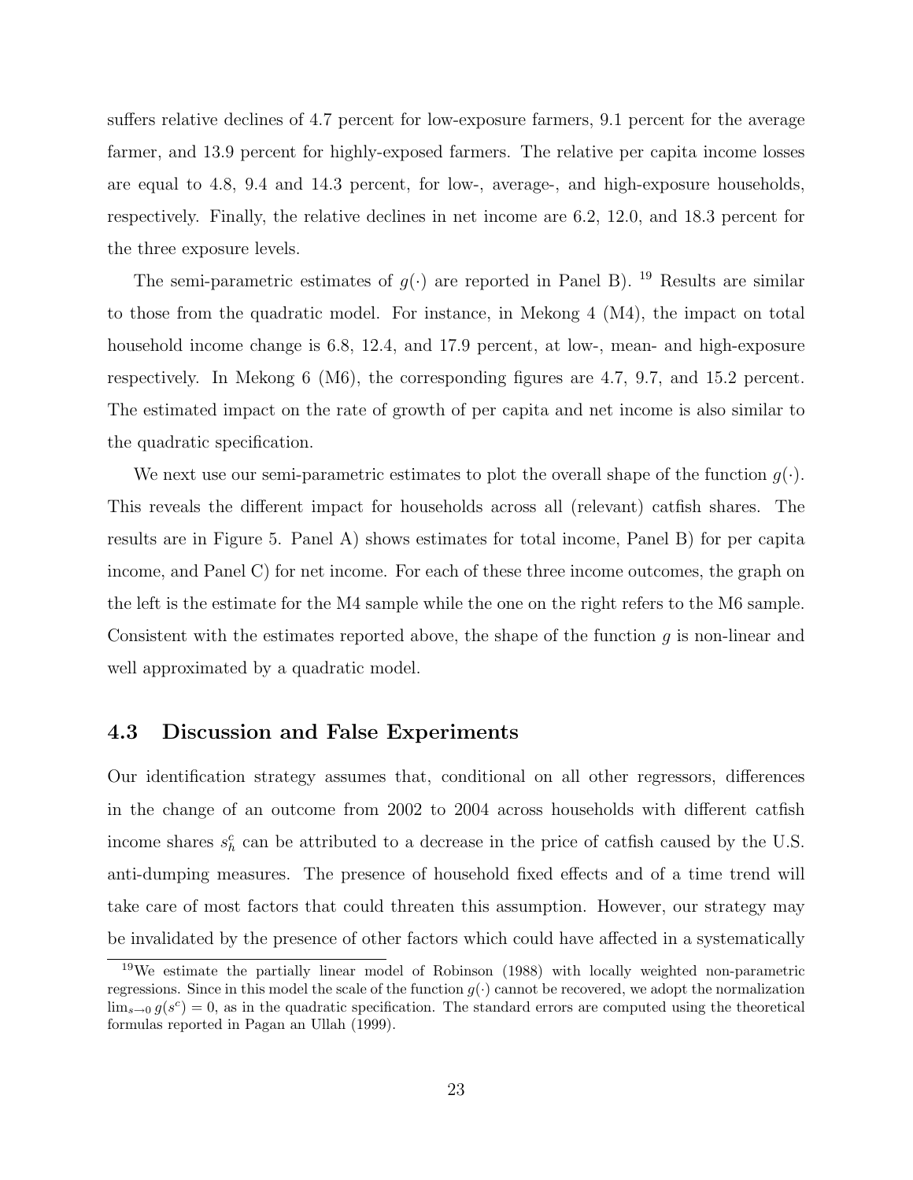suffers relative declines of 4.7 percent for low-exposure farmers, 9.1 percent for the average farmer, and 13.9 percent for highly-exposed farmers. The relative per capita income losses are equal to 4.8, 9.4 and 14.3 percent, for low-, average-, and high-exposure households, respectively. Finally, the relative declines in net income are 6.2, 12.0, and 18.3 percent for the three exposure levels.

The semi-parametric estimates of $g(\cdot)$ are reported in Panel B). [19] Results are similar to those from the quadratic model. For instance, in Mekong 4 (M4), the impact on total household income change is 6.8, 12.4, and 17.9 percent, at low-, mean- and high-exposure respectively. In Mekong 6 (M6), the corresponding figures are 4.7, 9.7, and 15.2 percent. The estimated impact on the rate of growth of per capita and net income is also similar to the quadratic specification.

We next use our semi-parametric estimates to plot the overall shape of the function $g(\cdot)$. This reveals the different impact for households across all (relevant) catfish shares. The results are in Figure 5. Panel A) shows estimates for total income, Panel B) for per capita income, and Panel C) for net income. For each of these three income outcomes, the graph on the left is the estimate for the M4 sample while the one on the right refers to the M6 sample. Consistent with the estimates reported above, the shape of the function $g$ is non-linear and well approximated by a quadratic model.

## 4.3 Discussion and False Experiments

Our identification strategy assumes that, conditional on all other regressors, differences in the change of an outcome from 2002 to 2004 across households with different catfish income shares $s_h^c$ can be attributed to a decrease in the price of catfish caused by the U.S. anti-dumping measures. The presence of household fixed effects and of a time trend will take care of most factors that could threaten this assumption. However, our strategy may be invalidated by the presence of other factors which could have affected in a systematically

[19] We estimate the partially linear model of Robinson (1988) with locally weighted non-parametric regressions. Since in this model the scale of the function $g(\cdot)$ cannot be recovered, we adopt the normalization $\lim_{s \to 0} g(s^c) = 0$, as in the quadratic specification. The standard errors are computed using the theoretical formulas reported in Pagan an Ullah (1999).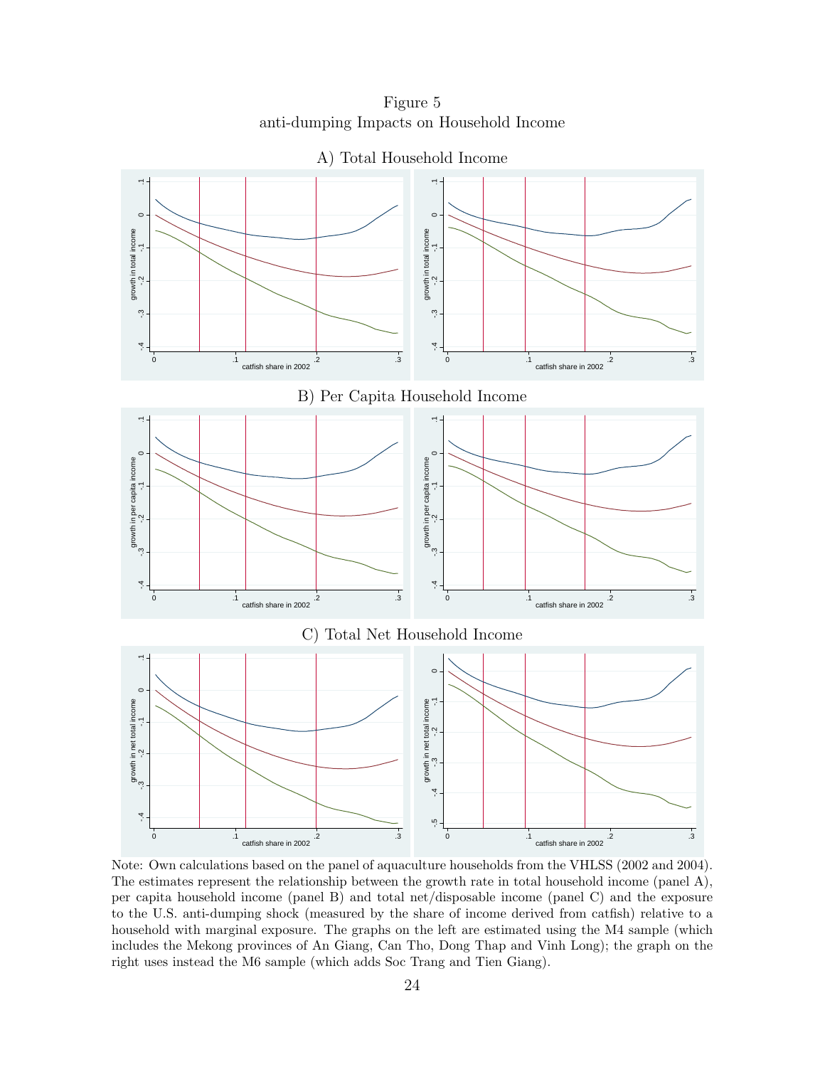Figure 5
anti-dumping Impacts on Household Income

A) Total Household Income

B) Per Capita Household Income

C) Total Net Household Income

Note: Own calculations based on the panel of aquaculture households from the VHLSS (2002 and 2004). The estimates represent the relationship between the growth rate in total household income (panel A), per capita household income (panel B) and total net/disposable income (panel C) and the exposure to the U.S. anti-dumping shock (measured by the share of income derived from catfish) relative to a household with marginal exposure. The graphs on the left are estimated using the M4 sample (which includes the Mekong provinces of An Giang, Can Tho, Dong Thap and Vinh Long); the graph on the right uses instead the M6 sample (which adds Soc Trang and Tien Giang).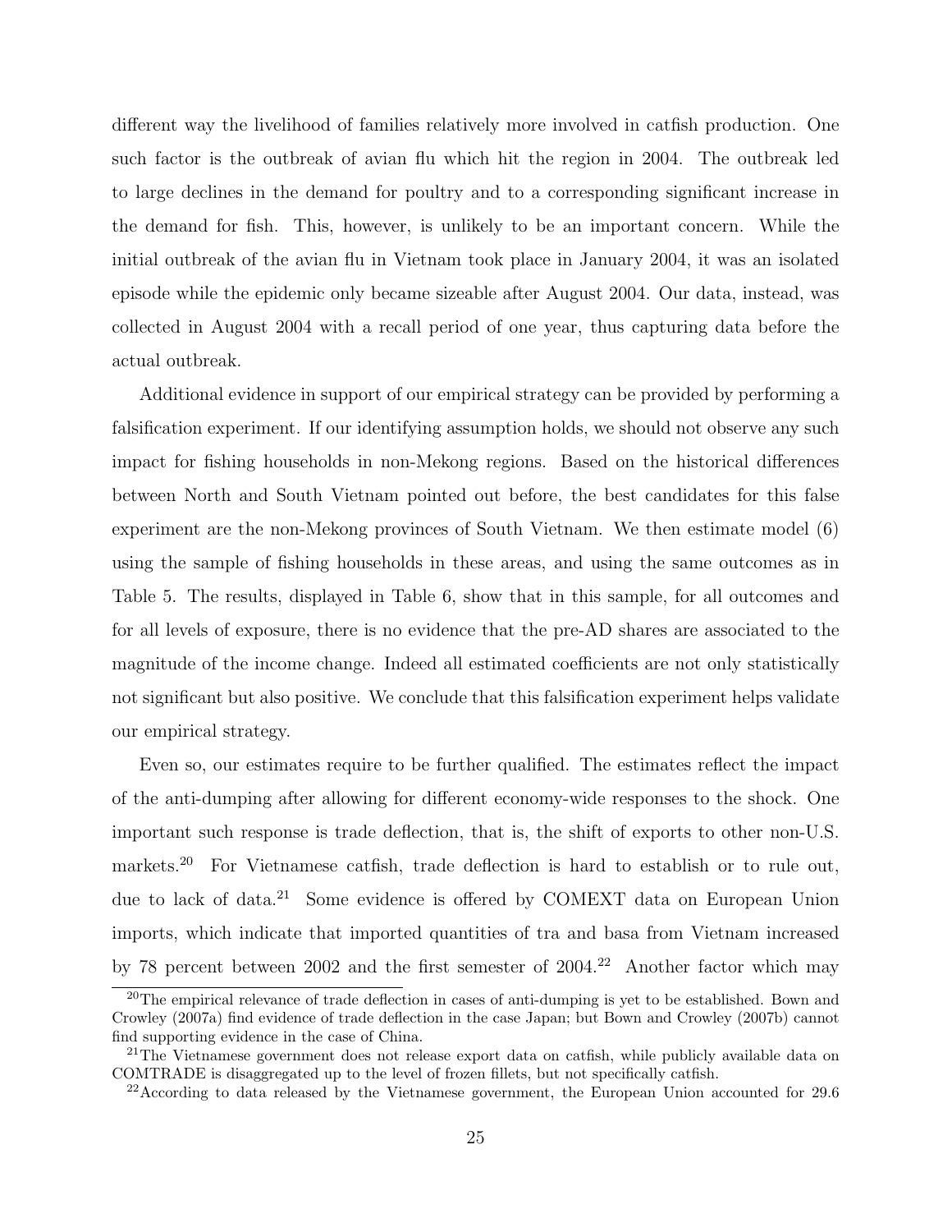different way the livelihood of families relatively more involved in catfish production. One such factor is the outbreak of avian flu which hit the region in 2004. The outbreak led to large declines in the demand for poultry and to a corresponding significant increase in the demand for fish. This, however, is unlikely to be an important concern. While the initial outbreak of the avian flu in Vietnam took place in January 2004, it was an isolated episode while the epidemic only became sizeable after August 2004. Our data, instead, was collected in August 2004 with a recall period of one year, thus capturing data before the actual outbreak.

Additional evidence in support of our empirical strategy can be provided by performing a falsification experiment. If our identifying assumption holds, we should not observe any such impact for fishing households in non-Mekong regions. Based on the historical differences between North and South Vietnam pointed out before, the best candidates for this false experiment are the non-Mekong provinces of South Vietnam. We then estimate model (6) using the sample of fishing households in these areas, and using the same outcomes as in Table 5. The results, displayed in Table 6, show that in this sample, for all outcomes and for all levels of exposure, there is no evidence that the pre-AD shares are associated to the magnitude of the income change. Indeed all estimated coefficients are not only statistically not significant but also positive. We conclude that this falsification experiment helps validate our empirical strategy.

Even so, our estimates require to be further qualified. The estimates reflect the impact of the anti-dumping after allowing for different economy-wide responses to the shock. One important such response is trade deflection, that is, the shift of exports to other non-U.S. markets.[20] For Vietnamese catfish, trade deflection is hard to establish or to rule out, due to lack of data.[21] Some evidence is offered by COMEXT data on European Union imports, which indicate that imported quantities of tra and basa from Vietnam increased by 78 percent between 2002 and the first semester of 2004.[22] Another factor which may

[20]The empirical relevance of trade deflection in cases of anti-dumping is yet to be established. Bown and Crowley (2007a) find evidence of trade deflection in the case Japan; but Bown and Crowley (2007b) cannot find supporting evidence in the case of China.

[21]The Vietnamese government does not release export data on catfish, while publicly available data on COMTRADE is disaggregated up to the level of frozen fillets, but not specifically catfish.

[22]According to data released by the Vietnamese government, the European Union accounted for 29.6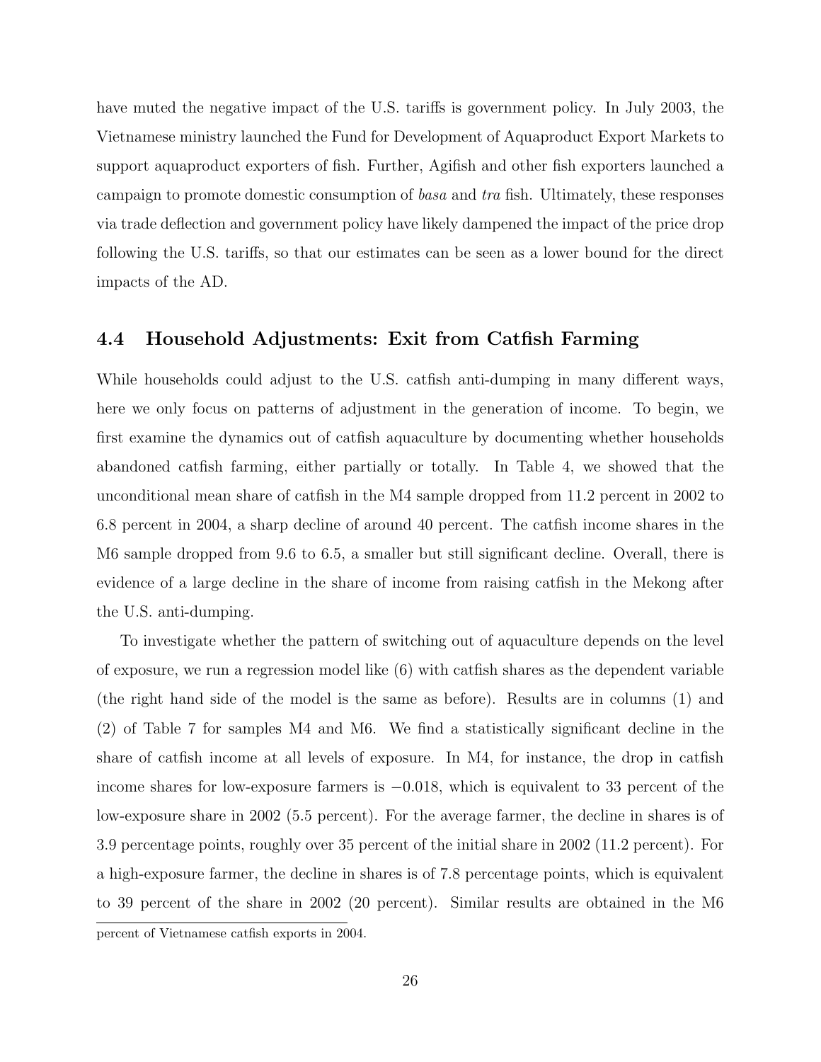have muted the negative impact of the U.S. tariffs is government policy. In July 2003, the Vietnamese ministry launched the Fund for Development of Aquaproduct Export Markets to support aquaproduct exporters of fish. Further, Agifish and other fish exporters launched a campaign to promote domestic consumption of *basa* and *tra* fish. Ultimately, these responses via trade deflection and government policy have likely dampened the impact of the price drop following the U.S. tariffs, so that our estimates can be seen as a lower bound for the direct impacts of the AD.

### 4.4 Household Adjustments: Exit from Catfish Farming

While households could adjust to the U.S. catfish anti-dumping in many different ways, here we only focus on patterns of adjustment in the generation of income. To begin, we first examine the dynamics out of catfish aquaculture by documenting whether households abandoned catfish farming, either partially or totally. In Table 4, we showed that the unconditional mean share of catfish in the M4 sample dropped from 11.2 percent in 2002 to 6.8 percent in 2004, a sharp decline of around 40 percent. The catfish income shares in the M6 sample dropped from 9.6 to 6.5, a smaller but still significant decline. Overall, there is evidence of a large decline in the share of income from raising catfish in the Mekong after the U.S. anti-dumping.

To investigate whether the pattern of switching out of aquaculture depends on the level of exposure, we run a regression model like (6) with catfish shares as the dependent variable (the right hand side of the model is the same as before). Results are in columns (1) and (2) of Table 7 for samples M4 and M6. We find a statistically significant decline in the share of catfish income at all levels of exposure. In M4, for instance, the drop in catfish income shares for low-exposure farmers is $-0.018$, which is equivalent to 33 percent of the low-exposure share in 2002 (5.5 percent). For the average farmer, the decline in shares is of 3.9 percentage points, roughly over 35 percent of the initial share in 2002 (11.2 percent). For a high-exposure farmer, the decline in shares is of 7.8 percentage points, which is equivalent to 39 percent of the share in 2002 (20 percent). Similar results are obtained in the M6

percent of Vietnamese catfish exports in 2004.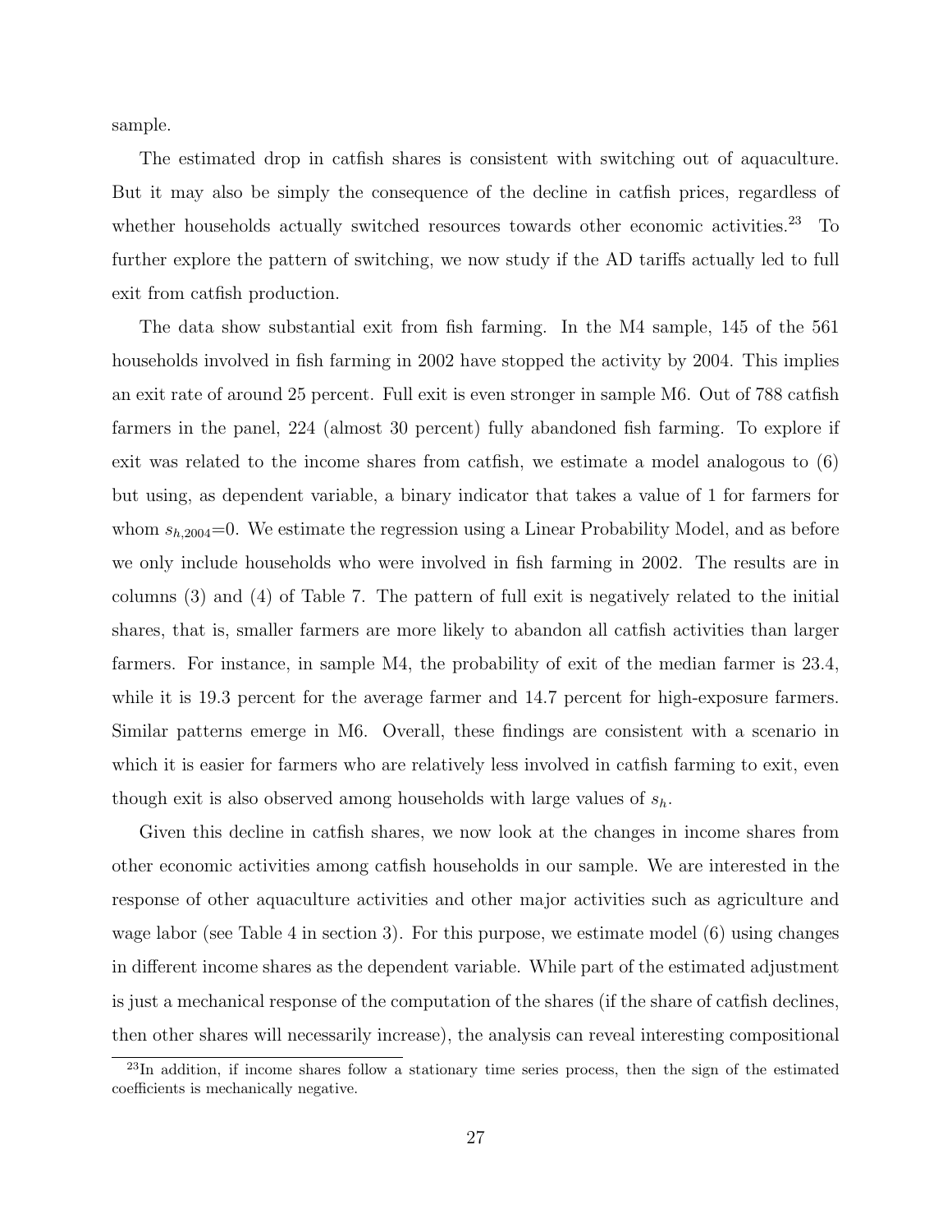sample.

The estimated drop in catfish shares is consistent with switching out of aquaculture. But it may also be simply the consequence of the decline in catfish prices, regardless of whether households actually switched resources towards other economic activities.[23] To further explore the pattern of switching, we now study if the AD tariffs actually led to full exit from catfish production.

The data show substantial exit from fish farming. In the M4 sample, 145 of the 561 households involved in fish farming in 2002 have stopped the activity by 2004. This implies an exit rate of around 25 percent. Full exit is even stronger in sample M6. Out of 788 catfish farmers in the panel, 224 (almost 30 percent) fully abandoned fish farming. To explore if exit was related to the income shares from catfish, we estimate a model analogous to (6) but using, as dependent variable, a binary indicator that takes a value of 1 for farmers for whom $s_{h,2004}$=0. We estimate the regression using a Linear Probability Model, and as before we only include households who were involved in fish farming in 2002. The results are in columns (3) and (4) of Table 7. The pattern of full exit is negatively related to the initial shares, that is, smaller farmers are more likely to abandon all catfish activities than larger farmers. For instance, in sample M4, the probability of exit of the median farmer is 23.4, while it is 19.3 percent for the average farmer and 14.7 percent for high-exposure farmers. Similar patterns emerge in M6. Overall, these findings are consistent with a scenario in which it is easier for farmers who are relatively less involved in catfish farming to exit, even though exit is also observed among households with large values of $s_h$.

Given this decline in catfish shares, we now look at the changes in income shares from other economic activities among catfish households in our sample. We are interested in the response of other aquaculture activities and other major activities such as agriculture and wage labor (see Table 4 in section 3). For this purpose, we estimate model (6) using changes in different income shares as the dependent variable. While part of the estimated adjustment is just a mechanical response of the computation of the shares (if the share of catfish declines, then other shares will necessarily increase), the analysis can reveal interesting compositional

[23]In addition, if income shares follow a stationary time series process, then the sign of the estimated coefficients is mechanically negative.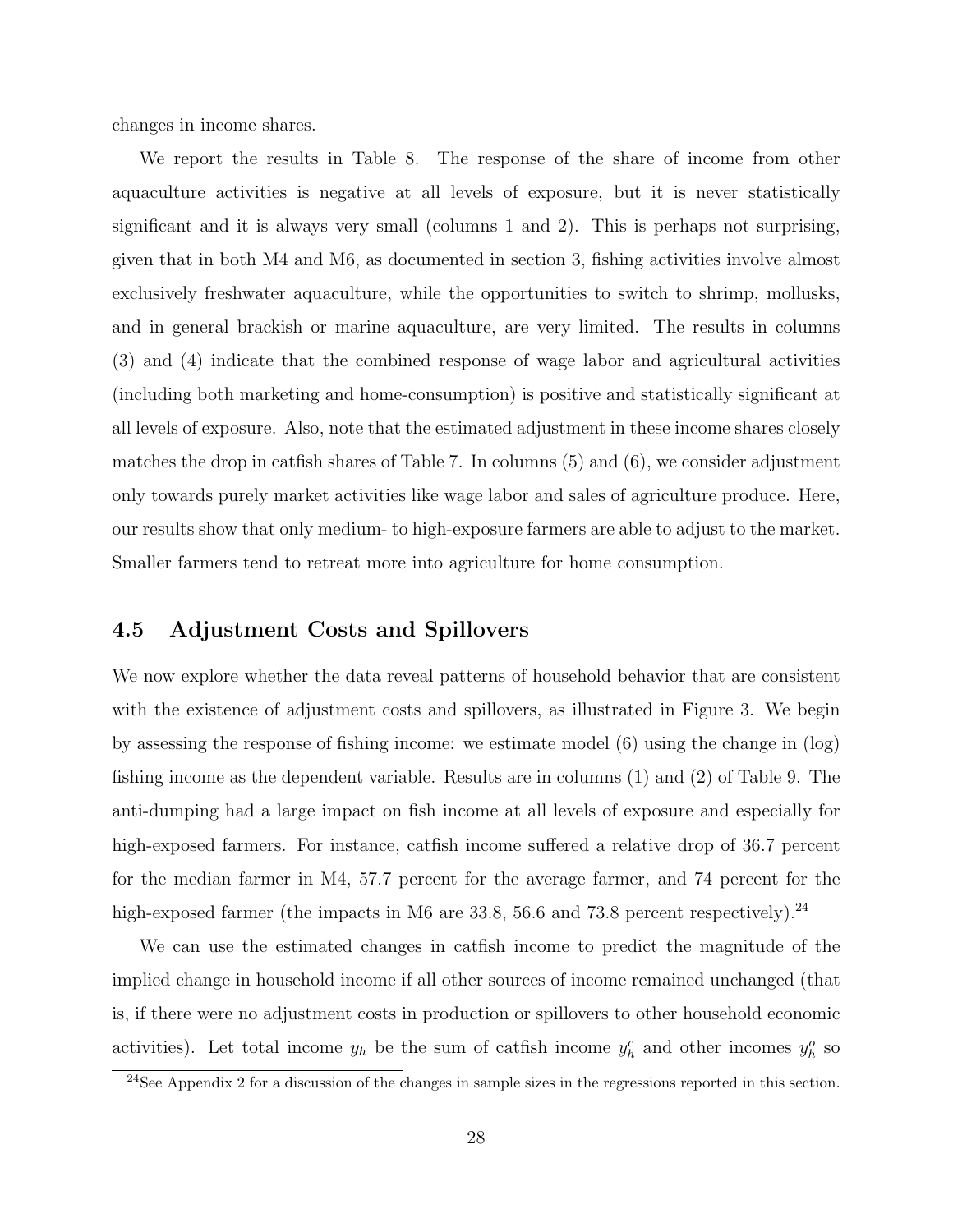changes in income shares.

We report the results in Table 8. The response of the share of income from other aquaculture activities is negative at all levels of exposure, but it is never statistically significant and it is always very small (columns 1 and 2). This is perhaps not surprising, given that in both M4 and M6, as documented in section 3, fishing activities involve almost exclusively freshwater aquaculture, while the opportunities to switch to shrimp, mollusks, and in general brackish or marine aquaculture, are very limited. The results in columns (3) and (4) indicate that the combined response of wage labor and agricultural activities (including both marketing and home-consumption) is positive and statistically significant at all levels of exposure. Also, note that the estimated adjustment in these income shares closely matches the drop in catfish shares of Table 7. In columns (5) and (6), we consider adjustment only towards purely market activities like wage labor and sales of agriculture produce. Here, our results show that only medium- to high-exposure farmers are able to adjust to the market. Smaller farmers tend to retreat more into agriculture for home consumption.

## 4.5 Adjustment Costs and Spillovers

We now explore whether the data reveal patterns of household behavior that are consistent with the existence of adjustment costs and spillovers, as illustrated in Figure 3. We begin by assessing the response of fishing income: we estimate model (6) using the change in (log) fishing income as the dependent variable. Results are in columns (1) and (2) of Table 9. The anti-dumping had a large impact on fish income at all levels of exposure and especially for high-exposed farmers. For instance, catfish income suffered a relative drop of 36.7 percent for the median farmer in M4, 57.7 percent for the average farmer, and 74 percent for the high-exposed farmer (the impacts in M6 are 33.8, 56.6 and 73.8 percent respectively).[24]

We can use the estimated changes in catfish income to predict the magnitude of the implied change in household income if all other sources of income remained unchanged (that is, if there were no adjustment costs in production or spillovers to other household economic activities). Let total income $y_h$ be the sum of catfish income $y_h^c$ and other incomes $y_h^o$ so

[24]See Appendix 2 for a discussion of the changes in sample sizes in the regressions reported in this section.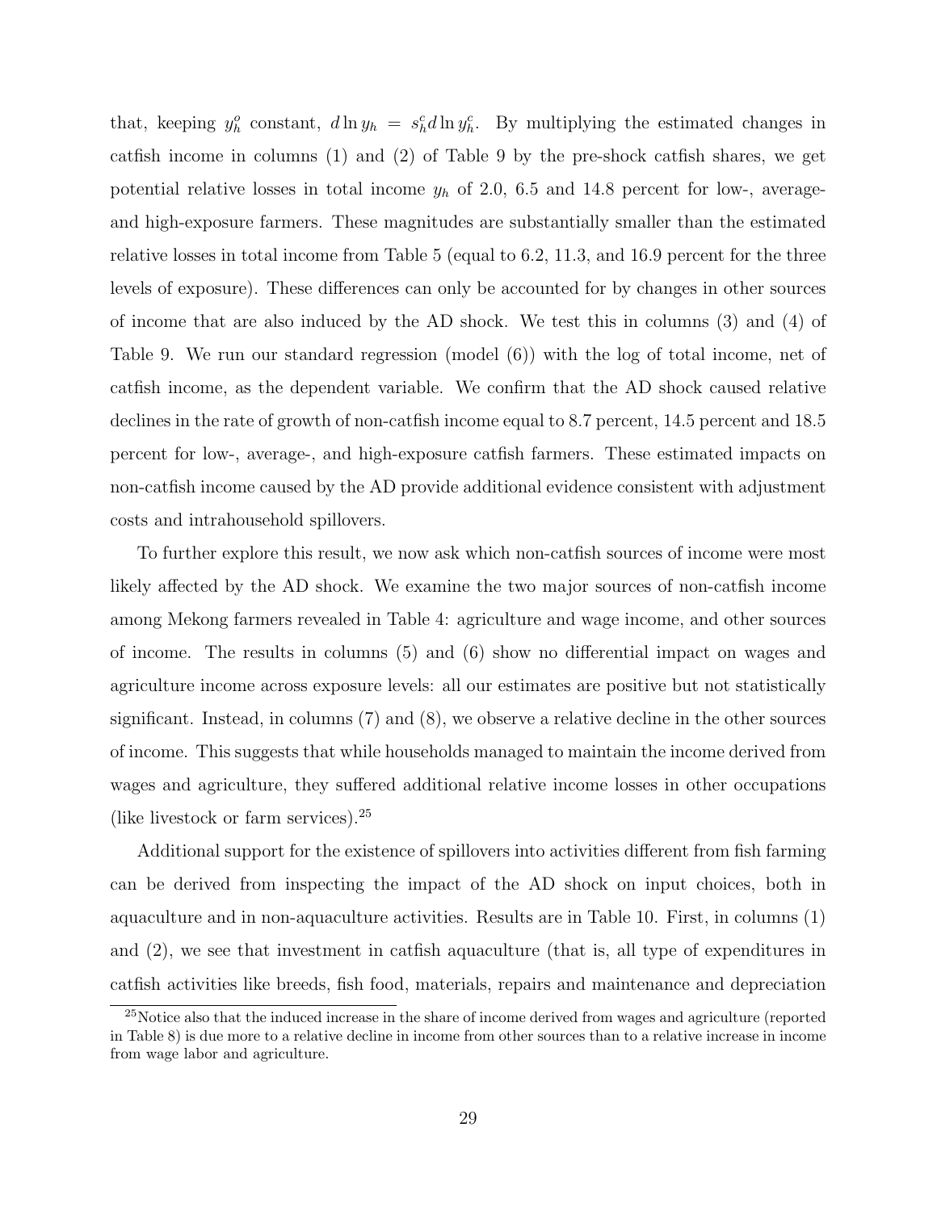that, keeping $y_h^o$ constant, $d \ln y_h = s_h^c d \ln y_h^c$. By multiplying the estimated changes in catfish income in columns (1) and (2) of Table 9 by the pre-shock catfish shares, we get potential relative losses in total income $y_h$ of 2.0, 6.5 and 14.8 percent for low-, average- and high-exposure farmers. These magnitudes are substantially smaller than the estimated relative losses in total income from Table 5 (equal to 6.2, 11.3, and 16.9 percent for the three levels of exposure). These differences can only be accounted for by changes in other sources of income that are also induced by the AD shock. We test this in columns (3) and (4) of Table 9. We run our standard regression (model (6)) with the log of total income, net of catfish income, as the dependent variable. We confirm that the AD shock caused relative declines in the rate of growth of non-catfish income equal to 8.7 percent, 14.5 percent and 18.5 percent for low-, average-, and high-exposure catfish farmers. These estimated impacts on non-catfish income caused by the AD provide additional evidence consistent with adjustment costs and intrahousehold spillovers.

To further explore this result, we now ask which non-catfish sources of income were most likely affected by the AD shock. We examine the two major sources of non-catfish income among Mekong farmers revealed in Table 4: agriculture and wage income, and other sources of income. The results in columns (5) and (6) show no differential impact on wages and agriculture income across exposure levels: all our estimates are positive but not statistically significant. Instead, in columns (7) and (8), we observe a relative decline in the other sources of income. This suggests that while households managed to maintain the income derived from wages and agriculture, they suffered additional relative income losses in other occupations (like livestock or farm services).[25]

Additional support for the existence of spillovers into activities different from fish farming can be derived from inspecting the impact of the AD shock on input choices, both in aquaculture and in non-aquaculture activities. Results are in Table 10. First, in columns (1) and (2), we see that investment in catfish aquaculture (that is, all type of expenditures in catfish activities like breeds, fish food, materials, repairs and maintenance and depreciation

[25]Notice also that the induced increase in the share of income derived from wages and agriculture (reported in Table 8) is due more to a relative decline in income from other sources than to a relative increase in income from wage labor and agriculture.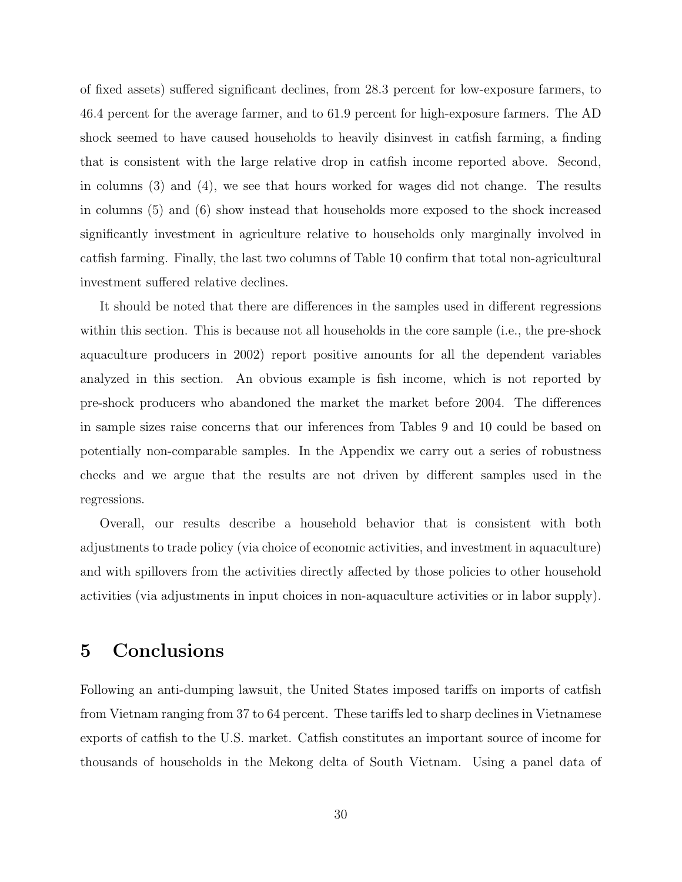of fixed assets) suffered significant declines, from 28.3 percent for low-exposure farmers, to 46.4 percent for the average farmer, and to 61.9 percent for high-exposure farmers. The AD shock seemed to have caused households to heavily disinvest in catfish farming, a finding that is consistent with the large relative drop in catfish income reported above. Second, in columns (3) and (4), we see that hours worked for wages did not change. The results in columns (5) and (6) show instead that households more exposed to the shock increased significantly investment in agriculture relative to households only marginally involved in catfish farming. Finally, the last two columns of Table 10 confirm that total non-agricultural investment suffered relative declines.

It should be noted that there are differences in the samples used in different regressions within this section. This is because not all households in the core sample (i.e., the pre-shock aquaculture producers in 2002) report positive amounts for all the dependent variables analyzed in this section. An obvious example is fish income, which is not reported by pre-shock producers who abandoned the market the market before 2004. The differences in sample sizes raise concerns that our inferences from Tables 9 and 10 could be based on potentially non-comparable samples. In the Appendix we carry out a series of robustness checks and we argue that the results are not driven by different samples used in the regressions.

Overall, our results describe a household behavior that is consistent with both adjustments to trade policy (via choice of economic activities, and investment in aquaculture) and with spillovers from the activities directly affected by those policies to other household activities (via adjustments in input choices in non-aquaculture activities or in labor supply).

# 5 Conclusions

Following an anti-dumping lawsuit, the United States imposed tariffs on imports of catfish from Vietnam ranging from 37 to 64 percent. These tariffs led to sharp declines in Vietnamese exports of catfish to the U.S. market. Catfish constitutes an important source of income for thousands of households in the Mekong delta of South Vietnam. Using a panel data of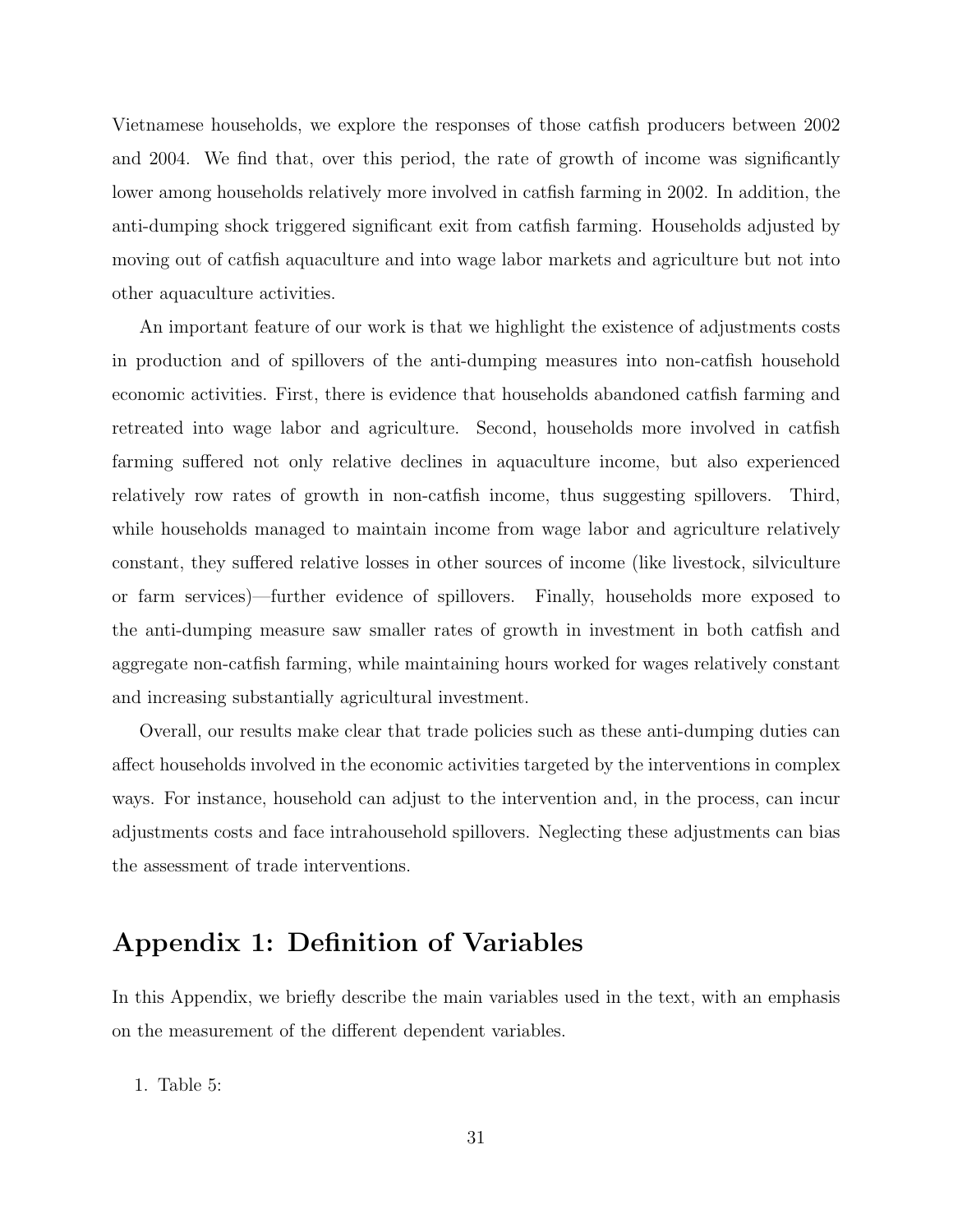Vietnamese households, we explore the responses of those catfish producers between 2002 and 2004. We find that, over this period, the rate of growth of income was significantly lower among households relatively more involved in catfish farming in 2002. In addition, the anti-dumping shock triggered significant exit from catfish farming. Households adjusted by moving out of catfish aquaculture and into wage labor markets and agriculture but not into other aquaculture activities.

An important feature of our work is that we highlight the existence of adjustments costs in production and of spillovers of the anti-dumping measures into non-catfish household economic activities. First, there is evidence that households abandoned catfish farming and retreated into wage labor and agriculture. Second, households more involved in catfish farming suffered not only relative declines in aquaculture income, but also experienced relatively row rates of growth in non-catfish income, thus suggesting spillovers. Third, while households managed to maintain income from wage labor and agriculture relatively constant, they suffered relative losses in other sources of income (like livestock, silviculture or farm services)—further evidence of spillovers. Finally, households more exposed to the anti-dumping measure saw smaller rates of growth in investment in both catfish and aggregate non-catfish farming, while maintaining hours worked for wages relatively constant and increasing substantially agricultural investment.

Overall, our results make clear that trade policies such as these anti-dumping duties can affect households involved in the economic activities targeted by the interventions in complex ways. For instance, household can adjust to the intervention and, in the process, can incur adjustments costs and face intrahousehold spillovers. Neglecting these adjustments can bias the assessment of trade interventions.

## Appendix 1: Definition of Variables

In this Appendix, we briefly describe the main variables used in the text, with an emphasis on the measurement of the different dependent variables.

1. Table 5: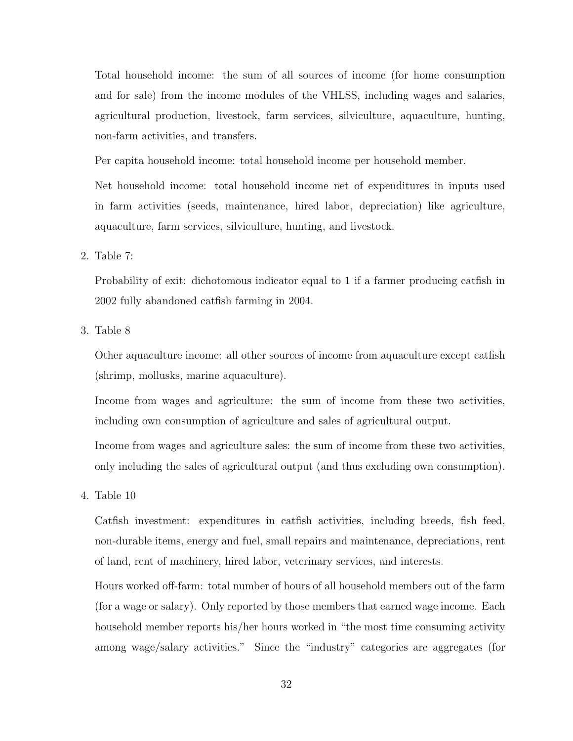Total household income: the sum of all sources of income (for home consumption and for sale) from the income modules of the VHLSS, including wages and salaries, agricultural production, livestock, farm services, silviculture, aquaculture, hunting, non-farm activities, and transfers.

Per capita household income: total household income per household member.

Net household income: total household income net of expenditures in inputs used in farm activities (seeds, maintenance, hired labor, depreciation) like agriculture, aquaculture, farm services, silviculture, hunting, and livestock.

2. Table 7:

   Probability of exit: dichotomous indicator equal to 1 if a farmer producing catfish in 2002 fully abandoned catfish farming in 2004.

3. Table 8

   Other aquaculture income: all other sources of income from aquaculture except catfish (shrimp, mollusks, marine aquaculture).

   Income from wages and agriculture: the sum of income from these two activities, including own consumption of agriculture and sales of agricultural output.

   Income from wages and agriculture sales: the sum of income from these two activities, only including the sales of agricultural output (and thus excluding own consumption).

4. Table 10

   Catfish investment: expenditures in catfish activities, including breeds, fish feed, non-durable items, energy and fuel, small repairs and maintenance, depreciations, rent of land, rent of machinery, hired labor, veterinary services, and interests.

   Hours worked off-farm: total number of hours of all household members out of the farm (for a wage or salary). Only reported by those members that earned wage income. Each household member reports his/her hours worked in "the most time consuming activity among wage/salary activities." Since the "industry" categories are aggregates (for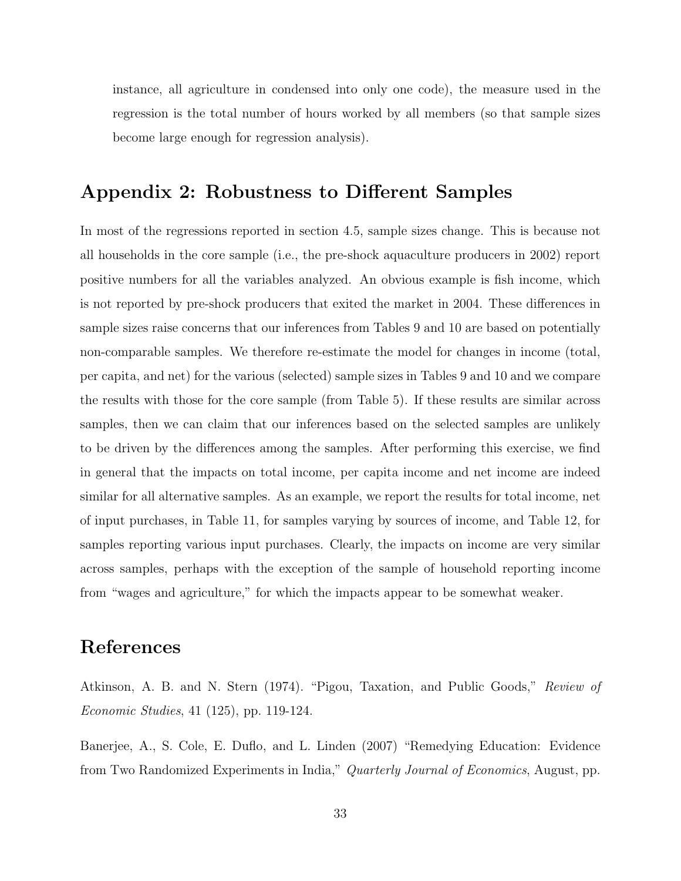instance, all agriculture in condensed into only one code), the measure used in the regression is the total number of hours worked by all members (so that sample sizes become large enough for regression analysis).

## Appendix 2: Robustness to Different Samples

In most of the regressions reported in section 4.5, sample sizes change. This is because not all households in the core sample (i.e., the pre-shock aquaculture producers in 2002) report positive numbers for all the variables analyzed. An obvious example is fish income, which is not reported by pre-shock producers that exited the market in 2004. These differences in sample sizes raise concerns that our inferences from Tables 9 and 10 are based on potentially non-comparable samples. We therefore re-estimate the model for changes in income (total, per capita, and net) for the various (selected) sample sizes in Tables 9 and 10 and we compare the results with those for the core sample (from Table 5). If these results are similar across samples, then we can claim that our inferences based on the selected samples are unlikely to be driven by the differences among the samples. After performing this exercise, we find in general that the impacts on total income, per capita income and net income are indeed similar for all alternative samples. As an example, we report the results for total income, net of input purchases, in Table 11, for samples varying by sources of income, and Table 12, for samples reporting various input purchases. Clearly, the impacts on income are very similar across samples, perhaps with the exception of the sample of household reporting income from "wages and agriculture," for which the impacts appear to be somewhat weaker.

## References

Atkinson, A. B. and N. Stern (1974). "Pigou, Taxation, and Public Goods," *Review of Economic Studies*, 41 (125), pp. 119-124.

Banerjee, A., S. Cole, E. Duflo, and L. Linden (2007) "Remedying Education: Evidence from Two Randomized Experiments in India," *Quarterly Journal of Economics*, August, pp.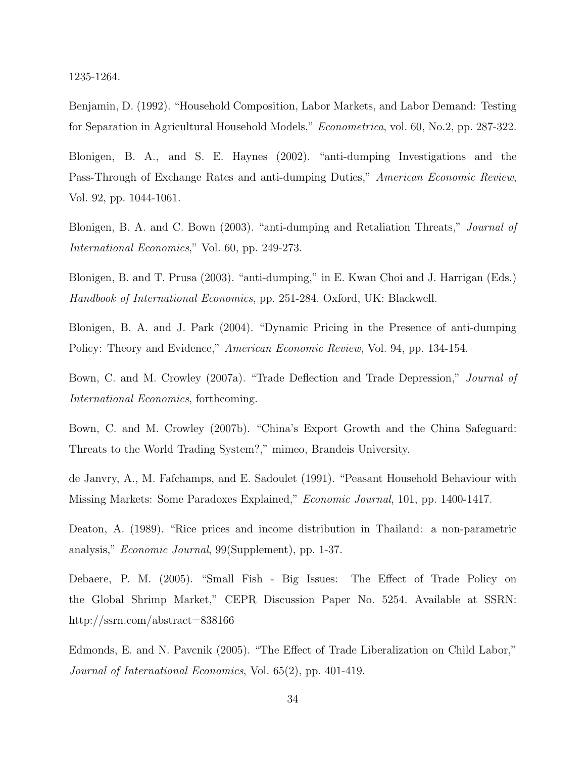1235-1264.

Benjamin, D. (1992). "Household Composition, Labor Markets, and Labor Demand: Testing for Separation in Agricultural Household Models," *Econometrica*, vol. 60, No.2, pp. 287-322.

Blonigen, B. A., and S. E. Haynes (2002). "anti-dumping Investigations and the Pass-Through of Exchange Rates and anti-dumping Duties," *American Economic Review*, Vol. 92, pp. 1044-1061.

Blonigen, B. A. and C. Bown (2003). "anti-dumping and Retaliation Threats," *Journal of International Economics*," Vol. 60, pp. 249-273.

Blonigen, B. and T. Prusa (2003). "anti-dumping," in E. Kwan Choi and J. Harrigan (Eds.) *Handbook of International Economics*, pp. 251-284. Oxford, UK: Blackwell.

Blonigen, B. A. and J. Park (2004). "Dynamic Pricing in the Presence of anti-dumping Policy: Theory and Evidence," *American Economic Review*, Vol. 94, pp. 134-154.

Bown, C. and M. Crowley (2007a). "Trade Deflection and Trade Depression," *Journal of International Economics*, forthcoming.

Bown, C. and M. Crowley (2007b). "China's Export Growth and the China Safeguard: Threats to the World Trading System?," mimeo, Brandeis University.

de Janvry, A., M. Fafchamps, and E. Sadoulet (1991). "Peasant Household Behaviour with Missing Markets: Some Paradoxes Explained," *Economic Journal*, 101, pp. 1400-1417.

Deaton, A. (1989). "Rice prices and income distribution in Thailand: a non-parametric analysis," *Economic Journal*, 99(Supplement), pp. 1-37.

Debaere, P. M. (2005). "Small Fish - Big Issues: The Effect of Trade Policy on the Global Shrimp Market," CEPR Discussion Paper No. 5254. Available at SSRN: http://ssrn.com/abstract=838166

Edmonds, E. and N. Pavcnik (2005). "The Effect of Trade Liberalization on Child Labor," *Journal of International Economics*, Vol. 65(2), pp. 401-419.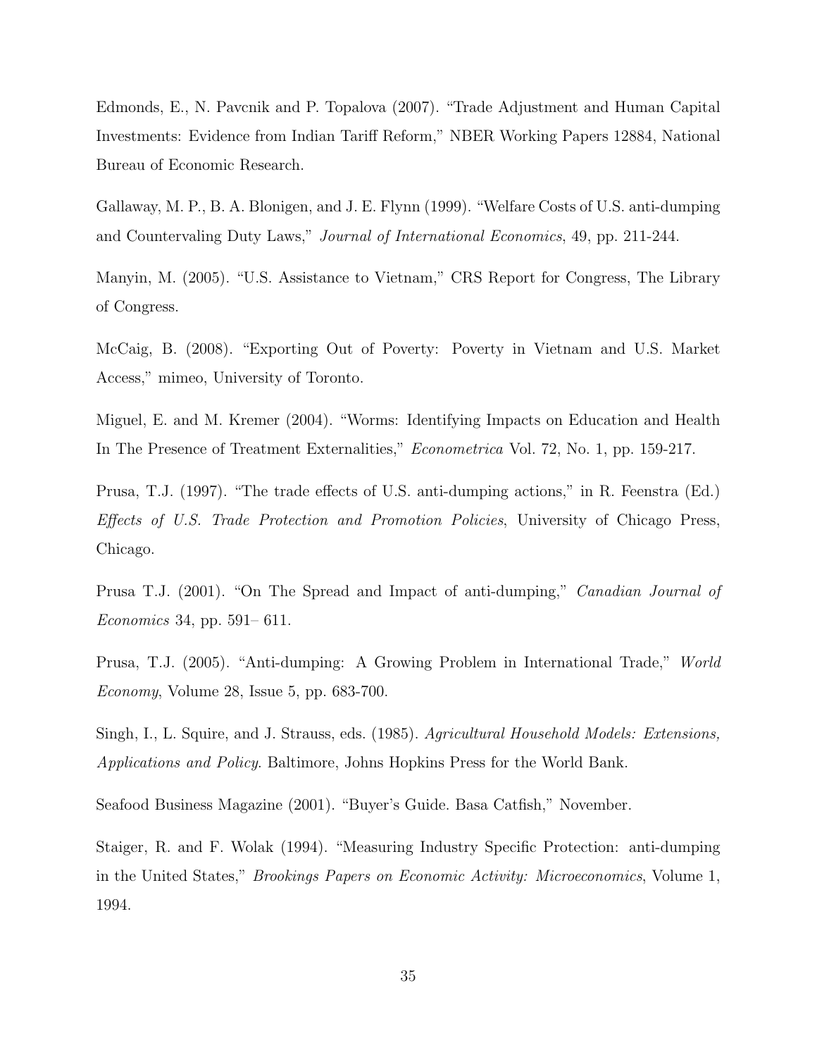Edmonds, E., N. Pavcnik and P. Topalova (2007). "Trade Adjustment and Human Capital Investments: Evidence from Indian Tariff Reform," NBER Working Papers 12884, National Bureau of Economic Research.

Gallaway, M. P., B. A. Blonigen, and J. E. Flynn (1999). "Welfare Costs of U.S. anti-dumping and Countervaling Duty Laws," *Journal of International Economics*, 49, pp. 211-244.

Manyin, M. (2005). "U.S. Assistance to Vietnam," CRS Report for Congress, The Library of Congress.

McCaig, B. (2008). "Exporting Out of Poverty: Poverty in Vietnam and U.S. Market Access," mimeo, University of Toronto.

Miguel, E. and M. Kremer (2004). "Worms: Identifying Impacts on Education and Health In The Presence of Treatment Externalities," *Econometrica* Vol. 72, No. 1, pp. 159-217.

Prusa, T.J. (1997). "The trade effects of U.S. anti-dumping actions," in R. Feenstra (Ed.) *Effects of U.S. Trade Protection and Promotion Policies*, University of Chicago Press, Chicago.

Prusa T.J. (2001). "On The Spread and Impact of anti-dumping," *Canadian Journal of Economics* 34, pp. 591– 611.

Prusa, T.J. (2005). "Anti-dumping: A Growing Problem in International Trade," *World Economy*, Volume 28, Issue 5, pp. 683-700.

Singh, I., L. Squire, and J. Strauss, eds. (1985). *Agricultural Household Models: Extensions, Applications and Policy*. Baltimore, Johns Hopkins Press for the World Bank.

Seafood Business Magazine (2001). "Buyer's Guide. Basa Catfish," November.

Staiger, R. and F. Wolak (1994). "Measuring Industry Specific Protection: anti-dumping in the United States," *Brookings Papers on Economic Activity: Microeconomics*, Volume 1, 1994.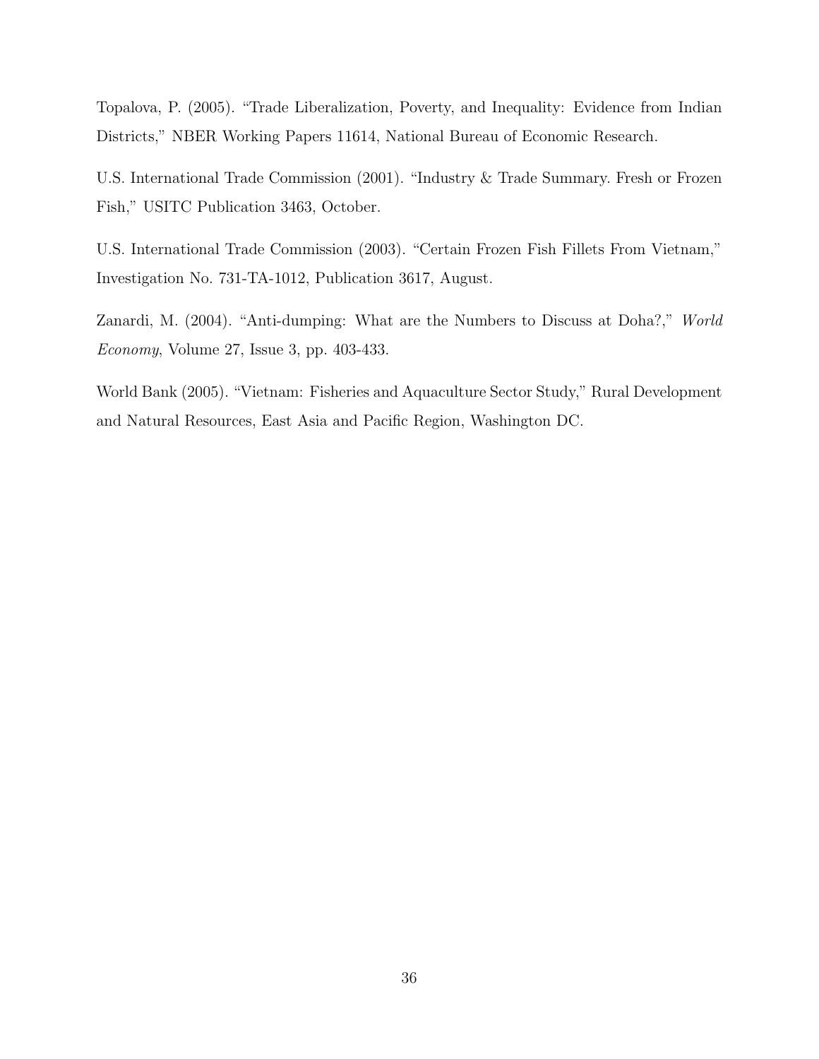Topalova, P. (2005). "Trade Liberalization, Poverty, and Inequality: Evidence from Indian Districts," NBER Working Papers 11614, National Bureau of Economic Research.

U.S. International Trade Commission (2001). "Industry & Trade Summary. Fresh or Frozen Fish," USITC Publication 3463, October.

U.S. International Trade Commission (2003). "Certain Frozen Fish Fillets From Vietnam," Investigation No. 731-TA-1012, Publication 3617, August.

Zanardi, M. (2004). "Anti-dumping: What are the Numbers to Discuss at Doha?," *World Economy*, Volume 27, Issue 3, pp. 403-433.

World Bank (2005). "Vietnam: Fisheries and Aquaculture Sector Study," Rural Development and Natural Resources, East Asia and Pacific Region, Washington DC.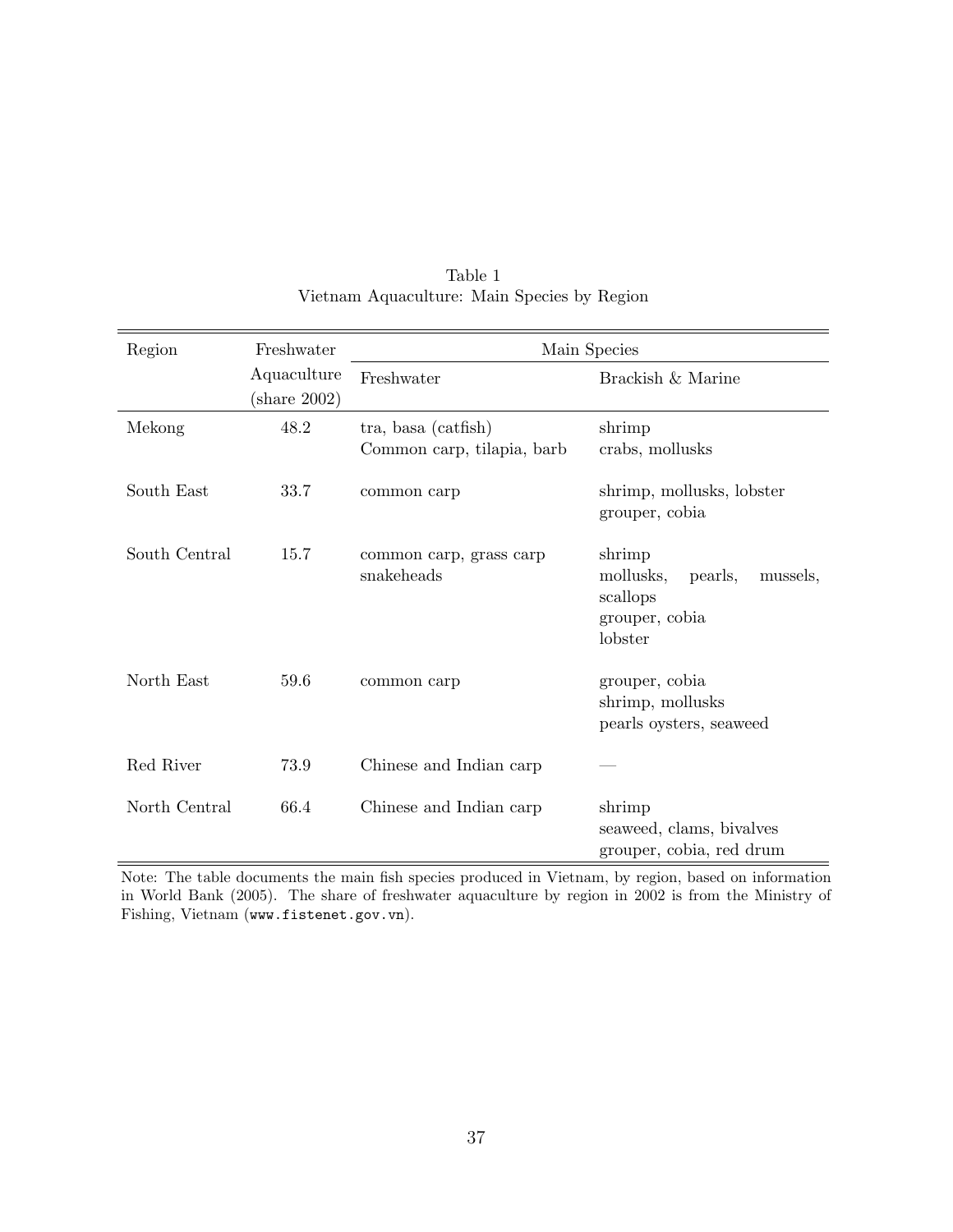Table 1
Vietnam Aquaculture: Main Species by Region

| Region | Freshwater Aquaculture (share 2002) | Main Species | |
|---|---|---|---|
| | | Freshwater | Brackish & Marine |
| Mekong | 48.2 | tra, basa (catfish)<br>Common carp, tilapia, barb | shrimp<br>crabs, mollusks |
| South East | 33.7 | common carp | shrimp, mollusks, lobster<br>grouper, cobia |
| South Central | 15.7 | common carp, grass carp<br>snakeheads | shrimp<br>mollusks, pearls, mussels, scallops<br>grouper, cobia<br>lobster |
| North East | 59.6 | common carp | grouper, cobia<br>shrimp, mollusks<br>pearls oysters, seaweed |
| Red River | 73.9 | Chinese and Indian carp | — |
| North Central | 66.4 | Chinese and Indian carp | shrimp<br>seaweed, clams, bivalves<br>grouper, cobia, red drum |

Note: The table documents the main fish species produced in Vietnam, by region, based on information in World Bank (2005). The share of freshwater aquaculture by region in 2002 is from the Ministry of Fishing, Vietnam (www.fistenet.gov.vn).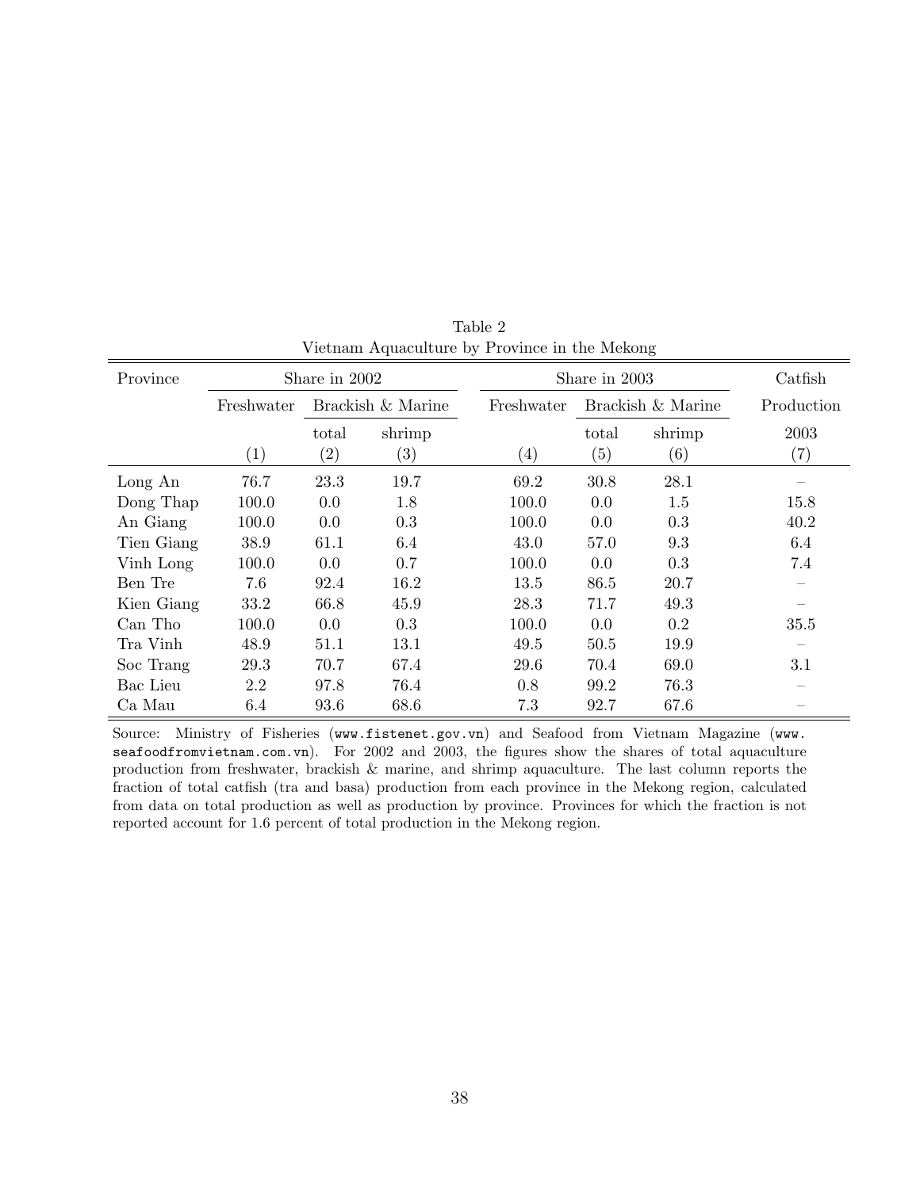Table 2
Vietnam Aquaculture by Province in the Mekong

| Province | Share in 2002 | | | Share in 2003 | | | Catfish |
|---|---|---|---|---|---|---|---|
| | Freshwater | Brackish & Marine | | Freshwater | Brackish & Marine | | Production |
| | | total | shrimp | | total | shrimp | 2003 |
| | (1) | (2) | (3) | (4) | (5) | (6) | (7) |
| Long An | 76.7 | 23.3 | 19.7 | 69.2 | 30.8 | 28.1 | – |
| Dong Thap | 100.0 | 0.0 | 1.8 | 100.0 | 0.0 | 1.5 | 15.8 |
| An Giang | 100.0 | 0.0 | 0.3 | 100.0 | 0.0 | 0.3 | 40.2 |
| Tien Giang | 38.9 | 61.1 | 6.4 | 43.0 | 57.0 | 9.3 | 6.4 |
| Vinh Long | 100.0 | 0.0 | 0.7 | 100.0 | 0.0 | 0.3 | 7.4 |
| Ben Tre | 7.6 | 92.4 | 16.2 | 13.5 | 86.5 | 20.7 | – |
| Kien Giang | 33.2 | 66.8 | 45.9 | 28.3 | 71.7 | 49.3 | – |
| Can Tho | 100.0 | 0.0 | 0.3 | 100.0 | 0.0 | 0.2 | 35.5 |
| Tra Vinh | 48.9 | 51.1 | 13.1 | 49.5 | 50.5 | 19.9 | – |
| Soc Trang | 29.3 | 70.7 | 67.4 | 29.6 | 70.4 | 69.0 | 3.1 |
| Bac Lieu | 2.2 | 97.8 | 76.4 | 0.8 | 99.2 | 76.3 | – |
| Ca Mau | 6.4 | 93.6 | 68.6 | 7.3 | 92.7 | 67.6 | – |

Source: Ministry of Fisheries (www.fistenet.gov.vn) and Seafood from Vietnam Magazine (www.seafoodfromvietnam.com.vn). For 2002 and 2003, the figures show the shares of total aquaculture production from freshwater, brackish & marine, and shrimp aquaculture. The last column reports the fraction of total catfish (tra and basa) production from each province in the Mekong region, calculated from data on total production as well as production by province. Provinces for which the fraction is not reported account for 1.6 percent of total production in the Mekong region.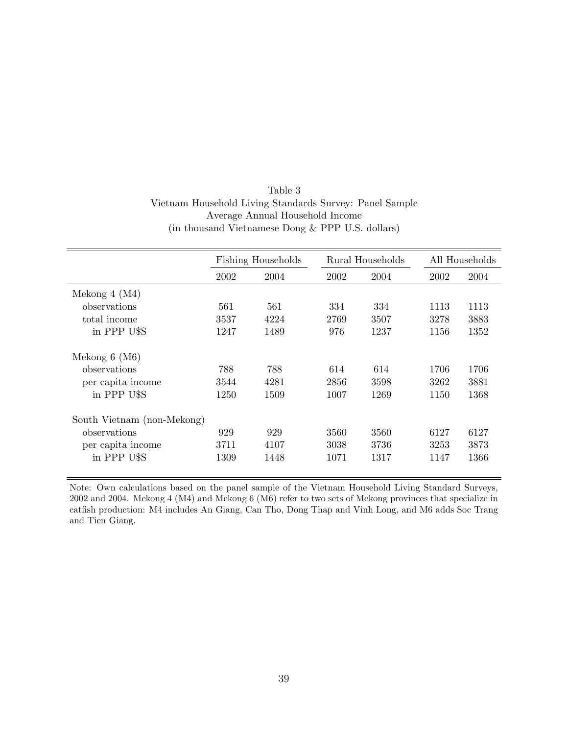Table 3
Vietnam Household Living Standards Survey: Panel Sample
Average Annual Household Income
(in thousand Vietnamese Dong & PPP U.S. dollars)

| | Fishing Households | | Rural Households | | All Households | |
|---|---|---|---|---|---|---|
| | 2002 | 2004 | 2002 | 2004 | 2002 | 2004 |
| Mekong 4 (M4) | | | | | | |
| observations | 561 | 561 | 334 | 334 | 1113 | 1113 |
| total income | 3537 | 4224 | 2769 | 3507 | 3278 | 3883 |
| in PPP U$S | 1247 | 1489 | 976 | 1237 | 1156 | 1352 |
| Mekong 6 (M6) | | | | | | |
| observations | 788 | 788 | 614 | 614 | 1706 | 1706 |
| per capita income | 3544 | 4281 | 2856 | 3598 | 3262 | 3881 |
| in PPP U$S | 1250 | 1509 | 1007 | 1269 | 1150 | 1368 |
| South Vietnam (non-Mekong) | | | | | | |
| observations | 929 | 929 | 3560 | 3560 | 6127 | 6127 |
| per capita income | 3711 | 4107 | 3038 | 3736 | 3253 | 3873 |
| in PPP U$S | 1309 | 1448 | 1071 | 1317 | 1147 | 1366 |

Note: Own calculations based on the panel sample of the Vietnam Household Living Standard Surveys, 2002 and 2004. Mekong 4 (M4) and Mekong 6 (M6) refer to two sets of Mekong provinces that specialize in catfish production: M4 includes An Giang, Can Tho, Dong Thap and Vinh Long, and M6 adds Soc Trang and Tien Giang.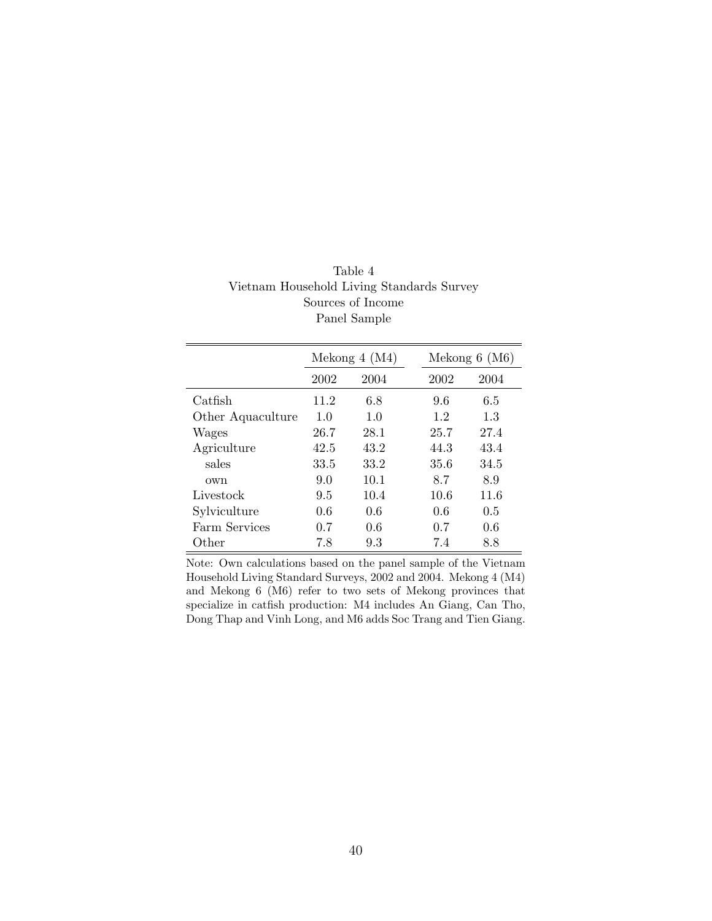Table 4
Vietnam Household Living Standards Survey
Sources of Income
Panel Sample

| | Mekong 4 (M4) | | Mekong 6 (M6) | |
|---|---|---|---|---|
| | 2002 | 2004 | 2002 | 2004 |
| Catfish | 11.2 | 6.8 | 9.6 | 6.5 |
| Other Aquaculture | 1.0 | 1.0 | 1.2 | 1.3 |
| Wages | 26.7 | 28.1 | 25.7 | 27.4 |
| Agriculture | 42.5 | 43.2 | 44.3 | 43.4 |
| sales | 33.5 | 33.2 | 35.6 | 34.5 |
| own | 9.0 | 10.1 | 8.7 | 8.9 |
| Livestock | 9.5 | 10.4 | 10.6 | 11.6 |
| Sylviculture | 0.6 | 0.6 | 0.6 | 0.5 |
| Farm Services | 0.7 | 0.6 | 0.7 | 0.6 |
| Other | 7.8 | 9.3 | 7.4 | 8.8 |

Note: Own calculations based on the panel sample of the Vietnam Household Living Standard Surveys, 2002 and 2004. Mekong 4 (M4) and Mekong 6 (M6) refer to two sets of Mekong provinces that specialize in catfish production: M4 includes An Giang, Can Tho, Dong Thap and Vinh Long, and M6 adds Soc Trang and Tien Giang.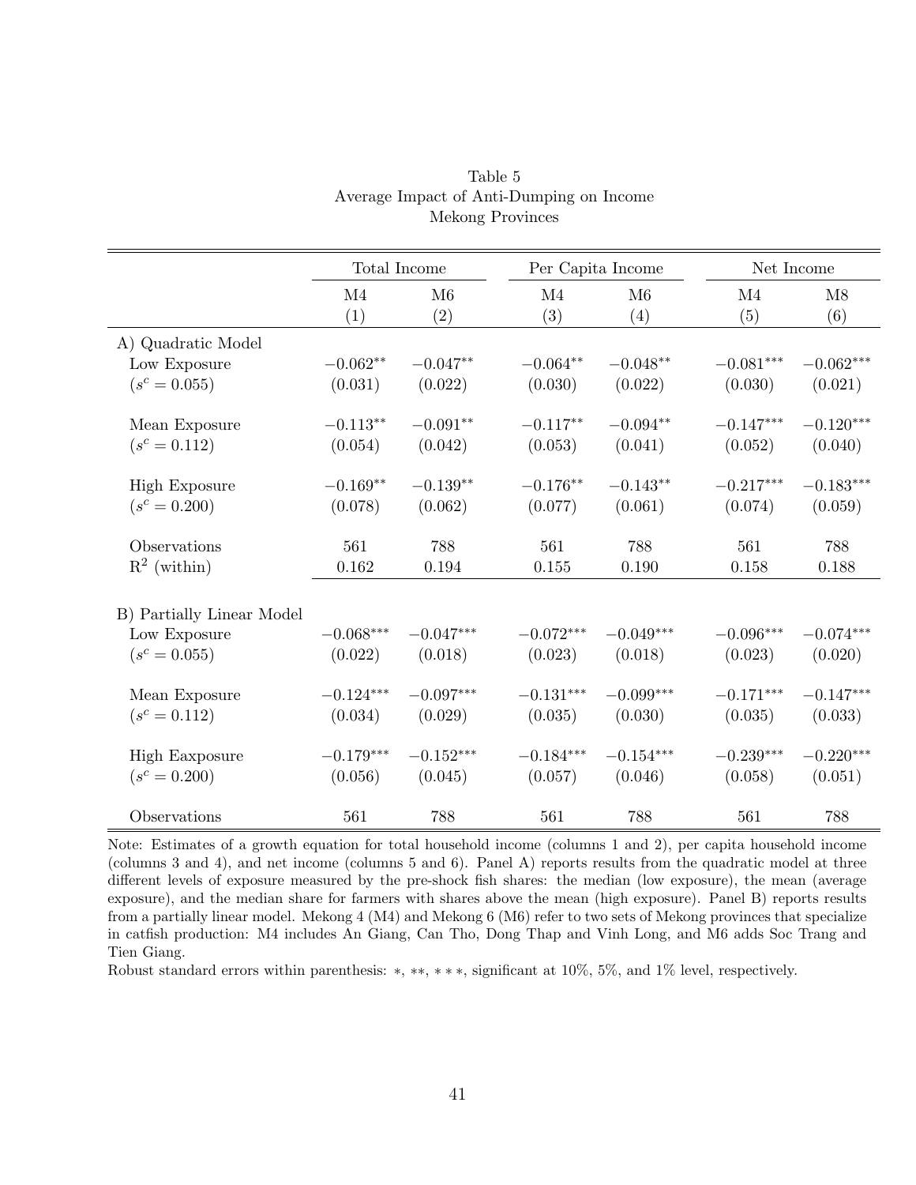Table 5
Average Impact of Anti-Dumping on Income
Mekong Provinces

| | Total Income | | Per Capita Income | | Net Income | |
|---|---|---|---|---|---|---|
| | M4 | M6 | M4 | M6 | M4 | M8 |
| | (1) | (2) | (3) | (4) | (5) | (6) |
| A) Quadratic Model | | | | | | |
| Low Exposure | $-0.062^{**}$ | $-0.047^{**}$ | $-0.064^{**}$ | $-0.048^{**}$ | $-0.081^{***}$ | $-0.062^{***}$ |
| ($s^c = 0.055$) | (0.031) | (0.022) | (0.030) | (0.022) | (0.030) | (0.021) |
| Mean Exposure | $-0.113^{**}$ | $-0.091^{**}$ | $-0.117^{**}$ | $-0.094^{**}$ | $-0.147^{***}$ | $-0.120^{***}$ |
| ($s^c = 0.112$) | (0.054) | (0.042) | (0.053) | (0.041) | (0.052) | (0.040) |
| High Exposure | $-0.169^{**}$ | $-0.139^{**}$ | $-0.176^{**}$ | $-0.143^{**}$ | $-0.217^{***}$ | $-0.183^{***}$ |
| ($s^c = 0.200$) | (0.078) | (0.062) | (0.077) | (0.061) | (0.074) | (0.059) |
| Observations | 561 | 788 | 561 | 788 | 561 | 788 |
| $R^2$ (within) | 0.162 | 0.194 | 0.155 | 0.190 | 0.158 | 0.188 |
| B) Partially Linear Model | | | | | | |
| Low Exposure | $-0.068^{***}$ | $-0.047^{***}$ | $-0.072^{***}$ | $-0.049^{***}$ | $-0.096^{***}$ | $-0.074^{***}$ |
| ($s^c = 0.055$) | (0.022) | (0.018) | (0.023) | (0.018) | (0.023) | (0.020) |
| Mean Exposure | $-0.124^{***}$ | $-0.097^{***}$ | $-0.131^{***}$ | $-0.099^{***}$ | $-0.171^{***}$ | $-0.147^{***}$ |
| ($s^c = 0.112$) | (0.034) | (0.029) | (0.035) | (0.030) | (0.035) | (0.033) |
| High Eaxposure | $-0.179^{***}$ | $-0.152^{***}$ | $-0.184^{***}$ | $-0.154^{***}$ | $-0.239^{***}$ | $-0.220^{***}$ |
| ($s^c = 0.200$) | (0.056) | (0.045) | (0.057) | (0.046) | (0.058) | (0.051) |
| Observations | 561 | 788 | 561 | 788 | 561 | 788 |

Note: Estimates of a growth equation for total household income (columns 1 and 2), per capita household income (columns 3 and 4), and net income (columns 5 and 6). Panel A) reports results from the quadratic model at three different levels of exposure measured by the pre-shock fish shares: the median (low exposure), the mean (average exposure), and the median share for farmers with shares above the mean (high exposure). Panel B) reports results from a partially linear model. Mekong 4 (M4) and Mekong 6 (M6) refer to two sets of Mekong provinces that specialize in catfish production: M4 includes An Giang, Can Tho, Dong Thap and Vinh Long, and M6 adds Soc Trang and Tien Giang.

Robust standard errors within parenthesis: $*$, $**$, $***$, significant at 10%, 5%, and 1% level, respectively.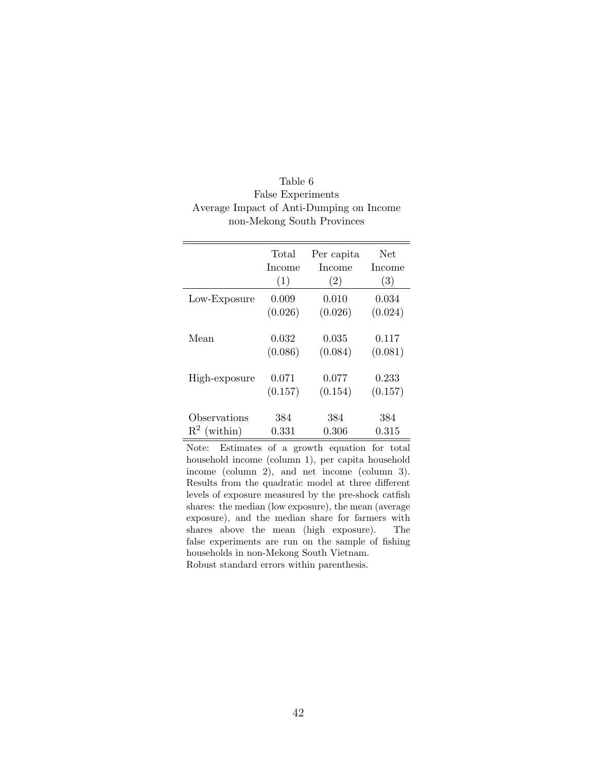Table 6
False Experiments
Average Impact of Anti-Dumping on Income
non-Mekong South Provinces

| | Total Income (1) | Per capita Income (2) | Net Income (3) |
|---|---|---|---|
| Low-Exposure | 0.009 | 0.010 | 0.034 |
| | (0.026) | (0.026) | (0.024) |
| Mean | 0.032 | 0.035 | 0.117 |
| | (0.086) | (0.084) | (0.081) |
| High-exposure | 0.071 | 0.077 | 0.233 |
| | (0.157) | (0.154) | (0.157) |
| Observations | 384 | 384 | 384 |
| $R^2$ (within) | 0.331 | 0.306 | 0.315 |

Note: Estimates of a growth equation for total household income (column 1), per capita household income (column 2), and net income (column 3). Results from the quadratic model at three different levels of exposure measured by the pre-shock catfish shares: the median (low exposure), the mean (average exposure), and the median share for farmers with shares above the mean (high exposure). The false experiments are run on the sample of fishing households in non-Mekong South Vietnam.
Robust standard errors within parenthesis.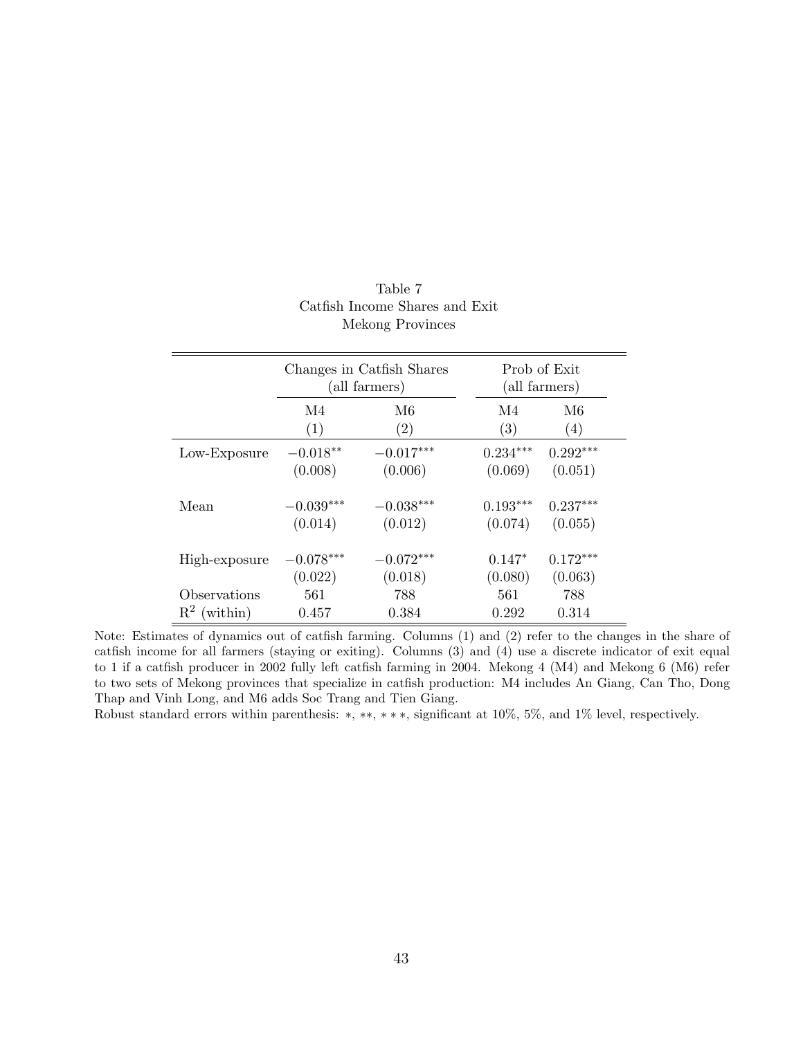Table 7
Catfish Income Shares and Exit
Mekong Provinces

| | Changes in Catfish Shares (all farmers) | | Prob of Exit (all farmers) | |
|---|---|---|---|---|
| | M4 | M6 | M4 | M6 |
| | (1) | (2) | (3) | (4) |
| Low-Exposure | $-0.018^{**}$ | $-0.017^{***}$ | $0.234^{***}$ | $0.292^{***}$ |
| | (0.008) | (0.006) | (0.069) | (0.051) |
| Mean | $-0.039^{***}$ | $-0.038^{***}$ | $0.193^{***}$ | $0.237^{***}$ |
| | (0.014) | (0.012) | (0.074) | (0.055) |
| High-exposure | $-0.078^{***}$ | $-0.072^{***}$ | $0.147^{*}$ | $0.172^{***}$ |
| | (0.022) | (0.018) | (0.080) | (0.063) |
| Observations | 561 | 788 | 561 | 788 |
| $R^2$ (within) | 0.457 | 0.384 | 0.292 | 0.314 |

Note: Estimates of dynamics out of catfish farming. Columns (1) and (2) refer to the changes in the share of catfish income for all farmers (staying or exiting). Columns (3) and (4) use a discrete indicator of exit equal to 1 if a catfish producer in 2002 fully left catfish farming in 2004. Mekong 4 (M4) and Mekong 6 (M6) refer to two sets of Mekong provinces that specialize in catfish production: M4 includes An Giang, Can Tho, Dong Thap and Vinh Long, and M6 adds Soc Trang and Tien Giang.
Robust standard errors within parenthesis: $*$, $**$, $***$, significant at 10%, 5%, and 1% level, respectively.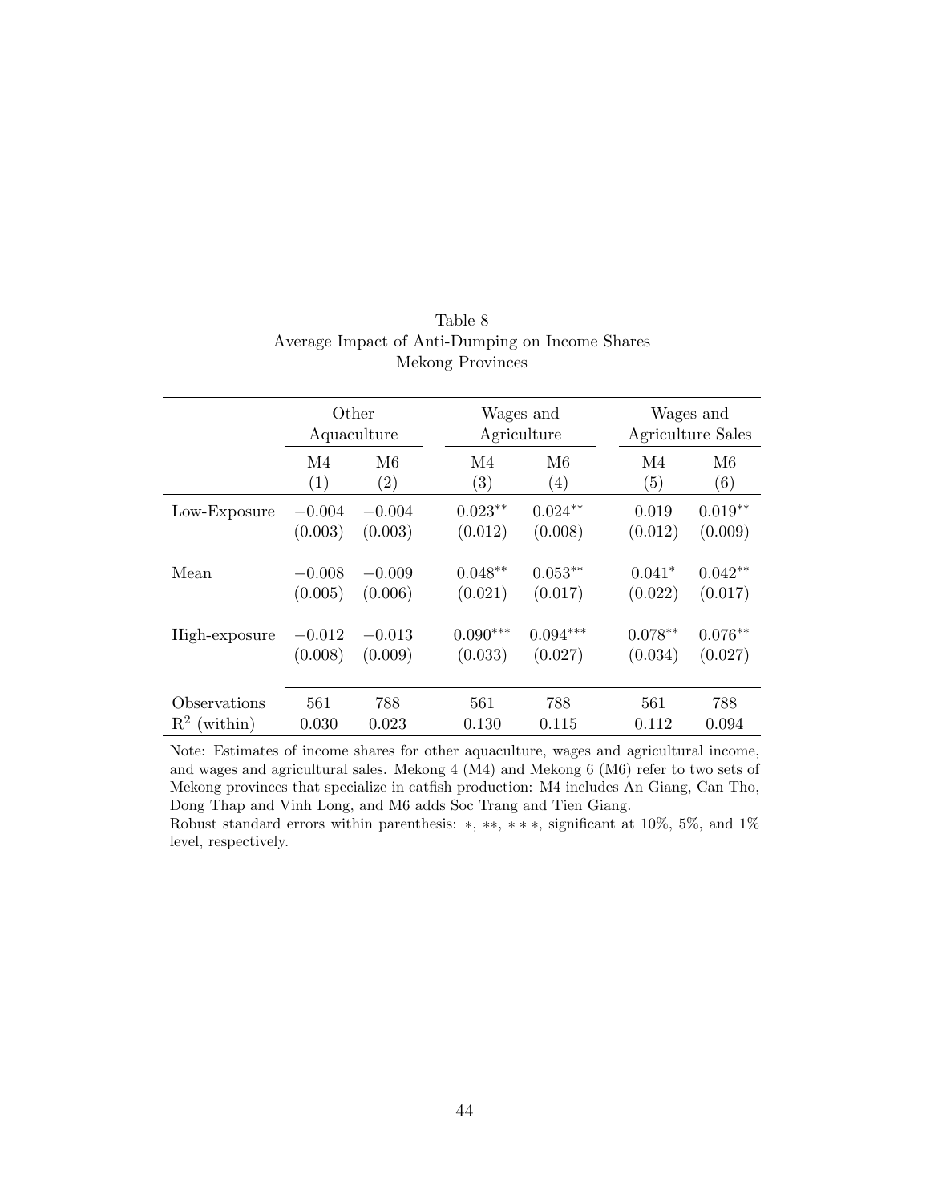Table 8
Average Impact of Anti-Dumping on Income Shares
Mekong Provinces

| | Other Aquaculture | | Wages and Agriculture | | Wages and Agriculture Sales | |
|---|---|---|---|---|---|---|
| | M4 | M6 | M4 | M6 | M4 | M6 |
| | (1) | (2) | (3) | (4) | (5) | (6) |
| Low-Exposure | −0.004 | −0.004 | $0.023^{**}$ | $0.024^{**}$ | 0.019 | $0.019^{**}$ |
| | (0.003) | (0.003) | (0.012) | (0.008) | (0.012) | (0.009) |
| Mean | −0.008 | −0.009 | $0.048^{**}$ | $0.053^{**}$ | $0.041^{*}$ | $0.042^{**}$ |
| | (0.005) | (0.006) | (0.021) | (0.017) | (0.022) | (0.017) |
| High-exposure | −0.012 | −0.013 | $0.090^{***}$ | $0.094^{***}$ | $0.078^{**}$ | $0.076^{**}$ |
| | (0.008) | (0.009) | (0.033) | (0.027) | (0.034) | (0.027) |
| Observations | 561 | 788 | 561 | 788 | 561 | 788 |
| $R^2$ (within) | 0.030 | 0.023 | 0.130 | 0.115 | 0.112 | 0.094 |

Note: Estimates of income shares for other aquaculture, wages and agricultural income, and wages and agricultural sales. Mekong 4 (M4) and Mekong 6 (M6) refer to two sets of Mekong provinces that specialize in catfish production: M4 includes An Giang, Can Tho, Dong Thap and Vinh Long, and M6 adds Soc Trang and Tien Giang.
Robust standard errors within parenthesis: $*$, $**$, $***$, significant at 10%, 5%, and 1% level, respectively.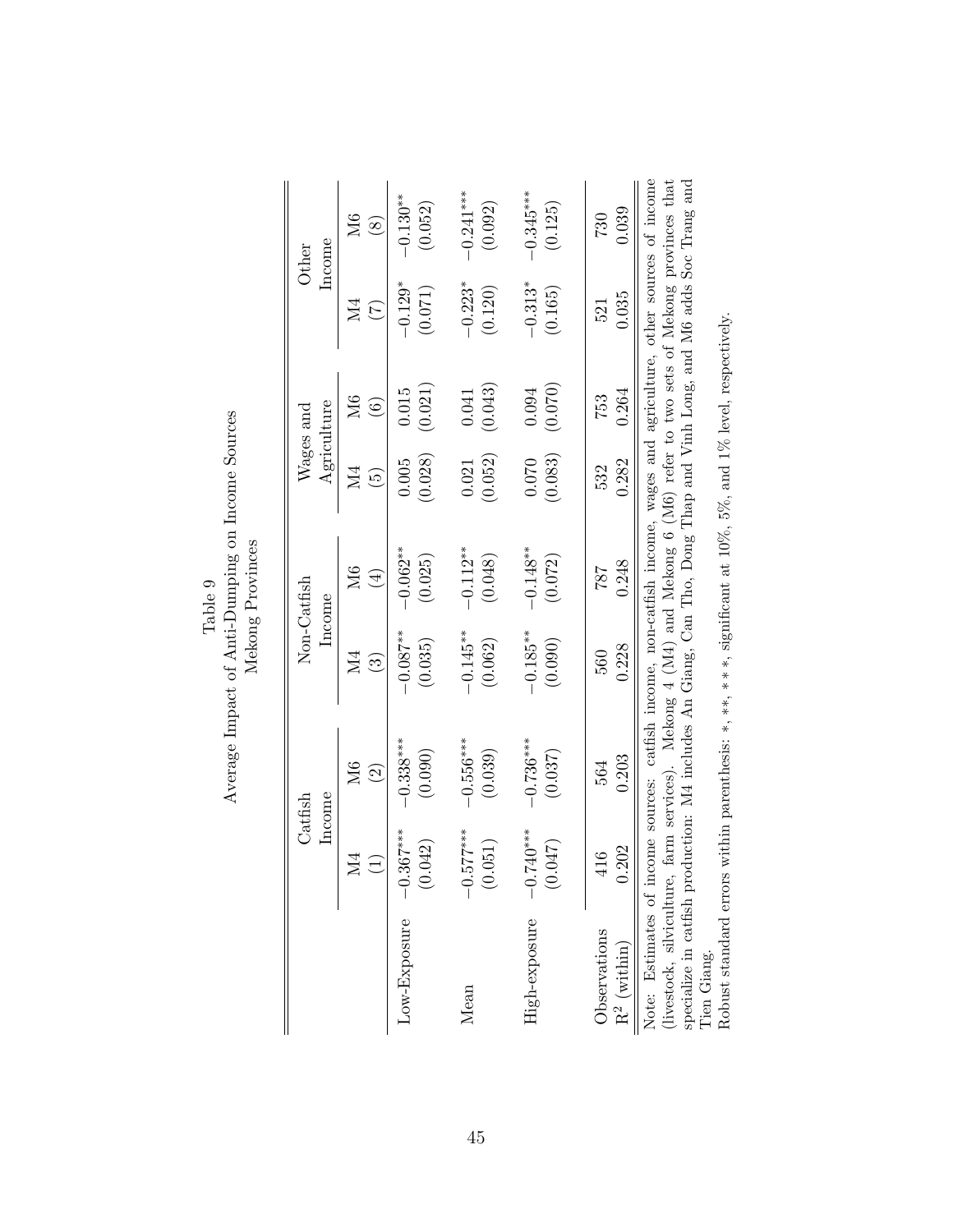Table 9
Average Impact of Anti-Dumping on Income Sources
Mekong Provinces

| | Catfish Income | | Non-Catfish Income | | Wages and Agriculture | | Other Income | |
|---|---|---|---|---|---|---|---|---|
| | M4 | M6 | M4 | M6 | M4 | M6 | M4 | M6 |
| | (1) | (2) | (3) | (4) | (5) | (6) | (7) | (8) |
| Low-Exposure | −0.367*** | −0.338*** | −0.087** | −0.062** | 0.005 | 0.015 | −0.129* | −0.130** |
| | (0.042) | (0.090) | (0.035) | (0.025) | (0.028) | (0.021) | (0.071) | (0.052) |
| Mean | −0.577*** | −0.556*** | −0.145** | −0.112** | 0.021 | 0.041 | −0.223* | −0.241*** |
| | (0.051) | (0.039) | (0.062) | (0.048) | (0.052) | (0.043) | (0.120) | (0.092) |
| High-exposure | −0.740*** | −0.736*** | −0.185** | −0.148** | 0.070 | 0.094 | −0.313* | −0.345*** |
| | (0.047) | (0.037) | (0.090) | (0.072) | (0.083) | (0.070) | (0.165) | (0.125) |
| Observations | 416 | 564 | 560 | 787 | 532 | 753 | 521 | 730 |
| $R^2$ (within) | 0.202 | 0.203 | 0.228 | 0.248 | 0.282 | 0.264 | 0.035 | 0.039 |

Note: Estimates of income sources: catfish income, non-catfish income, wages and agriculture, other sources of income (livestock, silviculture, farm services). Mekong 4 (M4) and Mekong 6 (M6) refer to two sets of Mekong provinces that specialize in catfish production: M4 includes An Giang, Can Tho, Dong Thap and Vinh Long, and M6 adds Soc Trang and Tien Giang.

Robust standard errors within parenthesis: *, **, ***, significant at 10%, 5%, and 1% level, respectively.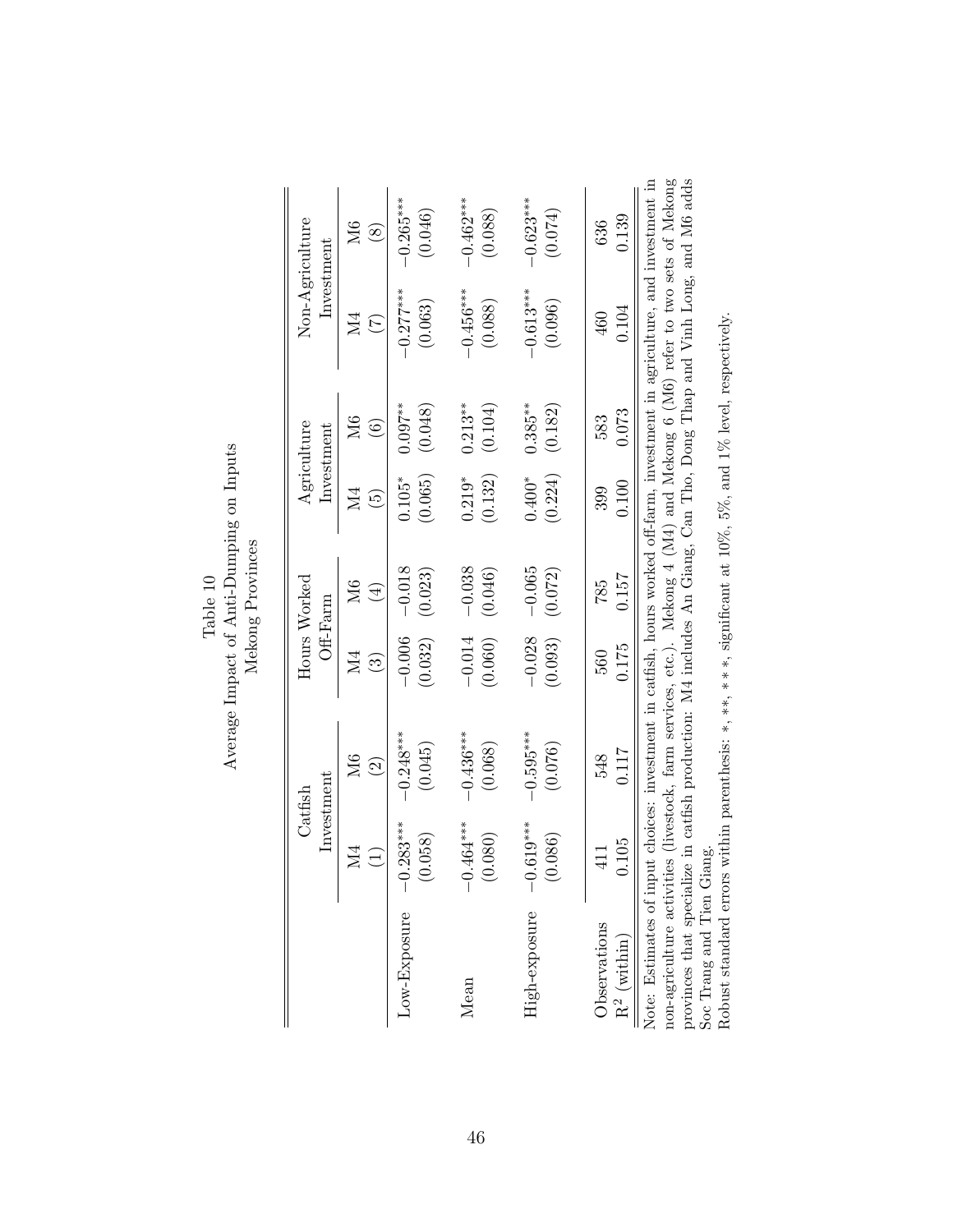Table 10
Average Impact of Anti-Dumping on Inputs
Mekong Provinces

| | Catfish Investment | | Hours Worked Off-Farm | | Agriculture Investment | | Non-Agriculture Investment | |
|---|---|---|---|---|---|---|---|---|
| | M4 | M6 | M4 | M6 | M4 | M6 | M4 | M6 |
| | (1) | (2) | (3) | (4) | (5) | (6) | (7) | (8) |
| Low-Exposure | $-0.283^{***}$ | $-0.248^{***}$ | $-0.006$ | $-0.018$ | $0.105^{*}$ | $0.097^{**}$ | $-0.277^{***}$ | $-0.265^{***}$ |
| | (0.058) | (0.045) | (0.032) | (0.023) | (0.065) | (0.048) | (0.063) | (0.046) |
| Mean | $-0.464^{***}$ | $-0.436^{***}$ | $-0.014$ | $-0.038$ | $0.219^{*}$ | $0.213^{**}$ | $-0.456^{***}$ | $-0.462^{***}$ |
| | (0.080) | (0.068) | (0.060) | (0.046) | (0.132) | (0.104) | (0.088) | (0.088) |
| High-exposure | $-0.619^{***}$ | $-0.595^{***}$ | $-0.028$ | $-0.065$ | $0.400^{*}$ | $0.385^{**}$ | $-0.613^{***}$ | $-0.623^{***}$ |
| | (0.086) | (0.076) | (0.093) | (0.072) | (0.224) | (0.182) | (0.096) | (0.074) |
| Observations | 411 | 548 | 560 | 785 | 399 | 583 | 460 | 636 |
| $R^2$ (within) | 0.105 | 0.117 | 0.175 | 0.157 | 0.100 | 0.073 | 0.104 | 0.139 |

Note: Estimates of input choices: investment in catfish, hours worked off-farm, investment in agriculture, and investment in non-agriculture activities (livestock, farm services, etc.). Mekong 4 (M4) and Mekong 6 (M6) refer to two sets of Mekong provinces that specialize in catfish production: M4 includes An Giang, Can Tho, Dong Thap and Vinh Long, and M6 adds Soc Trang and Tien Giang.

Robust standard errors within parenthesis: $*$, $**$, $***$, significant at 10%, 5%, and 1% level, respectively.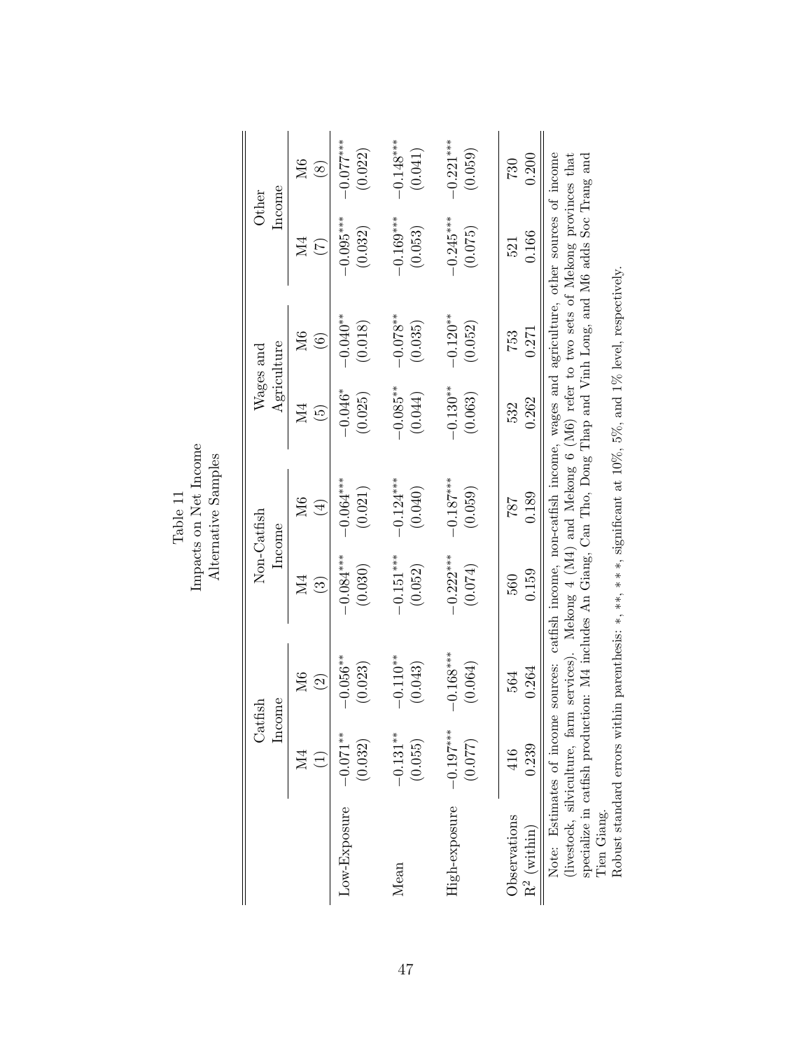Table 11
Impacts on Net Income
Alternative Samples

| | Catfish Income | | Non-Catfish Income | | Wages and Agriculture | | Other Income | |
|---|---|---|---|---|---|---|---|---|
| | M4 | M6 | M4 | M6 | M4 | M6 | M4 | M6 |
| | (1) | (2) | (3) | (4) | (5) | (6) | (7) | (8) |
| Low-Exposure | $-0.071^{**}$ | $-0.056^{**}$ | $-0.084^{***}$ | $-0.064^{***}$ | $-0.046^{*}$ | $-0.040^{**}$ | $-0.095^{***}$ | $-0.077^{***}$ |
| | (0.032) | (0.023) | (0.030) | (0.021) | (0.025) | (0.018) | (0.032) | (0.022) |
| Mean | $-0.131^{**}$ | $-0.110^{**}$ | $-0.151^{***}$ | $-0.124^{***}$ | $-0.085^{**}$ | $-0.078^{**}$ | $-0.169^{***}$ | $-0.148^{***}$ |
| | (0.055) | (0.043) | (0.052) | (0.040) | (0.044) | (0.035) | (0.053) | (0.041) |
| High-exposure | $-0.197^{***}$ | $-0.168^{***}$ | $-0.222^{***}$ | $-0.187^{***}$ | $-0.130^{**}$ | $-0.120^{**}$ | $-0.245^{***}$ | $-0.221^{***}$ |
| | (0.077) | (0.064) | (0.074) | (0.059) | (0.063) | (0.052) | (0.075) | (0.059) |
| Observations | 416 | 564 | 560 | 787 | 532 | 753 | 521 | 730 |
| $R^2$ (within) | 0.239 | 0.264 | 0.159 | 0.189 | 0.262 | 0.271 | 0.166 | 0.200 |

Note: Estimates of income sources: catfish income, non-catfish income, wages and agriculture, other sources of income (livestock, silviculture, farm services). Mekong 4 (M4) and Mekong 6 (M6) refer to two sets of Mekong provinces that specialize in catfish production: M4 includes An Giang, Can Tho, Dong Thap and Vinh Long, and M6 adds Soc Trang and Tien Giang.

Robust standard errors within parenthesis: *, **, ***, significant at 10%, 5%, and 1% level, respectively.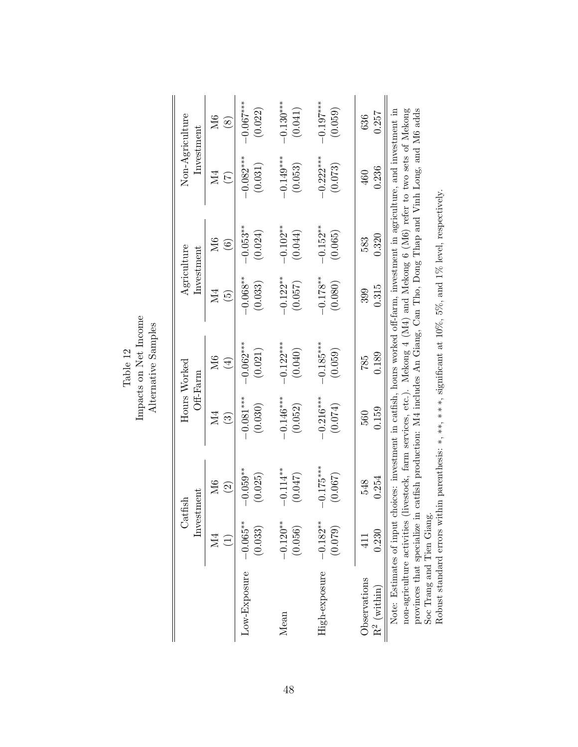Table 12
Impacts on Net Income
Alternative Samples

| | Catfish Investment | | Hours Worked Off-Farm | | Agriculture Investment | | Non-Agriculture Investment | |
|---|---|---|---|---|---|---|---|---|
| | M4 | M6 | M4 | M6 | M4 | M6 | M4 | M6 |
| | (1) | (2) | (3) | (4) | (5) | (6) | (7) | (8) |
| Low-Exposure | −0.065** | −0.059** | −0.081*** | −0.062*** | −0.068** | −0.053** | −0.082*** | −0.067*** |
| | (0.033) | (0.025) | (0.030) | (0.021) | (0.033) | (0.024) | (0.031) | (0.022) |
| Mean | −0.120** | −0.114** | −0.146*** | −0.122*** | −0.122** | −0.102** | −0.149*** | −0.130*** |
| | (0.056) | (0.047) | (0.052) | (0.040) | (0.057) | (0.044) | (0.053) | (0.041) |
| High-exposure | −0.182** | −0.175*** | −0.216*** | −0.185*** | −0.178** | −0.152** | −0.222*** | −0.197*** |
| | (0.079) | (0.067) | (0.074) | (0.059) | (0.080) | (0.065) | (0.073) | (0.059) |
| Observations | 411 | 548 | 560 | 785 | 399 | 583 | 460 | 636 |
| $R^2$ (within) | 0.230 | 0.254 | 0.159 | 0.189 | 0.315 | 0.320 | 0.236 | 0.257 |

Note: Estimates of input choices: investment in catfish, hours worked off-farm, investment in agriculture, and investment in non-agriculture activities (livestock, farm services, etc.). Mekong 4 (M4) and Mekong 6 (M6) refer to two sets of Mekong provinces that specialize in catfish production: M4 includes An Giang, Can Tho, Dong Thap and Vinh Long, and M6 adds Soc Trang and Tien Giang.
Robust standard errors within parenthesis: *, **, ***, significant at 10%, 5%, and 1% level, respectively.